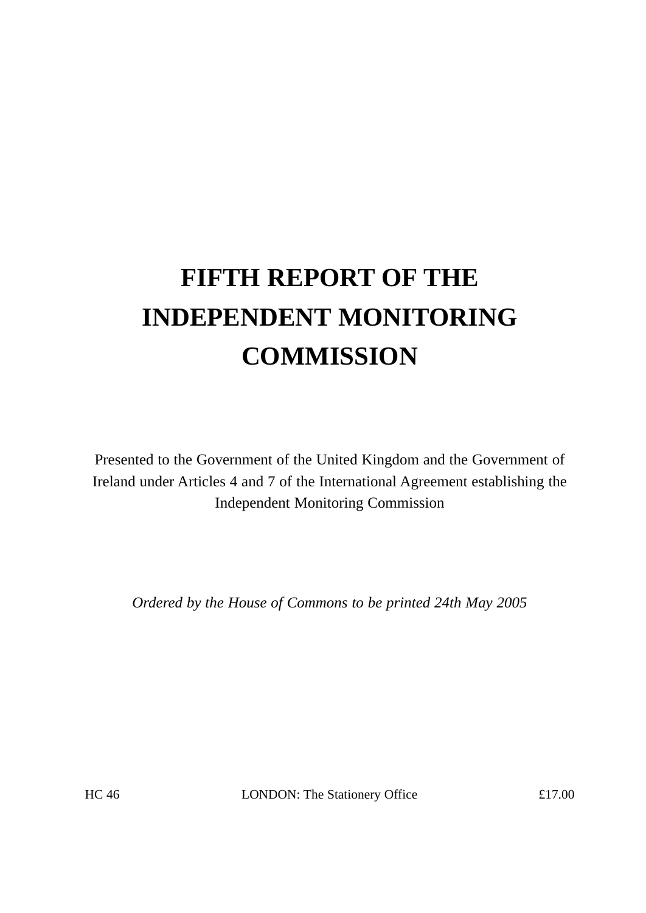# FIFTH REPORT OF THE INDEPENDENT MONITORING COMMISSION

Presented to the Government of the United Kingdom and the Government of Ireland under Articles 4 and 7 of the International Agreement establishing the Independent Monitoring Commission

*Ordered by the House of Commons to be printed 24th May 2005*

HC 46 LONDON: The Stationery Office £17.00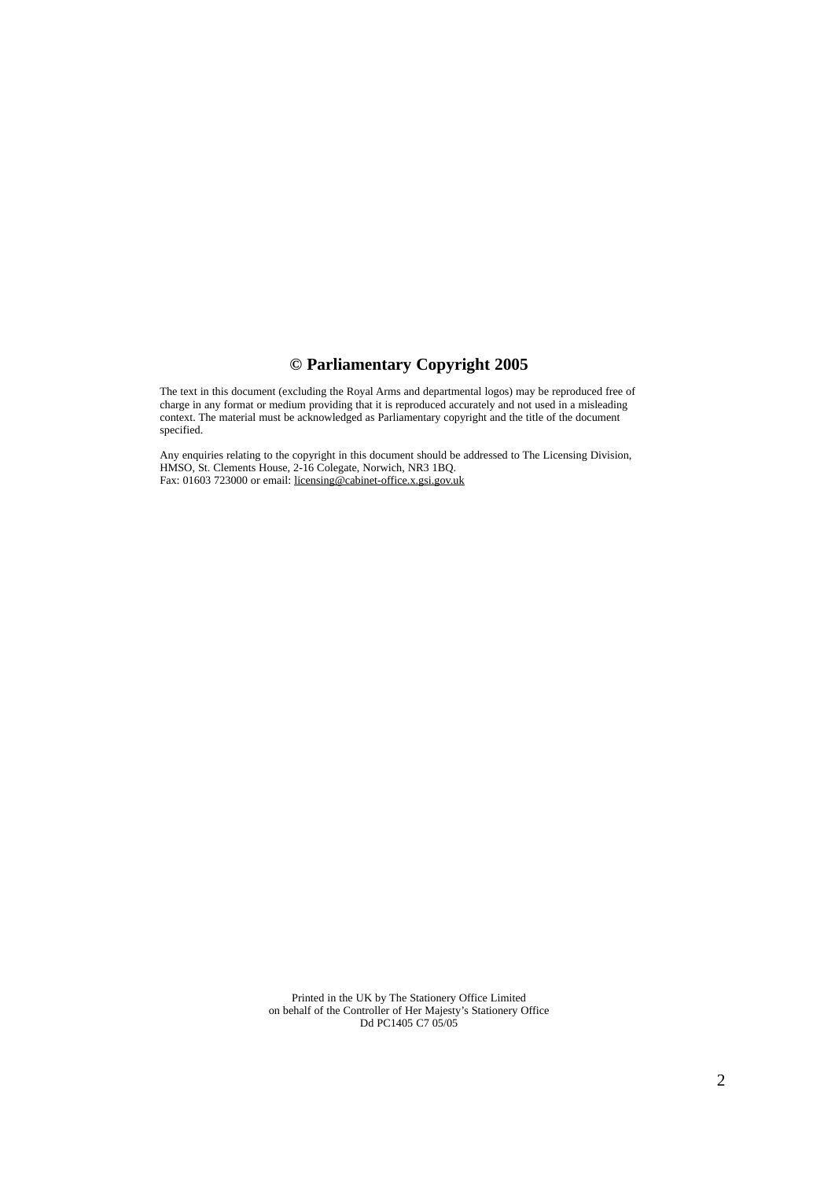**© Parliamentary Copyright 2005**

The text in this document (excluding the Royal Arms and departmental logos) may be reproduced free of charge in any format or medium providing that it is reproduced accurately and not used in a misleading context. The material must be acknowledged as Parliamentary copyright and the title of the document specified.

Any enquiries relating to the copyright in this document should be addressed to The Licensing Division, HMSO, St. Clements House, 2-16 Colegate, Norwich, NR3 1BQ.
Fax: 01603 723000 or email: licensing@cabinet-office.x.gsi.gov.uk

Printed in the UK by The Stationery Office Limited
on behalf of the Controller of Her Majesty's Stationery Office
Dd PC1405 C7 05/05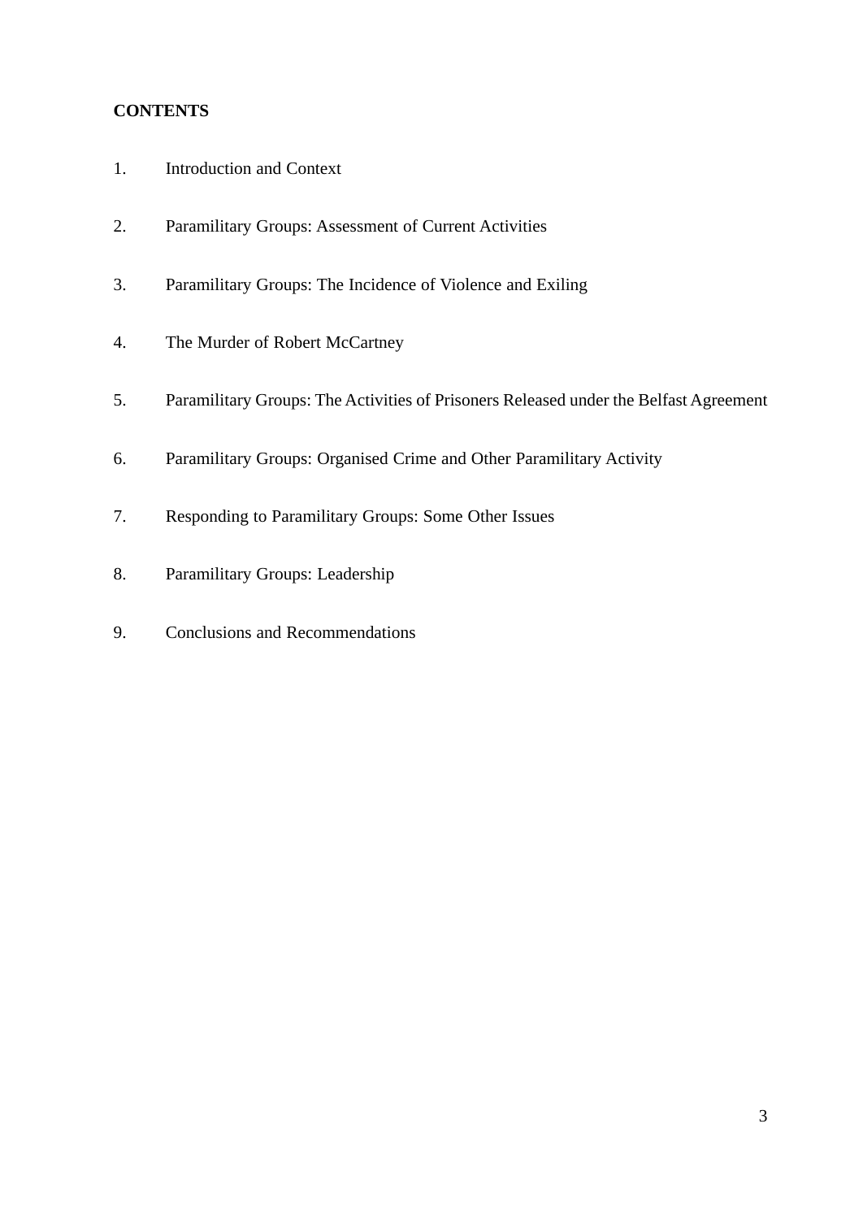**CONTENTS**

1. Introduction and Context

2. Paramilitary Groups: Assessment of Current Activities

3. Paramilitary Groups: The Incidence of Violence and Exiling

4. The Murder of Robert McCartney

5. Paramilitary Groups: The Activities of Prisoners Released under the Belfast Agreement

6. Paramilitary Groups: Organised Crime and Other Paramilitary Activity

7. Responding to Paramilitary Groups: Some Other Issues

8. Paramilitary Groups: Leadership

9. Conclusions and Recommendations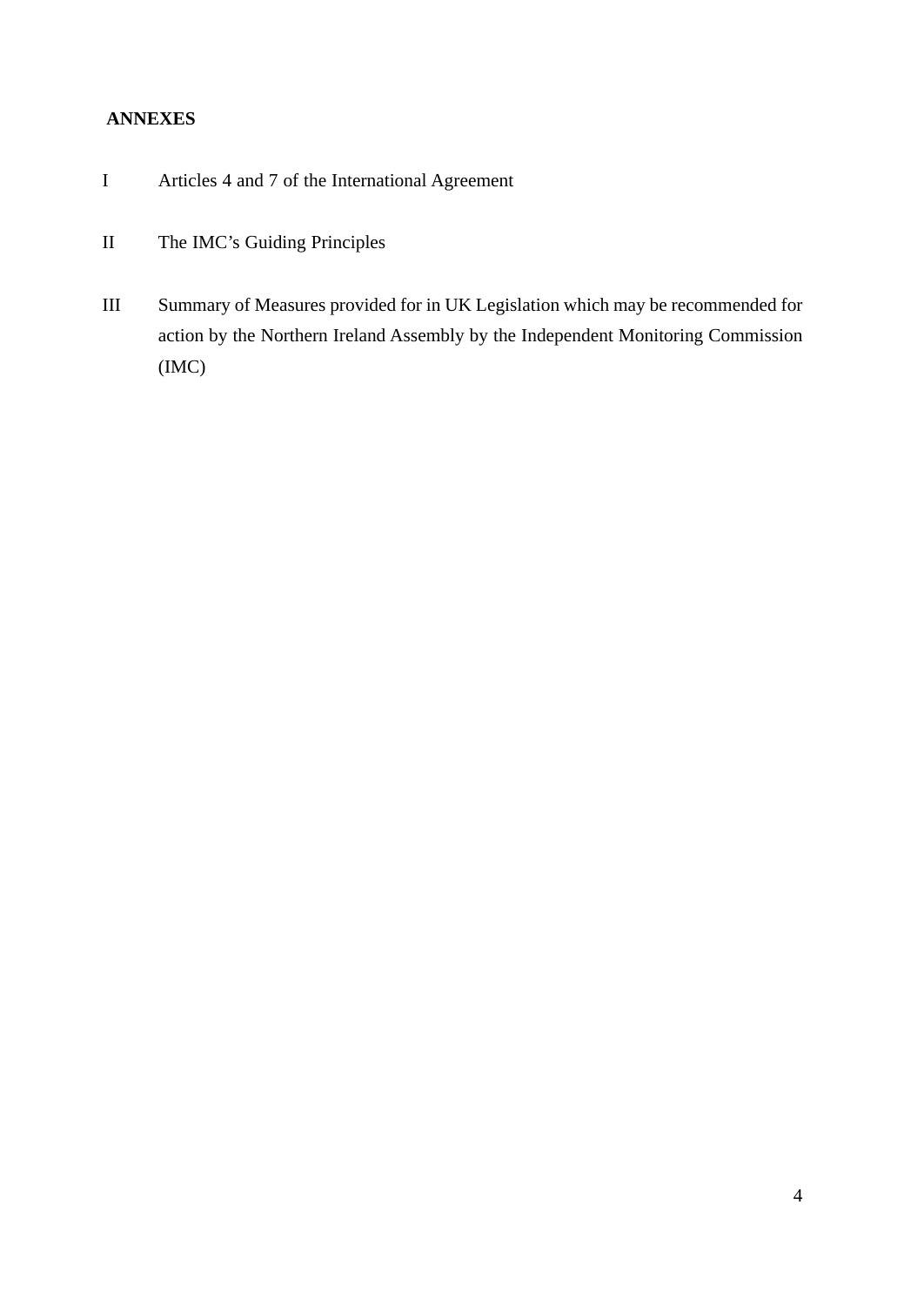**ANNEXES**

I Articles 4 and 7 of the International Agreement

II The IMC's Guiding Principles

III Summary of Measures provided for in UK Legislation which may be recommended for action by the Northern Ireland Assembly by the Independent Monitoring Commission (IMC)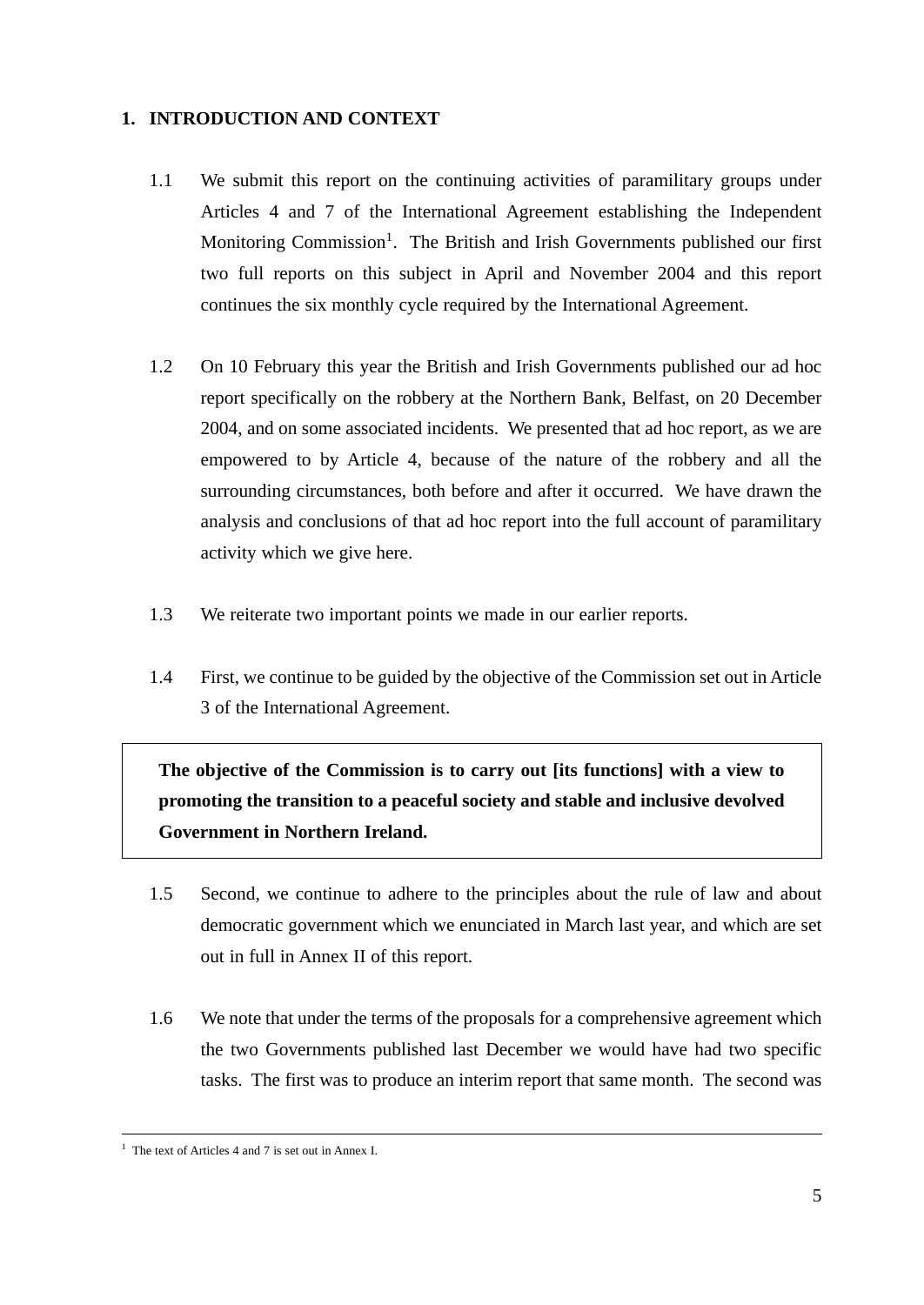## 1. INTRODUCTION AND CONTEXT

1.1 We submit this report on the continuing activities of paramilitary groups under Articles 4 and 7 of the International Agreement establishing the Independent Monitoring Commission[1]. The British and Irish Governments published our first two full reports on this subject in April and November 2004 and this report continues the six monthly cycle required by the International Agreement.

1.2 On 10 February this year the British and Irish Governments published our ad hoc report specifically on the robbery at the Northern Bank, Belfast, on 20 December 2004, and on some associated incidents. We presented that ad hoc report, as we are empowered to by Article 4, because of the nature of the robbery and all the surrounding circumstances, both before and after it occurred. We have drawn the analysis and conclusions of that ad hoc report into the full account of paramilitary activity which we give here.

1.3 We reiterate two important points we made in our earlier reports.

1.4 First, we continue to be guided by the objective of the Commission set out in Article 3 of the International Agreement.

> **The objective of the Commission is to carry out [its functions] with a view to promoting the transition to a peaceful society and stable and inclusive devolved Government in Northern Ireland.**

1.5 Second, we continue to adhere to the principles about the rule of law and about democratic government which we enunciated in March last year, and which are set out in full in Annex II of this report.

1.6 We note that under the terms of the proposals for a comprehensive agreement which the two Governments published last December we would have had two specific tasks. The first was to produce an interim report that same month. The second was

---

[1] The text of Articles 4 and 7 is set out in Annex I.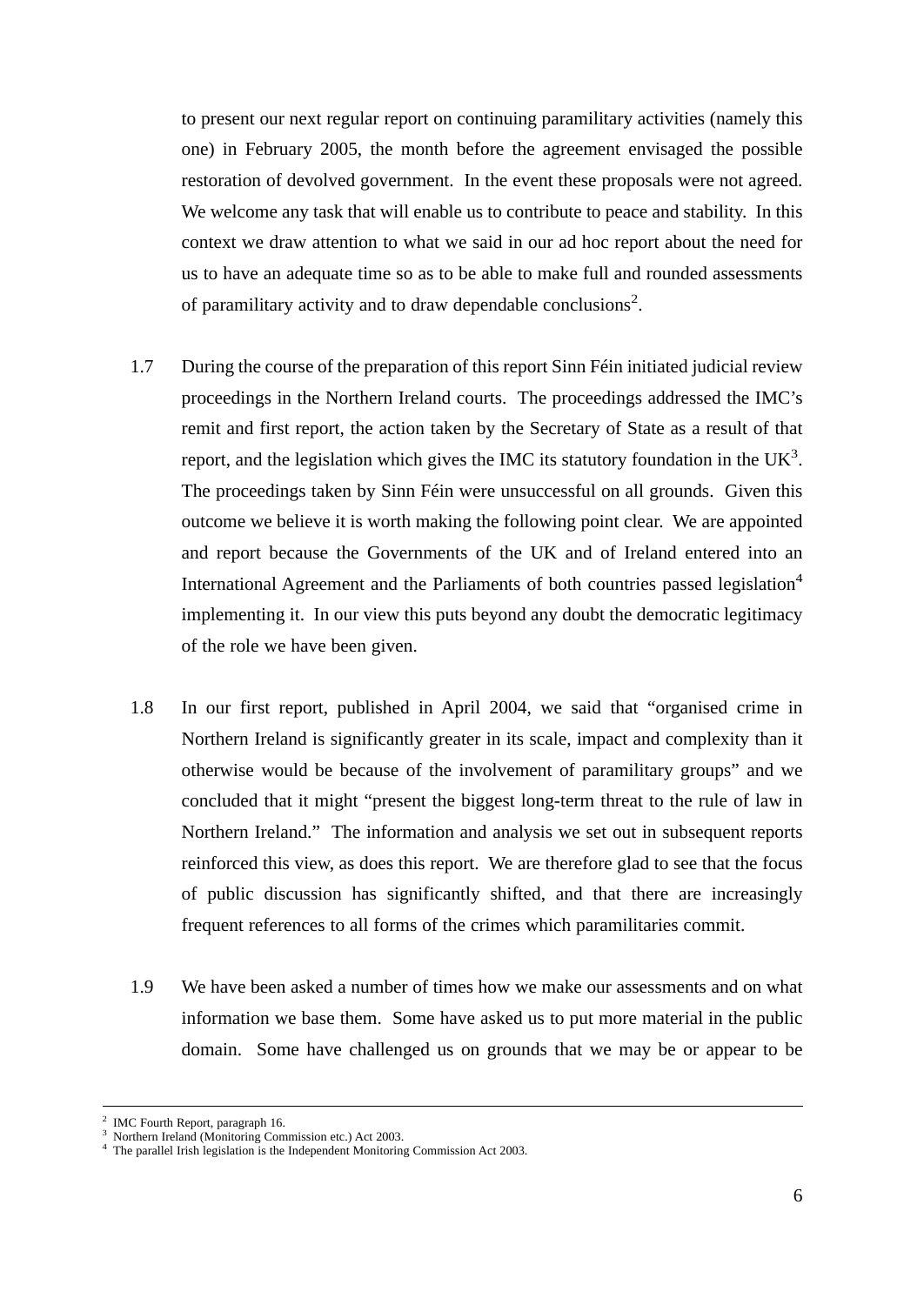to present our next regular report on continuing paramilitary activities (namely this one) in February 2005, the month before the agreement envisaged the possible restoration of devolved government. In the event these proposals were not agreed. We welcome any task that will enable us to contribute to peace and stability. In this context we draw attention to what we said in our ad hoc report about the need for us to have an adequate time so as to be able to make full and rounded assessments of paramilitary activity and to draw dependable conclusions[2].

1.7 During the course of the preparation of this report Sinn Féin initiated judicial review proceedings in the Northern Ireland courts. The proceedings addressed the IMC's remit and first report, the action taken by the Secretary of State as a result of that report, and the legislation which gives the IMC its statutory foundation in the UK[3]. The proceedings taken by Sinn Féin were unsuccessful on all grounds. Given this outcome we believe it is worth making the following point clear. We are appointed and report because the Governments of the UK and of Ireland entered into an International Agreement and the Parliaments of both countries passed legislation[4] implementing it. In our view this puts beyond any doubt the democratic legitimacy of the role we have been given.

1.8 In our first report, published in April 2004, we said that "organised crime in Northern Ireland is significantly greater in its scale, impact and complexity than it otherwise would be because of the involvement of paramilitary groups" and we concluded that it might "present the biggest long-term threat to the rule of law in Northern Ireland." The information and analysis we set out in subsequent reports reinforced this view, as does this report. We are therefore glad to see that the focus of public discussion has significantly shifted, and that there are increasingly frequent references to all forms of the crimes which paramilitaries commit.

1.9 We have been asked a number of times how we make our assessments and on what information we base them. Some have asked us to put more material in the public domain. Some have challenged us on grounds that we may be or appear to be

---

[2] IMC Fourth Report, paragraph 16.

[3] Northern Ireland (Monitoring Commission etc.) Act 2003.

[4] The parallel Irish legislation is the Independent Monitoring Commission Act 2003.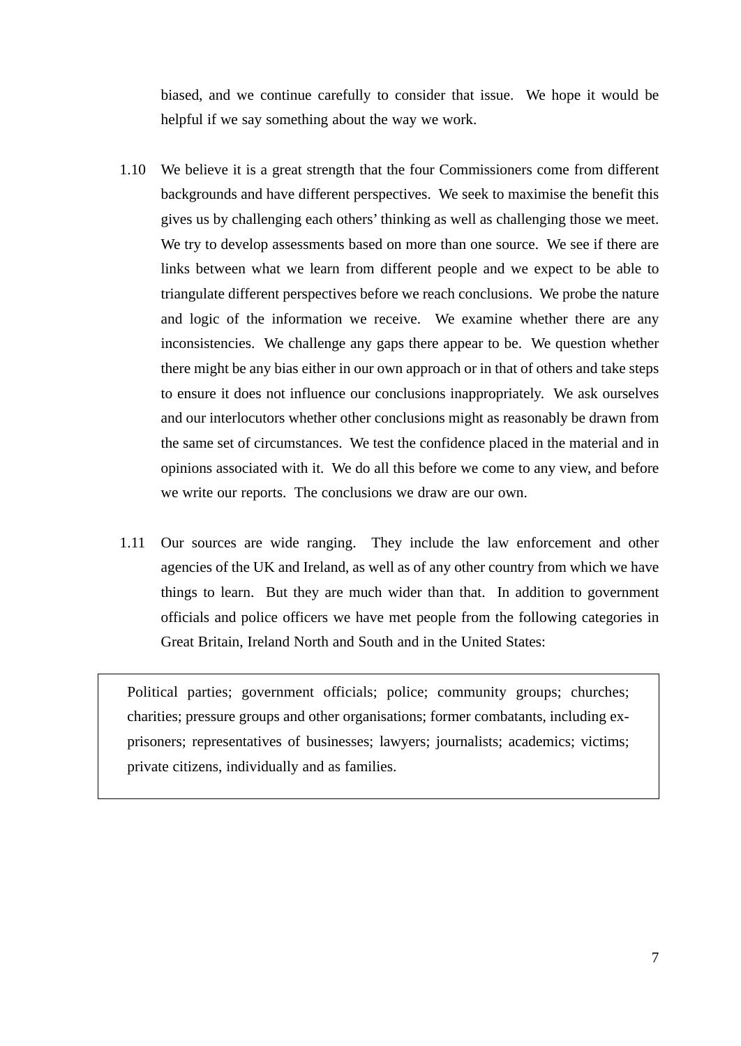biased, and we continue carefully to consider that issue. We hope it would be helpful if we say something about the way we work.

1.10 We believe it is a great strength that the four Commissioners come from different backgrounds and have different perspectives. We seek to maximise the benefit this gives us by challenging each others' thinking as well as challenging those we meet. We try to develop assessments based on more than one source. We see if there are links between what we learn from different people and we expect to be able to triangulate different perspectives before we reach conclusions. We probe the nature and logic of the information we receive. We examine whether there are any inconsistencies. We challenge any gaps there appear to be. We question whether there might be any bias either in our own approach or in that of others and take steps to ensure it does not influence our conclusions inappropriately. We ask ourselves and our interlocutors whether other conclusions might as reasonably be drawn from the same set of circumstances. We test the confidence placed in the material and in opinions associated with it. We do all this before we come to any view, and before we write our reports. The conclusions we draw are our own.

1.11 Our sources are wide ranging. They include the law enforcement and other agencies of the UK and Ireland, as well as of any other country from which we have things to learn. But they are much wider than that. In addition to government officials and police officers we have met people from the following categories in Great Britain, Ireland North and South and in the United States:

> Political parties; government officials; police; community groups; churches; charities; pressure groups and other organisations; former combatants, including ex-prisoners; representatives of businesses; lawyers; journalists; academics; victims; private citizens, individually and as families.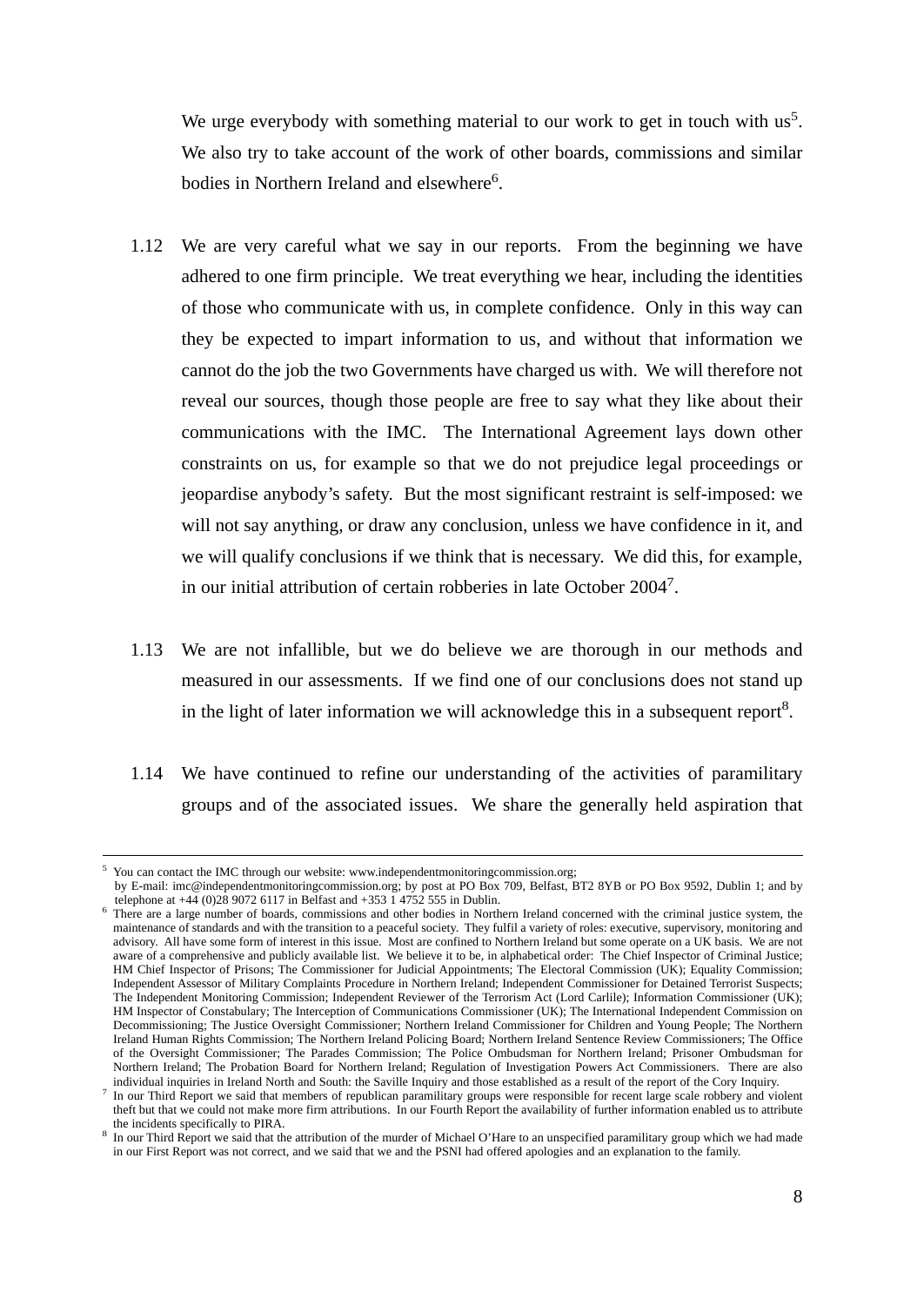We urge everybody with something material to our work to get in touch with us[5]. We also try to take account of the work of other boards, commissions and similar bodies in Northern Ireland and elsewhere[6].

1.12 We are very careful what we say in our reports. From the beginning we have adhered to one firm principle. We treat everything we hear, including the identities of those who communicate with us, in complete confidence. Only in this way can they be expected to impart information to us, and without that information we cannot do the job the two Governments have charged us with. We will therefore not reveal our sources, though those people are free to say what they like about their communications with the IMC. The International Agreement lays down other constraints on us, for example so that we do not prejudice legal proceedings or jeopardise anybody's safety. But the most significant restraint is self-imposed: we will not say anything, or draw any conclusion, unless we have confidence in it, and we will qualify conclusions if we think that is necessary. We did this, for example, in our initial attribution of certain robberies in late October 2004[7].

1.13 We are not infallible, but we do believe we are thorough in our methods and measured in our assessments. If we find one of our conclusions does not stand up in the light of later information we will acknowledge this in a subsequent report[8].

1.14 We have continued to refine our understanding of the activities of paramilitary groups and of the associated issues. We share the generally held aspiration that

---

[5] You can contact the IMC through our website: www.independentmonitoringcommission.org; by E-mail: imc@independentmonitoringcommission.org; by post at PO Box 709, Belfast, BT2 8YB or PO Box 9592, Dublin 1; and by telephone at +44 (0)28 9072 6117 in Belfast and +353 1 4752 555 in Dublin.

[6] There are a large number of boards, commissions and other bodies in Northern Ireland concerned with the criminal justice system, the maintenance of standards and with the transition to a peaceful society. They fulfil a variety of roles: executive, supervisory, monitoring and advisory. All have some form of interest in this issue. Most are confined to Northern Ireland but some operate on a UK basis. We are not aware of a comprehensive and publicly available list. We believe it to be, in alphabetical order: The Chief Inspector of Criminal Justice; HM Chief Inspector of Prisons; The Commissioner for Judicial Appointments; The Electoral Commission (UK); Equality Commission; Independent Assessor of Military Complaints Procedure in Northern Ireland; Independent Commissioner for Detained Terrorist Suspects; The Independent Monitoring Commission; Independent Reviewer of the Terrorism Act (Lord Carlile); Information Commissioner (UK); HM Inspector of Constabulary; The Interception of Communications Commissioner (UK); The International Independent Commission on Decommissioning; The Justice Oversight Commissioner; Northern Ireland Commissioner for Children and Young People; The Northern Ireland Human Rights Commission; The Northern Ireland Policing Board; Northern Ireland Sentence Review Commissioners; The Office of the Oversight Commissioner; The Parades Commission; The Police Ombudsman for Northern Ireland; Prisoner Ombudsman for Northern Ireland; The Probation Board for Northern Ireland; Regulation of Investigation Powers Act Commissioners. There are also individual inquiries in Ireland North and South: the Saville Inquiry and those established as a result of the report of the Cory Inquiry.

[7] In our Third Report we said that members of republican paramilitary groups were responsible for recent large scale robbery and violent theft but that we could not make more firm attributions. In our Fourth Report the availability of further information enabled us to attribute the incidents specifically to PIRA.

[8] In our Third Report we said that the attribution of the murder of Michael O'Hare to an unspecified paramilitary group which we had made in our First Report was not correct, and we said that we and the PSNI had offered apologies and an explanation to the family.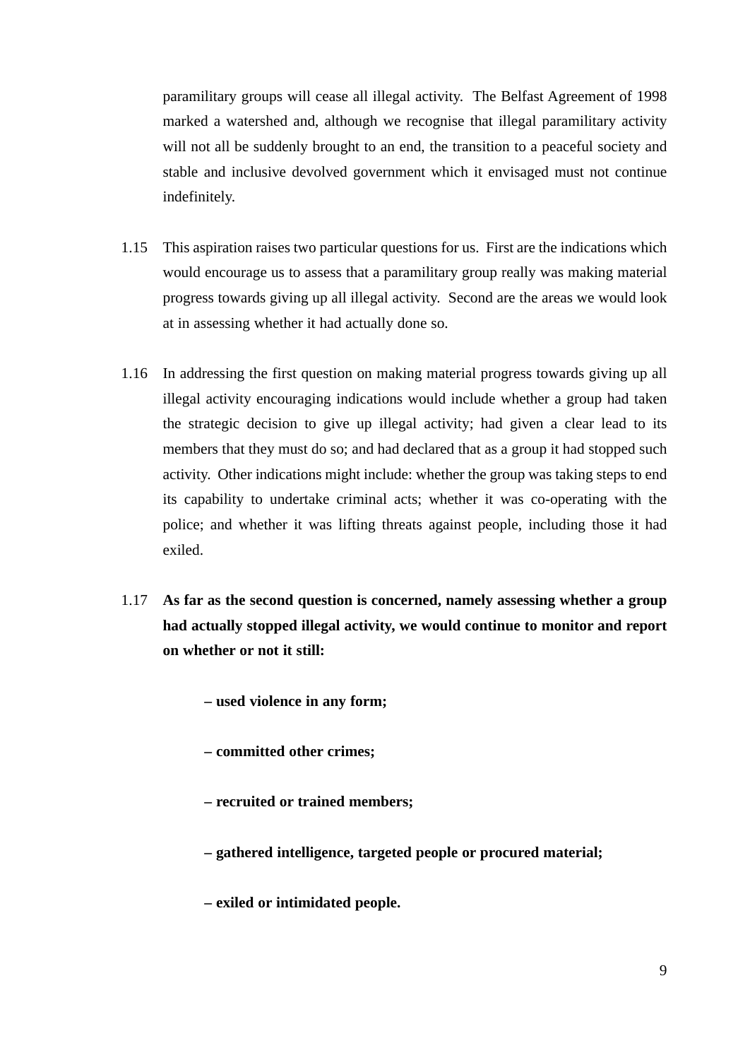paramilitary groups will cease all illegal activity. The Belfast Agreement of 1998 marked a watershed and, although we recognise that illegal paramilitary activity will not all be suddenly brought to an end, the transition to a peaceful society and stable and inclusive devolved government which it envisaged must not continue indefinitely.

1.15 This aspiration raises two particular questions for us. First are the indications which would encourage us to assess that a paramilitary group really was making material progress towards giving up all illegal activity. Second are the areas we would look at in assessing whether it had actually done so.

1.16 In addressing the first question on making material progress towards giving up all illegal activity encouraging indications would include whether a group had taken the strategic decision to give up illegal activity; had given a clear lead to its members that they must do so; and had declared that as a group it had stopped such activity. Other indications might include: whether the group was taking steps to end its capability to undertake criminal acts; whether it was co-operating with the police; and whether it was lifting threats against people, including those it had exiled.

1.17 **As far as the second question is concerned, namely assessing whether a group had actually stopped illegal activity, we would continue to monitor and report on whether or not it still:**

- **used violence in any form;**
- **committed other crimes;**
- **recruited or trained members;**
- **gathered intelligence, targeted people or procured material;**
- **exiled or intimidated people.**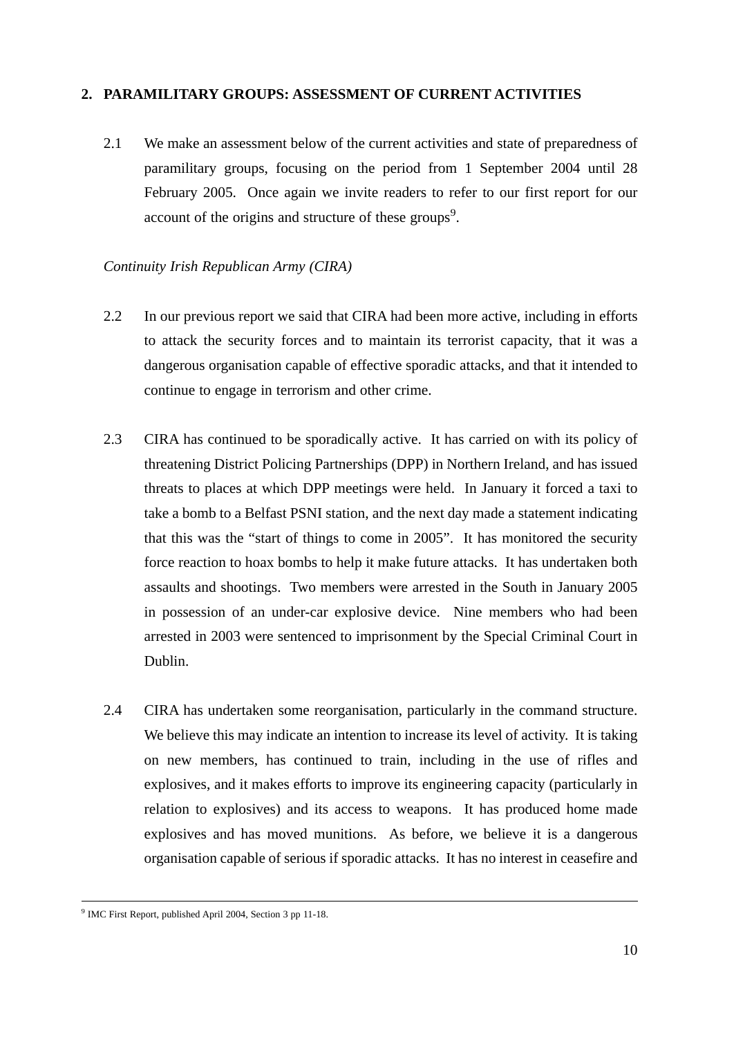## 2. PARAMILITARY GROUPS: ASSESSMENT OF CURRENT ACTIVITIES

2.1 We make an assessment below of the current activities and state of preparedness of paramilitary groups, focusing on the period from 1 September 2004 until 28 February 2005. Once again we invite readers to refer to our first report for our account of the origins and structure of these groups[9].

*Continuity Irish Republican Army (CIRA)*

2.2 In our previous report we said that CIRA had been more active, including in efforts to attack the security forces and to maintain its terrorist capacity, that it was a dangerous organisation capable of effective sporadic attacks, and that it intended to continue to engage in terrorism and other crime.

2.3 CIRA has continued to be sporadically active. It has carried on with its policy of threatening District Policing Partnerships (DPP) in Northern Ireland, and has issued threats to places at which DPP meetings were held. In January it forced a taxi to take a bomb to a Belfast PSNI station, and the next day made a statement indicating that this was the "start of things to come in 2005". It has monitored the security force reaction to hoax bombs to help it make future attacks. It has undertaken both assaults and shootings. Two members were arrested in the South in January 2005 in possession of an under-car explosive device. Nine members who had been arrested in 2003 were sentenced to imprisonment by the Special Criminal Court in Dublin.

2.4 CIRA has undertaken some reorganisation, particularly in the command structure. We believe this may indicate an intention to increase its level of activity. It is taking on new members, has continued to train, including in the use of rifles and explosives, and it makes efforts to improve its engineering capacity (particularly in relation to explosives) and its access to weapons. It has produced home made explosives and has moved munitions. As before, we believe it is a dangerous organisation capable of serious if sporadic attacks. It has no interest in ceasefire and

---

[9] IMC First Report, published April 2004, Section 3 pp 11-18.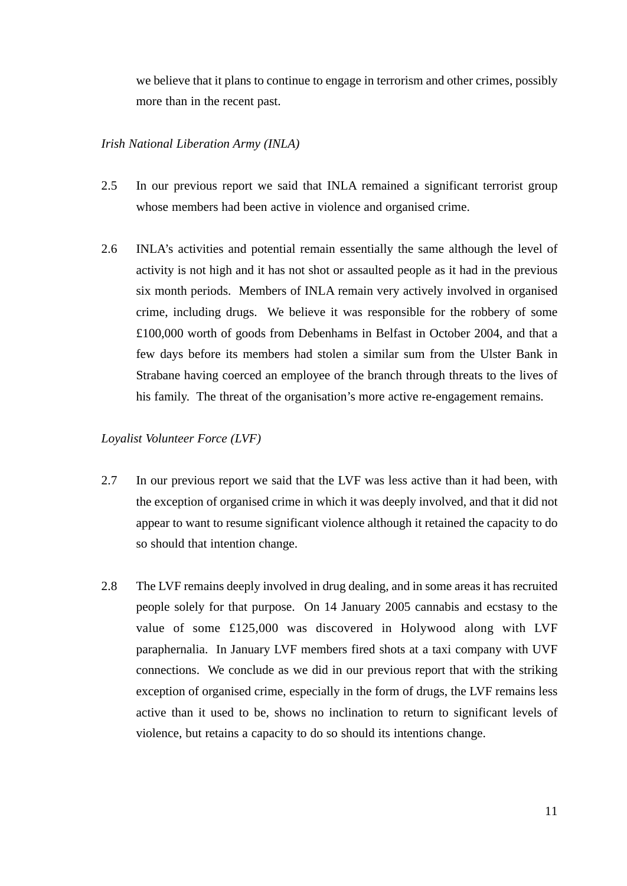we believe that it plans to continue to engage in terrorism and other crimes, possibly more than in the recent past.

*Irish National Liberation Army (INLA)*

2.5 In our previous report we said that INLA remained a significant terrorist group whose members had been active in violence and organised crime.

2.6 INLA's activities and potential remain essentially the same although the level of activity is not high and it has not shot or assaulted people as it had in the previous six month periods. Members of INLA remain very actively involved in organised crime, including drugs. We believe it was responsible for the robbery of some £100,000 worth of goods from Debenhams in Belfast in October 2004, and that a few days before its members had stolen a similar sum from the Ulster Bank in Strabane having coerced an employee of the branch through threats to the lives of his family. The threat of the organisation's more active re-engagement remains.

*Loyalist Volunteer Force (LVF)*

2.7 In our previous report we said that the LVF was less active than it had been, with the exception of organised crime in which it was deeply involved, and that it did not appear to want to resume significant violence although it retained the capacity to do so should that intention change.

2.8 The LVF remains deeply involved in drug dealing, and in some areas it has recruited people solely for that purpose. On 14 January 2005 cannabis and ecstasy to the value of some £125,000 was discovered in Holywood along with LVF paraphernalia. In January LVF members fired shots at a taxi company with UVF connections. We conclude as we did in our previous report that with the striking exception of organised crime, especially in the form of drugs, the LVF remains less active than it used to be, shows no inclination to return to significant levels of violence, but retains a capacity to do so should its intentions change.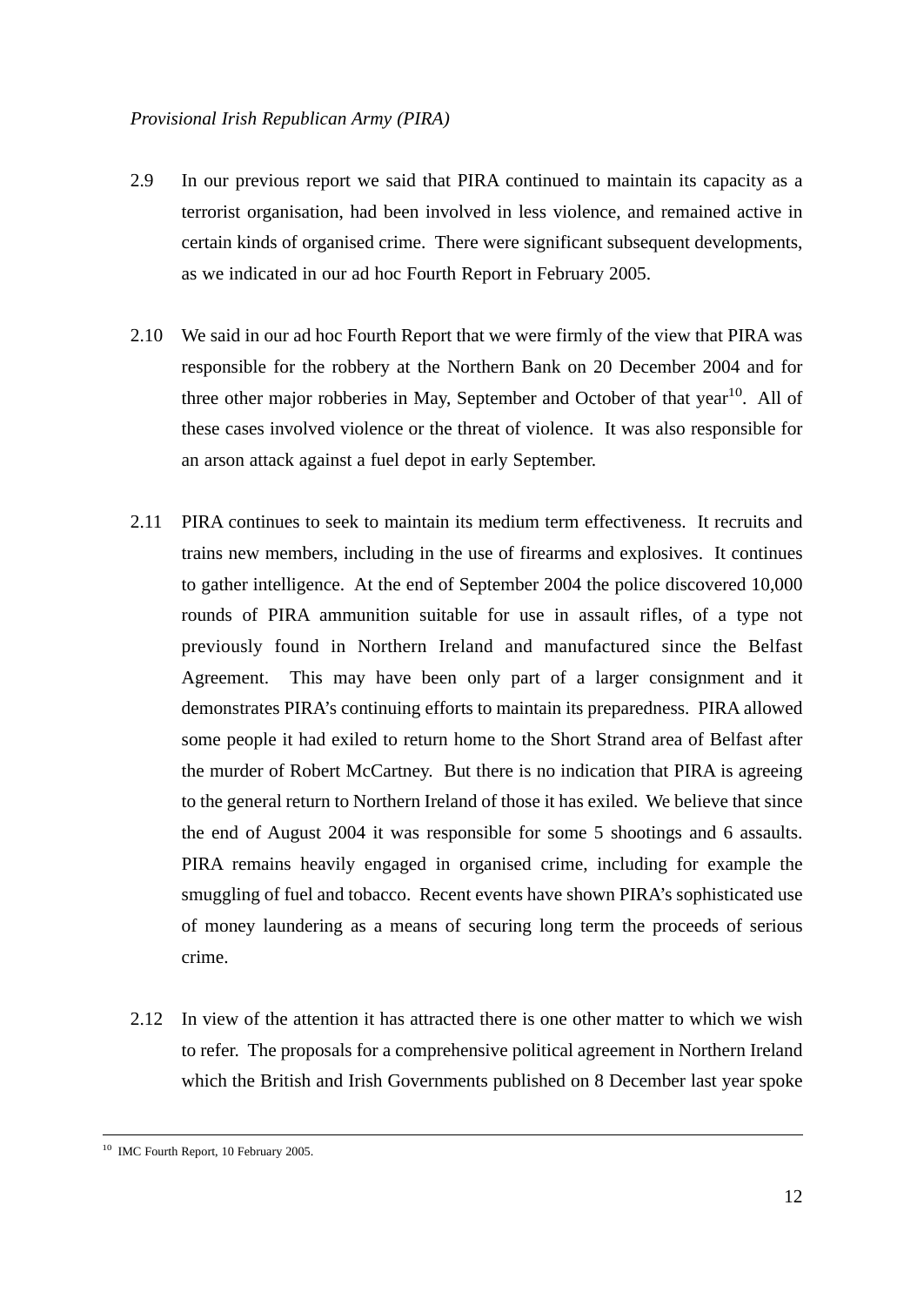*Provisional Irish Republican Army (PIRA)*

2.9 In our previous report we said that PIRA continued to maintain its capacity as a terrorist organisation, had been involved in less violence, and remained active in certain kinds of organised crime. There were significant subsequent developments, as we indicated in our ad hoc Fourth Report in February 2005.

2.10 We said in our ad hoc Fourth Report that we were firmly of the view that PIRA was responsible for the robbery at the Northern Bank on 20 December 2004 and for three other major robberies in May, September and October of that year[10]. All of these cases involved violence or the threat of violence. It was also responsible for an arson attack against a fuel depot in early September.

2.11 PIRA continues to seek to maintain its medium term effectiveness. It recruits and trains new members, including in the use of firearms and explosives. It continues to gather intelligence. At the end of September 2004 the police discovered 10,000 rounds of PIRA ammunition suitable for use in assault rifles, of a type not previously found in Northern Ireland and manufactured since the Belfast Agreement. This may have been only part of a larger consignment and it demonstrates PIRA's continuing efforts to maintain its preparedness. PIRA allowed some people it had exiled to return home to the Short Strand area of Belfast after the murder of Robert McCartney. But there is no indication that PIRA is agreeing to the general return to Northern Ireland of those it has exiled. We believe that since the end of August 2004 it was responsible for some 5 shootings and 6 assaults. PIRA remains heavily engaged in organised crime, including for example the smuggling of fuel and tobacco. Recent events have shown PIRA's sophisticated use of money laundering as a means of securing long term the proceeds of serious crime.

2.12 In view of the attention it has attracted there is one other matter to which we wish to refer. The proposals for a comprehensive political agreement in Northern Ireland which the British and Irish Governments published on 8 December last year spoke

---

[10] IMC Fourth Report, 10 February 2005.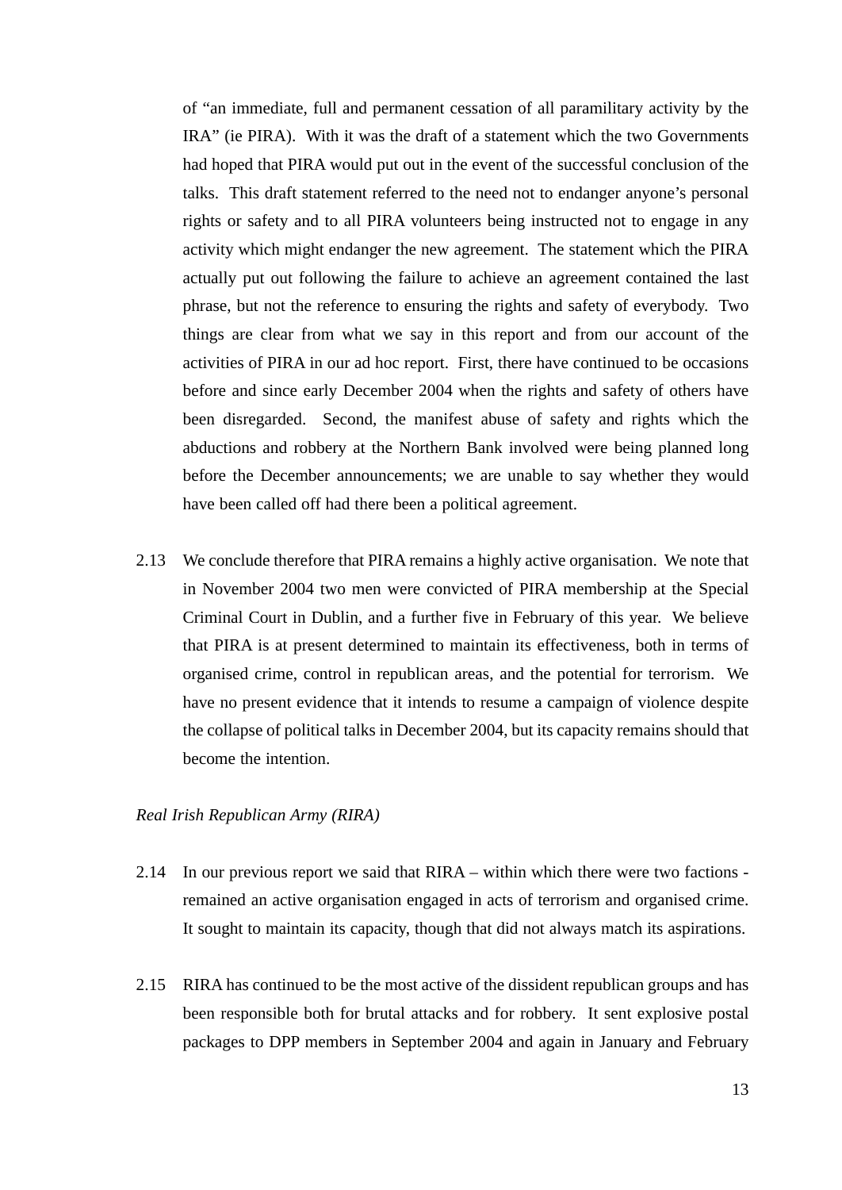of "an immediate, full and permanent cessation of all paramilitary activity by the IRA" (ie PIRA). With it was the draft of a statement which the two Governments had hoped that PIRA would put out in the event of the successful conclusion of the talks. This draft statement referred to the need not to endanger anyone's personal rights or safety and to all PIRA volunteers being instructed not to engage in any activity which might endanger the new agreement. The statement which the PIRA actually put out following the failure to achieve an agreement contained the last phrase, but not the reference to ensuring the rights and safety of everybody. Two things are clear from what we say in this report and from our account of the activities of PIRA in our ad hoc report. First, there have continued to be occasions before and since early December 2004 when the rights and safety of others have been disregarded. Second, the manifest abuse of safety and rights which the abductions and robbery at the Northern Bank involved were being planned long before the December announcements; we are unable to say whether they would have been called off had there been a political agreement.

2.13 We conclude therefore that PIRA remains a highly active organisation. We note that in November 2004 two men were convicted of PIRA membership at the Special Criminal Court in Dublin, and a further five in February of this year. We believe that PIRA is at present determined to maintain its effectiveness, both in terms of organised crime, control in republican areas, and the potential for terrorism. We have no present evidence that it intends to resume a campaign of violence despite the collapse of political talks in December 2004, but its capacity remains should that become the intention.

*Real Irish Republican Army (RIRA)*

2.14 In our previous report we said that RIRA – within which there were two factions - remained an active organisation engaged in acts of terrorism and organised crime. It sought to maintain its capacity, though that did not always match its aspirations.

2.15 RIRA has continued to be the most active of the dissident republican groups and has been responsible both for brutal attacks and for robbery. It sent explosive postal packages to DPP members in September 2004 and again in January and February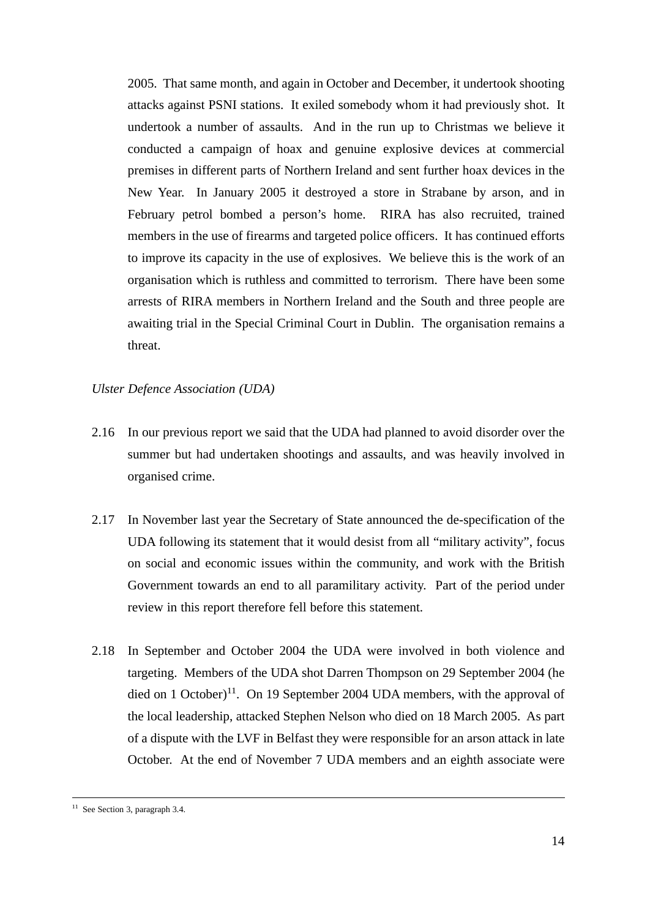2005. That same month, and again in October and December, it undertook shooting attacks against PSNI stations. It exiled somebody whom it had previously shot. It undertook a number of assaults. And in the run up to Christmas we believe it conducted a campaign of hoax and genuine explosive devices at commercial premises in different parts of Northern Ireland and sent further hoax devices in the New Year. In January 2005 it destroyed a store in Strabane by arson, and in February petrol bombed a person's home. RIRA has also recruited, trained members in the use of firearms and targeted police officers. It has continued efforts to improve its capacity in the use of explosives. We believe this is the work of an organisation which is ruthless and committed to terrorism. There have been some arrests of RIRA members in Northern Ireland and the South and three people are awaiting trial in the Special Criminal Court in Dublin. The organisation remains a threat.

*Ulster Defence Association (UDA)*

2.16 In our previous report we said that the UDA had planned to avoid disorder over the summer but had undertaken shootings and assaults, and was heavily involved in organised crime.

2.17 In November last year the Secretary of State announced the de-specification of the UDA following its statement that it would desist from all "military activity", focus on social and economic issues within the community, and work with the British Government towards an end to all paramilitary activity. Part of the period under review in this report therefore fell before this statement.

2.18 In September and October 2004 the UDA were involved in both violence and targeting. Members of the UDA shot Darren Thompson on 29 September 2004 (he died on 1 October)[11]. On 19 September 2004 UDA members, with the approval of the local leadership, attacked Stephen Nelson who died on 18 March 2005. As part of a dispute with the LVF in Belfast they were responsible for an arson attack in late October. At the end of November 7 UDA members and an eighth associate were

[11] See Section 3, paragraph 3.4.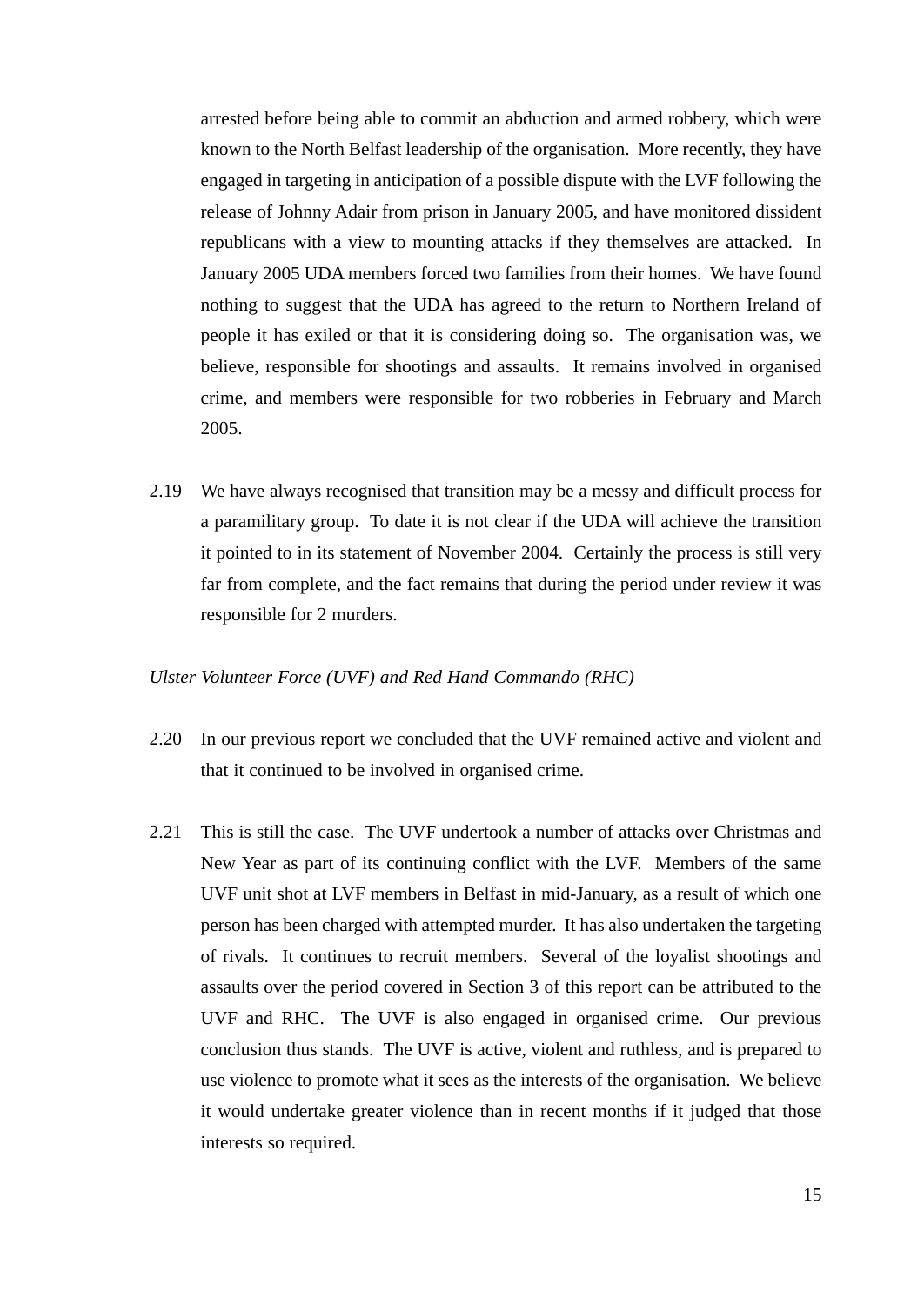arrested before being able to commit an abduction and armed robbery, which were known to the North Belfast leadership of the organisation. More recently, they have engaged in targeting in anticipation of a possible dispute with the LVF following the release of Johnny Adair from prison in January 2005, and have monitored dissident republicans with a view to mounting attacks if they themselves are attacked. In January 2005 UDA members forced two families from their homes. We have found nothing to suggest that the UDA has agreed to the return to Northern Ireland of people it has exiled or that it is considering doing so. The organisation was, we believe, responsible for shootings and assaults. It remains involved in organised crime, and members were responsible for two robberies in February and March 2005.

2.19 We have always recognised that transition may be a messy and difficult process for a paramilitary group. To date it is not clear if the UDA will achieve the transition it pointed to in its statement of November 2004. Certainly the process is still very far from complete, and the fact remains that during the period under review it was responsible for 2 murders.

*Ulster Volunteer Force (UVF) and Red Hand Commando (RHC)*

2.20 In our previous report we concluded that the UVF remained active and violent and that it continued to be involved in organised crime.

2.21 This is still the case. The UVF undertook a number of attacks over Christmas and New Year as part of its continuing conflict with the LVF. Members of the same UVF unit shot at LVF members in Belfast in mid-January, as a result of which one person has been charged with attempted murder. It has also undertaken the targeting of rivals. It continues to recruit members. Several of the loyalist shootings and assaults over the period covered in Section 3 of this report can be attributed to the UVF and RHC. The UVF is also engaged in organised crime. Our previous conclusion thus stands. The UVF is active, violent and ruthless, and is prepared to use violence to promote what it sees as the interests of the organisation. We believe it would undertake greater violence than in recent months if it judged that those interests so required.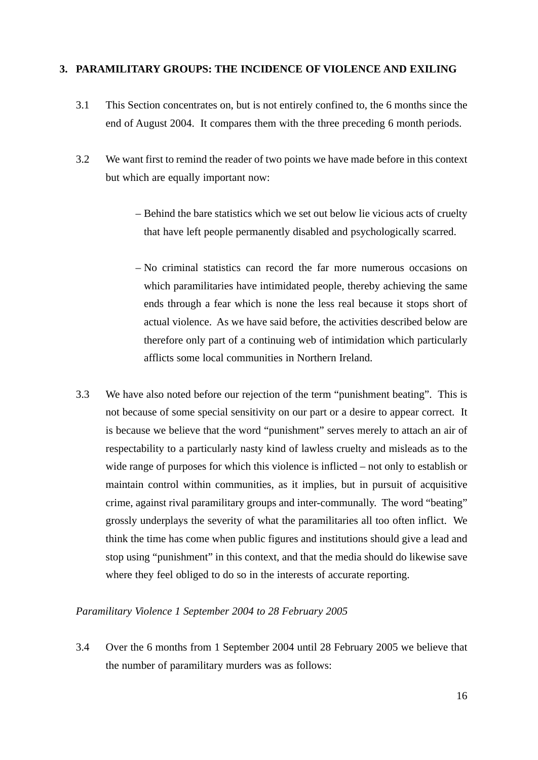## 3. PARAMILITARY GROUPS: THE INCIDENCE OF VIOLENCE AND EXILING

3.1 This Section concentrates on, but is not entirely confined to, the 6 months since the end of August 2004. It compares them with the three preceding 6 month periods.

3.2 We want first to remind the reader of two points we have made before in this context but which are equally important now:

- Behind the bare statistics which we set out below lie vicious acts of cruelty that have left people permanently disabled and psychologically scarred.
- No criminal statistics can record the far more numerous occasions on which paramilitaries have intimidated people, thereby achieving the same ends through a fear which is none the less real because it stops short of actual violence. As we have said before, the activities described below are therefore only part of a continuing web of intimidation which particularly afflicts some local communities in Northern Ireland.

3.3 We have also noted before our rejection of the term "punishment beating". This is not because of some special sensitivity on our part or a desire to appear correct. It is because we believe that the word "punishment" serves merely to attach an air of respectability to a particularly nasty kind of lawless cruelty and misleads as to the wide range of purposes for which this violence is inflicted – not only to establish or maintain control within communities, as it implies, but in pursuit of acquisitive crime, against rival paramilitary groups and inter-communally. The word "beating" grossly underplays the severity of what the paramilitaries all too often inflict. We think the time has come when public figures and institutions should give a lead and stop using "punishment" in this context, and that the media should do likewise save where they feel obliged to do so in the interests of accurate reporting.

*Paramilitary Violence 1 September 2004 to 28 February 2005*

3.4 Over the 6 months from 1 September 2004 until 28 February 2005 we believe that the number of paramilitary murders was as follows: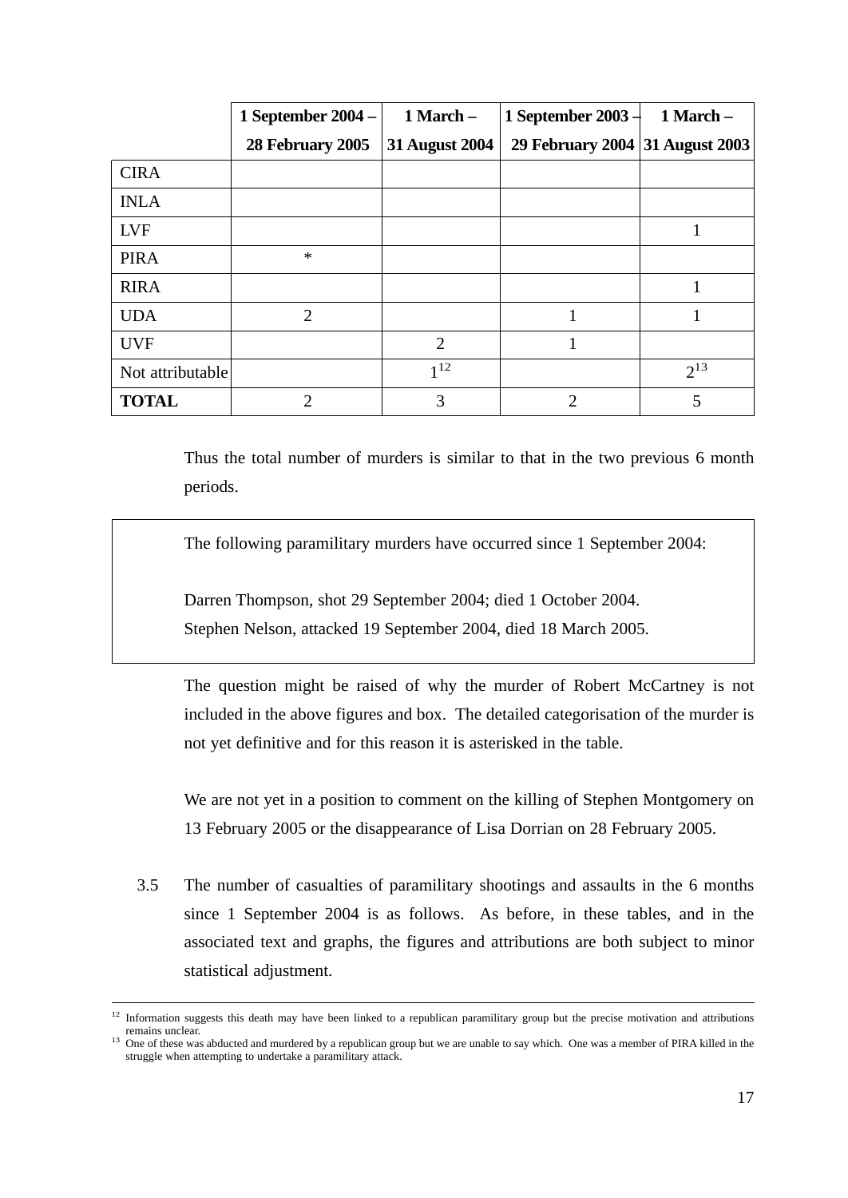| | 1 September 2004 – 28 February 2005 | 1 March – 31 August 2004 | 1 September 2003 – 29 February 2004 | 1 March – 31 August 2003 |
|---|---|---|---|---|
| CIRA | | | | |
| INLA | | | | |
| LVF | | | | 1 |
| PIRA | * | | | |
| RIRA | | | | 1 |
| UDA | 2 | | 1 | 1 |
| UVF | | 2 | 1 | |
| Not attributable | | 1[12] | | 2[13] |
| **TOTAL** | 2 | 3 | 2 | 5 |

Thus the total number of murders is similar to that in the two previous 6 month periods.

> The following paramilitary murders have occurred since 1 September 2004:
>
> Darren Thompson, shot 29 September 2004; died 1 October 2004.
> Stephen Nelson, attacked 19 September 2004, died 18 March 2005.

The question might be raised of why the murder of Robert McCartney is not included in the above figures and box. The detailed categorisation of the murder is not yet definitive and for this reason it is asterisked in the table.

We are not yet in a position to comment on the killing of Stephen Montgomery on 13 February 2005 or the disappearance of Lisa Dorrian on 28 February 2005.

3.5 The number of casualties of paramilitary shootings and assaults in the 6 months since 1 September 2004 is as follows. As before, in these tables, and in the associated text and graphs, the figures and attributions are both subject to minor statistical adjustment.

---

[12] Information suggests this death may have been linked to a republican paramilitary group but the precise motivation and attributions remains unclear.

[13] One of these was abducted and murdered by a republican group but we are unable to say which. One was a member of PIRA killed in the struggle when attempting to undertake a paramilitary attack.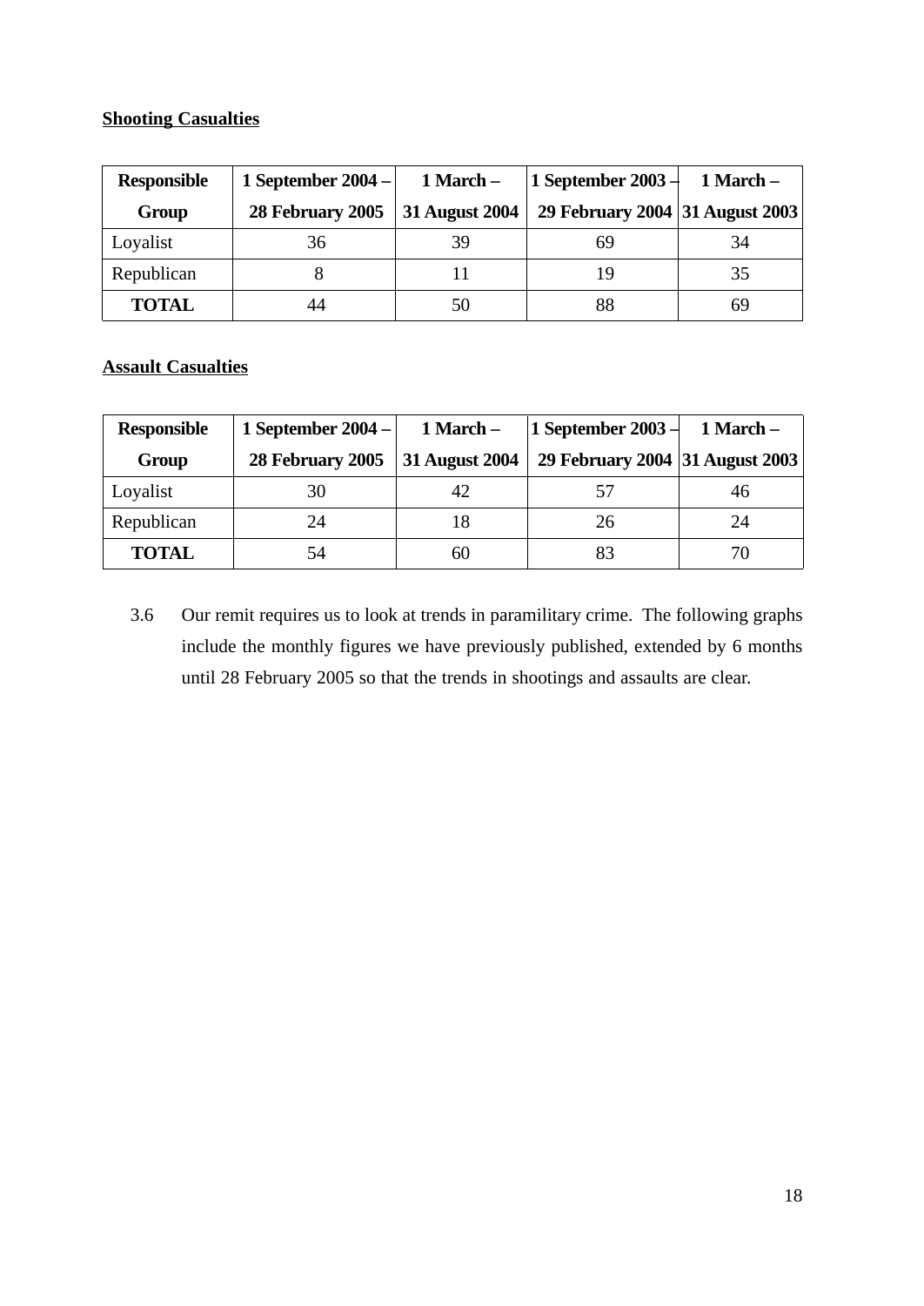**Shooting Casualties**

| Responsible Group | 1 September 2004 – 28 February 2005 | 1 March – 31 August 2004 | 1 September 2003 – 29 February 2004 | 1 March – 31 August 2003 |
|---|---|---|---|---|
| Loyalist | 36 | 39 | 69 | 34 |
| Republican | 8 | 11 | 19 | 35 |
| **TOTAL** | 44 | 50 | 88 | 69 |

**Assault Casualties**

| Responsible Group | 1 September 2004 – 28 February 2005 | 1 March – 31 August 2004 | 1 September 2003 – 29 February 2004 | 1 March – 31 August 2003 |
|---|---|---|---|---|
| Loyalist | 30 | 42 | 57 | 46 |
| Republican | 24 | 18 | 26 | 24 |
| **TOTAL** | 54 | 60 | 83 | 70 |

3.6 Our remit requires us to look at trends in paramilitary crime. The following graphs include the monthly figures we have previously published, extended by 6 months until 28 February 2005 so that the trends in shootings and assaults are clear.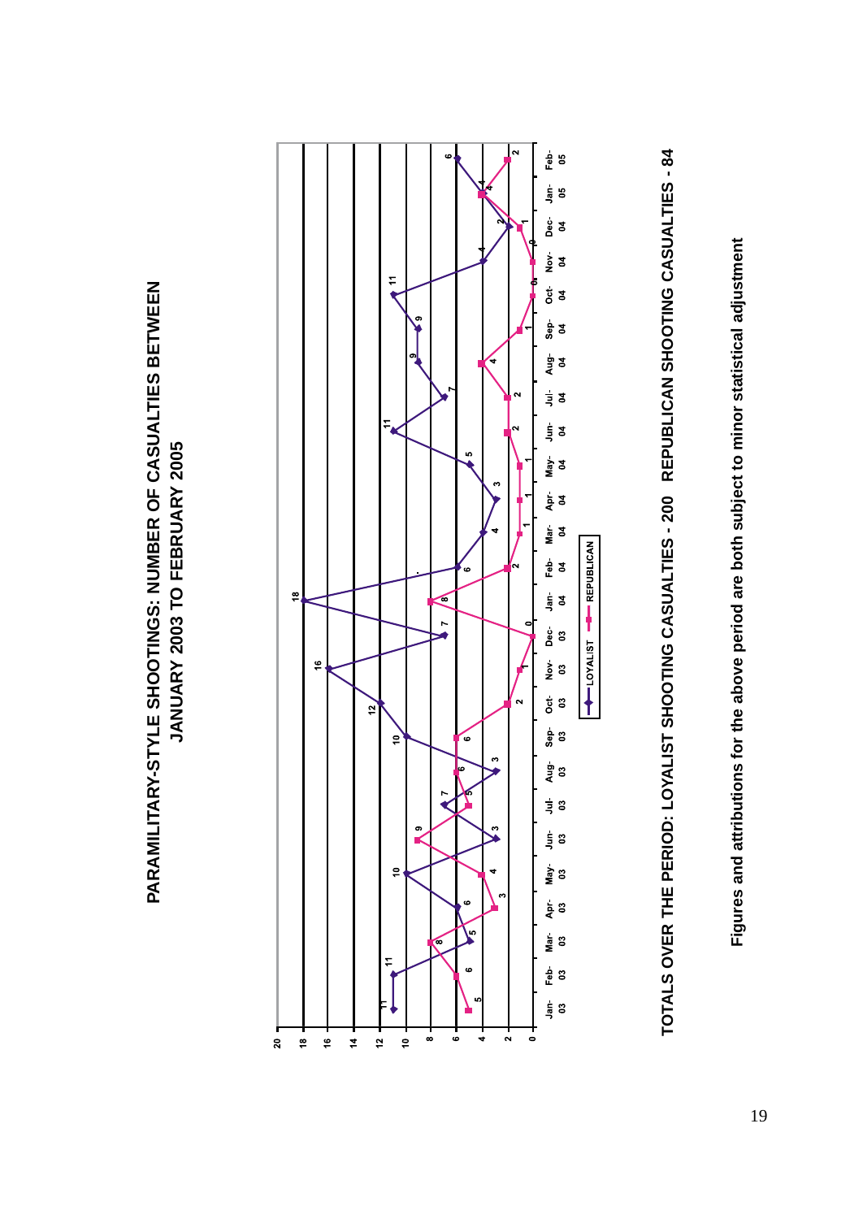# PARAMILITARY-STYLE SHOOTINGS: NUMBER OF CASUALTIES BETWEEN JANUARY 2003 TO FEBRUARY 2005

| Month | LOYALIST | REPUBLICAN |
|---|---|---|
| Jan-03 | 11 | 5 |
| Feb-03 | 11 | 6 |
| Mar-03 | 5 | 8 |
| Apr-03 | 6 | 3 |
| May-03 | 10 | 4 |
| Jun-03 | 3 | 9 |
| Jul-03 | 7 | 5 |
| Aug-03 | 3 | 6 |
| Sep-03 | 10 | 6 |
| Oct-03 | 12 | 2 |
| Nov-03 | 16 | 1 |
| Dec-03 | 7 | 0 |
| Jan-04 | 18 | 8 |
| Feb-04 | 6 | 2 |
| Mar-04 | 4 | 1 |
| Apr-04 | 3 | 1 |
| May-04 | 5 | 1 |
| Jun-04 | 11 | 2 |
| Jul-04 | 7 | 2 |
| Aug-04 | 9 | 4 |
| Sep-04 | 9 | 1 |
| Oct-04 | 11 | 0 |
| Nov-04 | 4 | 0 |
| Dec-04 | 2 | 1 |
| Jan-05 | 4 | 4 |
| Feb-05 | 6 | 2 |

**TOTALS OVER THE PERIOD: LOYALIST SHOOTING CASUALTIES - 200 REPUBLICAN SHOOTING CASUALTIES - 84**

**Figures and attributions for the above period are both subject to minor statistical adjustment**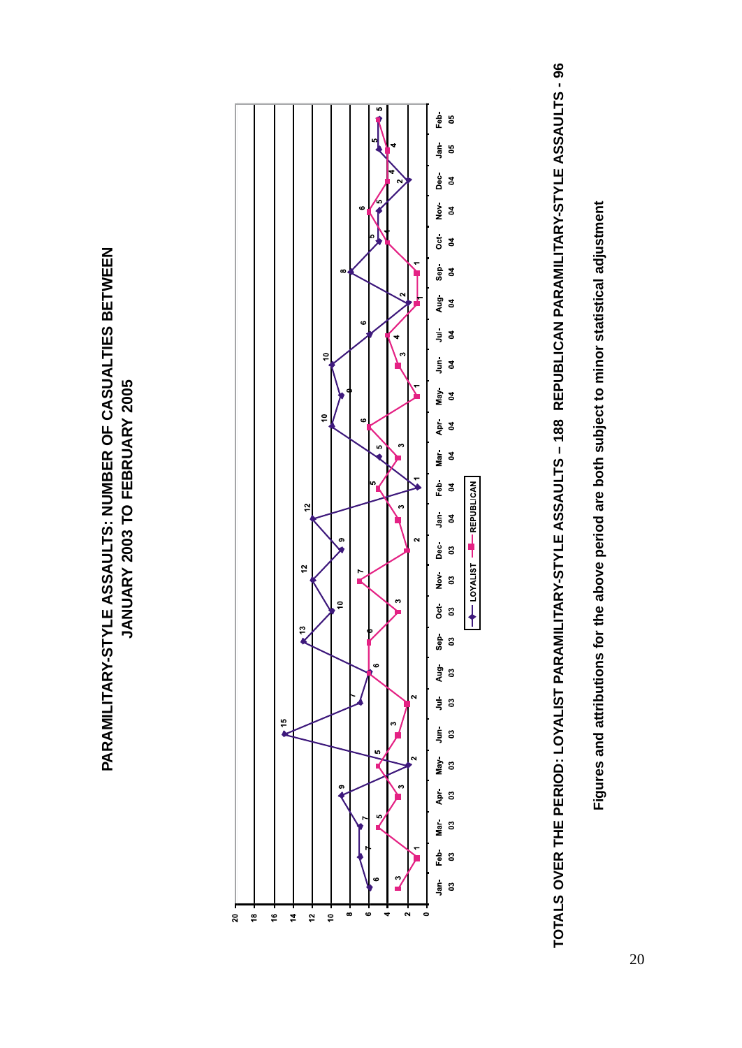# PARAMILITARY-STYLE ASSAULTS: NUMBER OF CASUALTIES BETWEEN JANUARY 2003 TO FEBRUARY 2005

| Month | LOYALIST | REPUBLICAN |
| --- | --- | --- |
| Jan-03 | 6 | 3 |
| Feb-03 | 7 | 1 |
| Mar-03 | 7 | 5 |
| Apr-03 | 9 | 3 |
| May-03 | 2 | 5 |
| Jun-03 | 15 | 3 |
| Jul-03 | 7 | 2 |
| Aug-03 | 6 | 6 |
| Sep-03 | 13 | 6 |
| Oct-03 | 10 | 3 |
| Nov-03 | 12 | 7 |
| Dec-03 | 9 | 2 |
| Jan-04 | 12 | 3 |
| Feb-04 | 1 | 5 |
| Mar-04 | 5 | 3 |
| Apr-04 | 10 | 6 |
| May-04 | 9 | 1 |
| Jun-04 | 10 | 3 |
| Jul-04 | 6 | 4 |
| Aug-04 | 2 | 1 |
| Sep-04 | 8 | 1 |
| Oct-04 | 5 | 4 |
| Nov-04 | 5 | 6 |
| Dec-04 | 2 | 4 |
| Jan-05 | 5 | 4 |
| Feb-05 | 5 | 5 |

**TOTALS OVER THE PERIOD: LOYALIST PARAMILITARY-STYLE ASSAULTS – 188 REPUBLICAN PARAMILITARY-STYLE ASSAULTS - 96**

**Figures and attributions for the above period are both subject to minor statistical adjustment**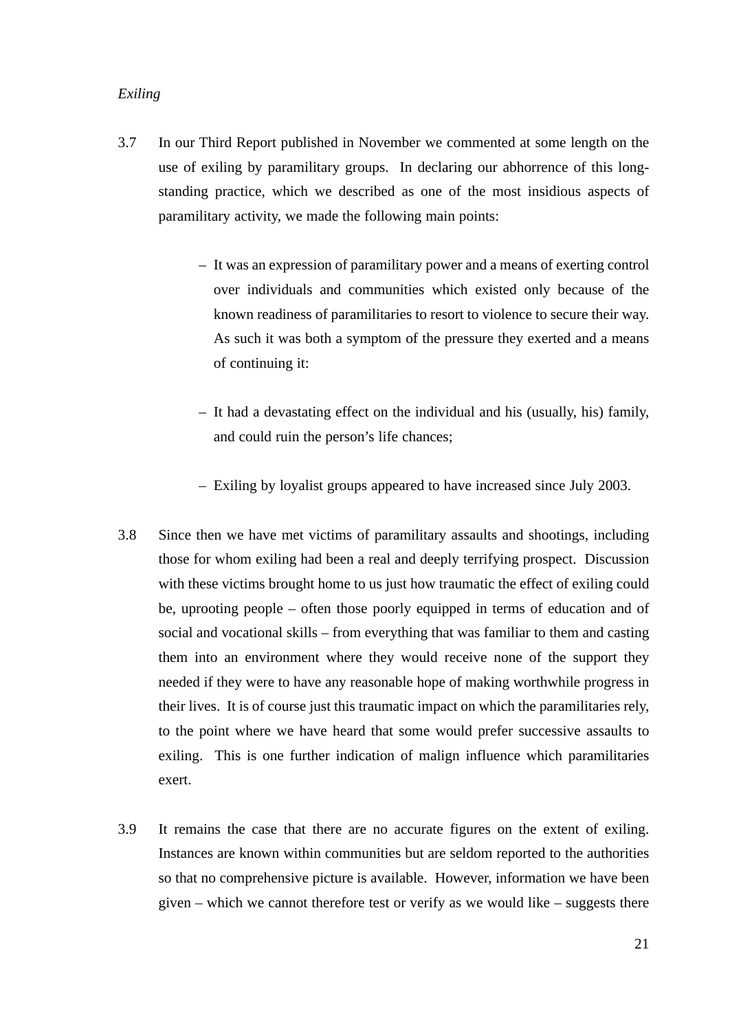*Exiling*

3.7 In our Third Report published in November we commented at some length on the use of exiling by paramilitary groups. In declaring our abhorrence of this long-standing practice, which we described as one of the most insidious aspects of paramilitary activity, we made the following main points:

- It was an expression of paramilitary power and a means of exerting control over individuals and communities which existed only because of the known readiness of paramilitaries to resort to violence to secure their way. As such it was both a symptom of the pressure they exerted and a means of continuing it:
- It had a devastating effect on the individual and his (usually, his) family, and could ruin the person's life chances;
- Exiling by loyalist groups appeared to have increased since July 2003.

3.8 Since then we have met victims of paramilitary assaults and shootings, including those for whom exiling had been a real and deeply terrifying prospect. Discussion with these victims brought home to us just how traumatic the effect of exiling could be, uprooting people – often those poorly equipped in terms of education and of social and vocational skills – from everything that was familiar to them and casting them into an environment where they would receive none of the support they needed if they were to have any reasonable hope of making worthwhile progress in their lives. It is of course just this traumatic impact on which the paramilitaries rely, to the point where we have heard that some would prefer successive assaults to exiling. This is one further indication of malign influence which paramilitaries exert.

3.9 It remains the case that there are no accurate figures on the extent of exiling. Instances are known within communities but are seldom reported to the authorities so that no comprehensive picture is available. However, information we have been given – which we cannot therefore test or verify as we would like – suggests there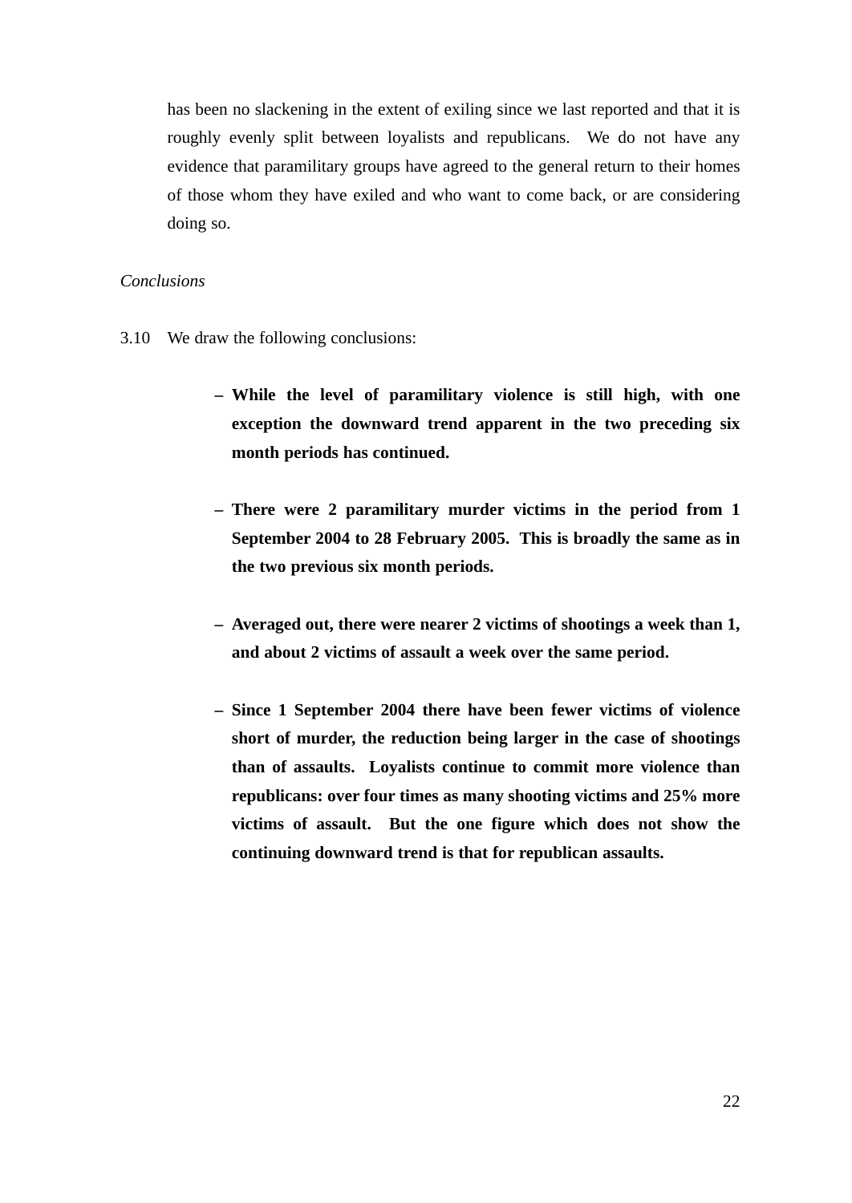has been no slackening in the extent of exiling since we last reported and that it is roughly evenly split between loyalists and republicans. We do not have any evidence that paramilitary groups have agreed to the general return to their homes of those whom they have exiled and who want to come back, or are considering doing so.

*Conclusions*

3.10 We draw the following conclusions:

- **While the level of paramilitary violence is still high, with one exception the downward trend apparent in the two preceding six month periods has continued.**

- **There were 2 paramilitary murder victims in the period from 1 September 2004 to 28 February 2005. This is broadly the same as in the two previous six month periods.**

- **Averaged out, there were nearer 2 victims of shootings a week than 1, and about 2 victims of assault a week over the same period.**

- **Since 1 September 2004 there have been fewer victims of violence short of murder, the reduction being larger in the case of shootings than of assaults. Loyalists continue to commit more violence than republicans: over four times as many shooting victims and 25% more victims of assault. But the one figure which does not show the continuing downward trend is that for republican assaults.**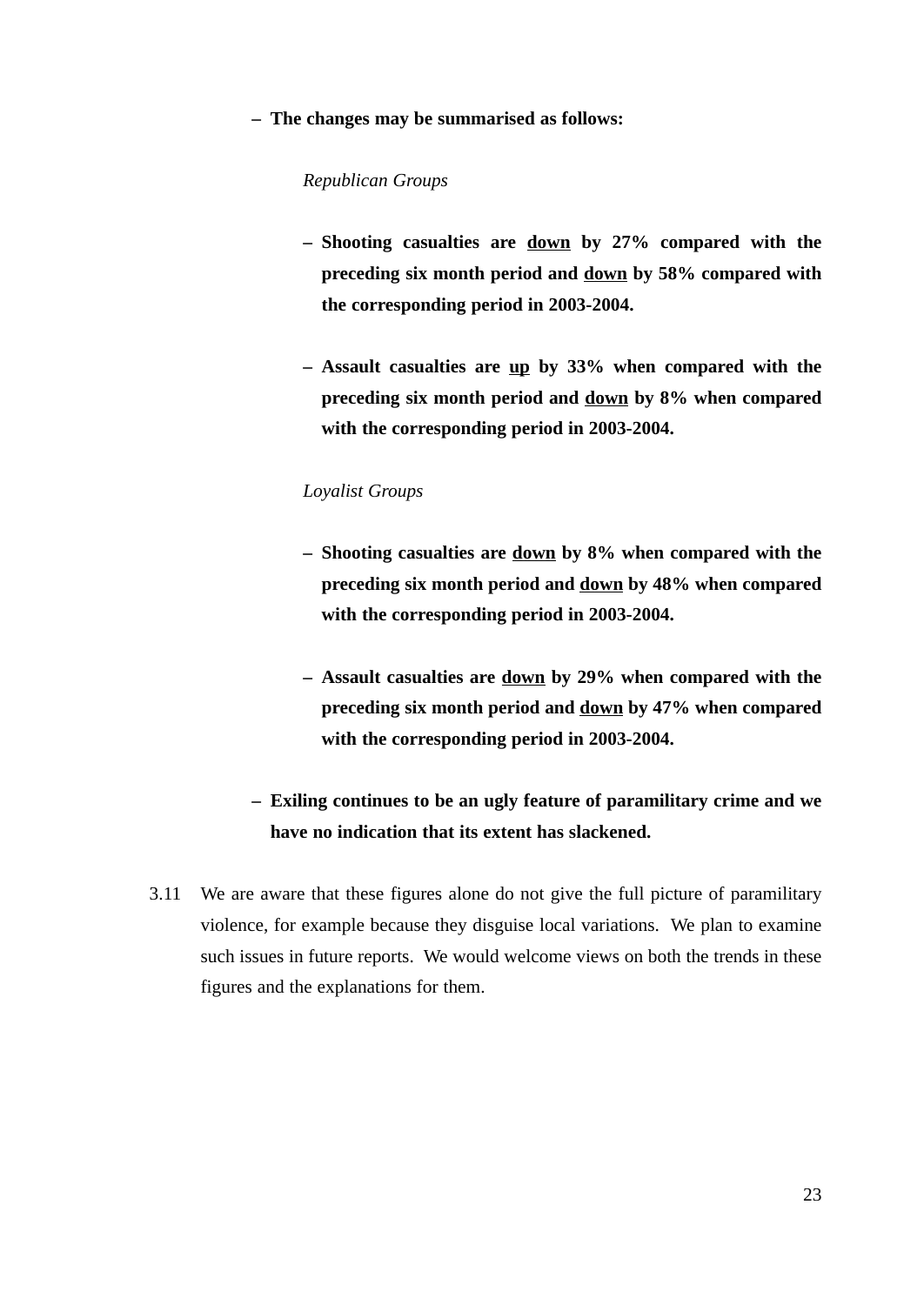- **The changes may be summarised as follows:**

  *Republican Groups*

  - **Shooting casualties are <u>down</u> by 27% compared with the preceding six month period and <u>down</u> by 58% compared with the corresponding period in 2003-2004.**

  - **Assault casualties are <u>up</u> by 33% when compared with the preceding six month period and <u>down</u> by 8% when compared with the corresponding period in 2003-2004.**

  *Loyalist Groups*

  - **Shooting casualties are <u>down</u> by 8% when compared with the preceding six month period and <u>down</u> by 48% when compared with the corresponding period in 2003-2004.**

  - **Assault casualties are <u>down</u> by 29% when compared with the preceding six month period and <u>down</u> by 47% when compared with the corresponding period in 2003-2004.**

- **Exiling continues to be an ugly feature of paramilitary crime and we have no indication that its extent has slackened.**

3.11 We are aware that these figures alone do not give the full picture of paramilitary violence, for example because they disguise local variations. We plan to examine such issues in future reports. We would welcome views on both the trends in these figures and the explanations for them.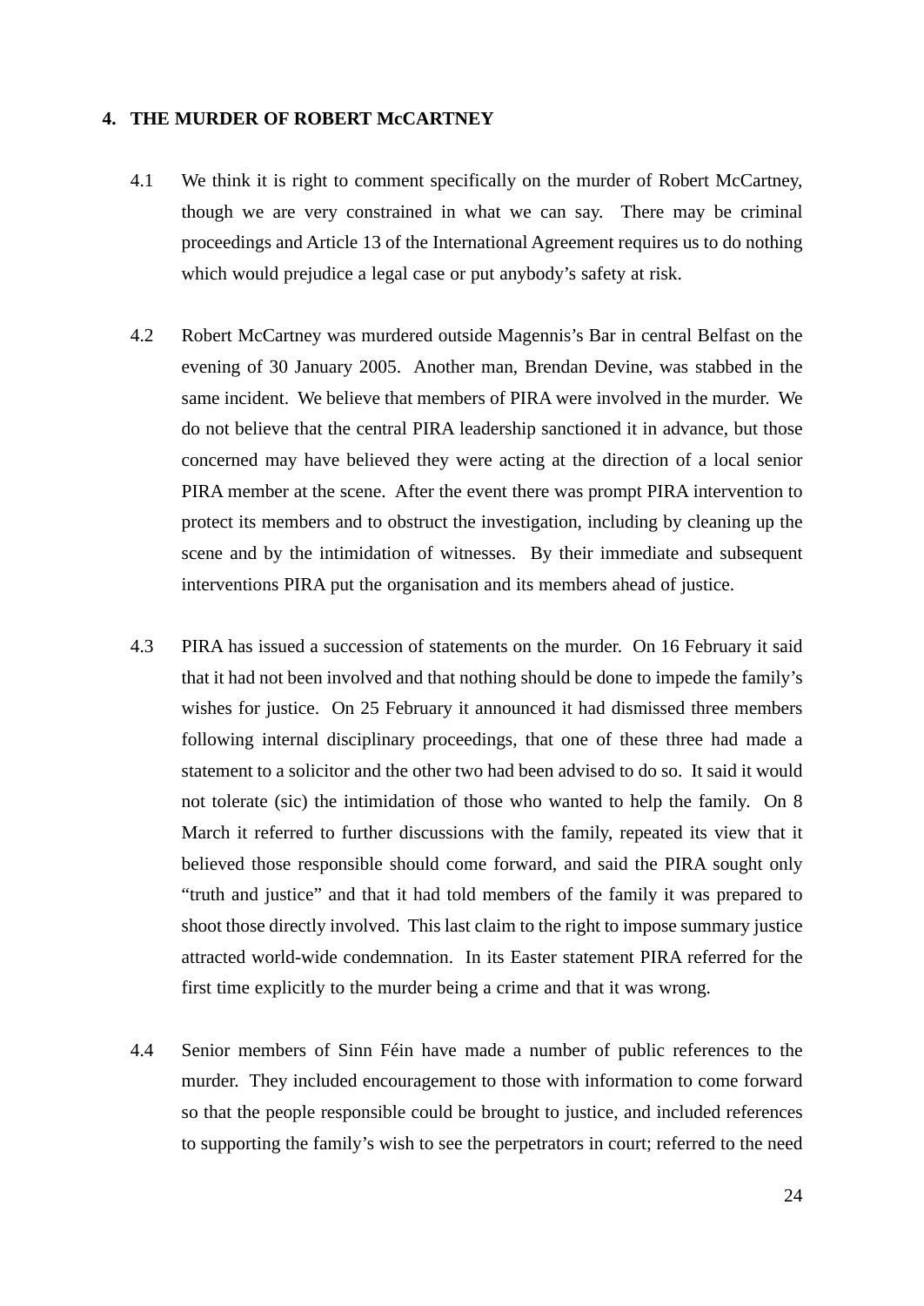## 4. THE MURDER OF ROBERT McCARTNEY

4.1 We think it is right to comment specifically on the murder of Robert McCartney, though we are very constrained in what we can say. There may be criminal proceedings and Article 13 of the International Agreement requires us to do nothing which would prejudice a legal case or put anybody's safety at risk.

4.2 Robert McCartney was murdered outside Magennis's Bar in central Belfast on the evening of 30 January 2005. Another man, Brendan Devine, was stabbed in the same incident. We believe that members of PIRA were involved in the murder. We do not believe that the central PIRA leadership sanctioned it in advance, but those concerned may have believed they were acting at the direction of a local senior PIRA member at the scene. After the event there was prompt PIRA intervention to protect its members and to obstruct the investigation, including by cleaning up the scene and by the intimidation of witnesses. By their immediate and subsequent interventions PIRA put the organisation and its members ahead of justice.

4.3 PIRA has issued a succession of statements on the murder. On 16 February it said that it had not been involved and that nothing should be done to impede the family's wishes for justice. On 25 February it announced it had dismissed three members following internal disciplinary proceedings, that one of these three had made a statement to a solicitor and the other two had been advised to do so. It said it would not tolerate (sic) the intimidation of those who wanted to help the family. On 8 March it referred to further discussions with the family, repeated its view that it believed those responsible should come forward, and said the PIRA sought only "truth and justice" and that it had told members of the family it was prepared to shoot those directly involved. This last claim to the right to impose summary justice attracted world-wide condemnation. In its Easter statement PIRA referred for the first time explicitly to the murder being a crime and that it was wrong.

4.4 Senior members of Sinn Féin have made a number of public references to the murder. They included encouragement to those with information to come forward so that the people responsible could be brought to justice, and included references to supporting the family's wish to see the perpetrators in court; referred to the need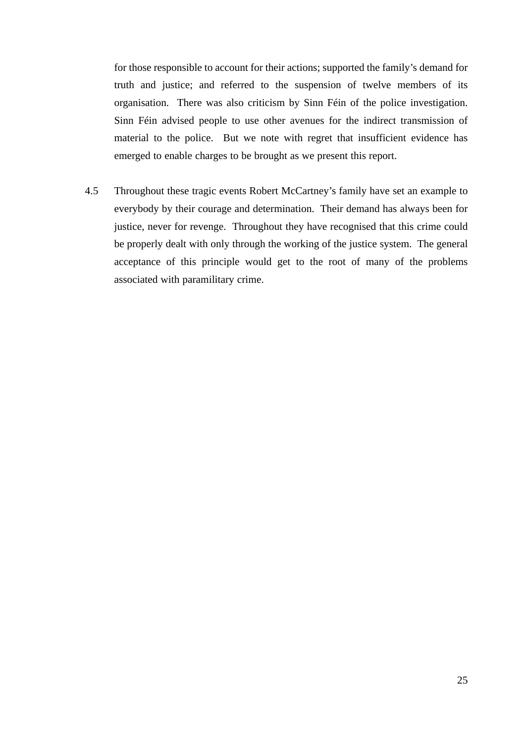for those responsible to account for their actions; supported the family's demand for truth and justice; and referred to the suspension of twelve members of its organisation. There was also criticism by Sinn Féin of the police investigation. Sinn Féin advised people to use other avenues for the indirect transmission of material to the police. But we note with regret that insufficient evidence has emerged to enable charges to be brought as we present this report.

4.5 Throughout these tragic events Robert McCartney's family have set an example to everybody by their courage and determination. Their demand has always been for justice, never for revenge. Throughout they have recognised that this crime could be properly dealt with only through the working of the justice system. The general acceptance of this principle would get to the root of many of the problems associated with paramilitary crime.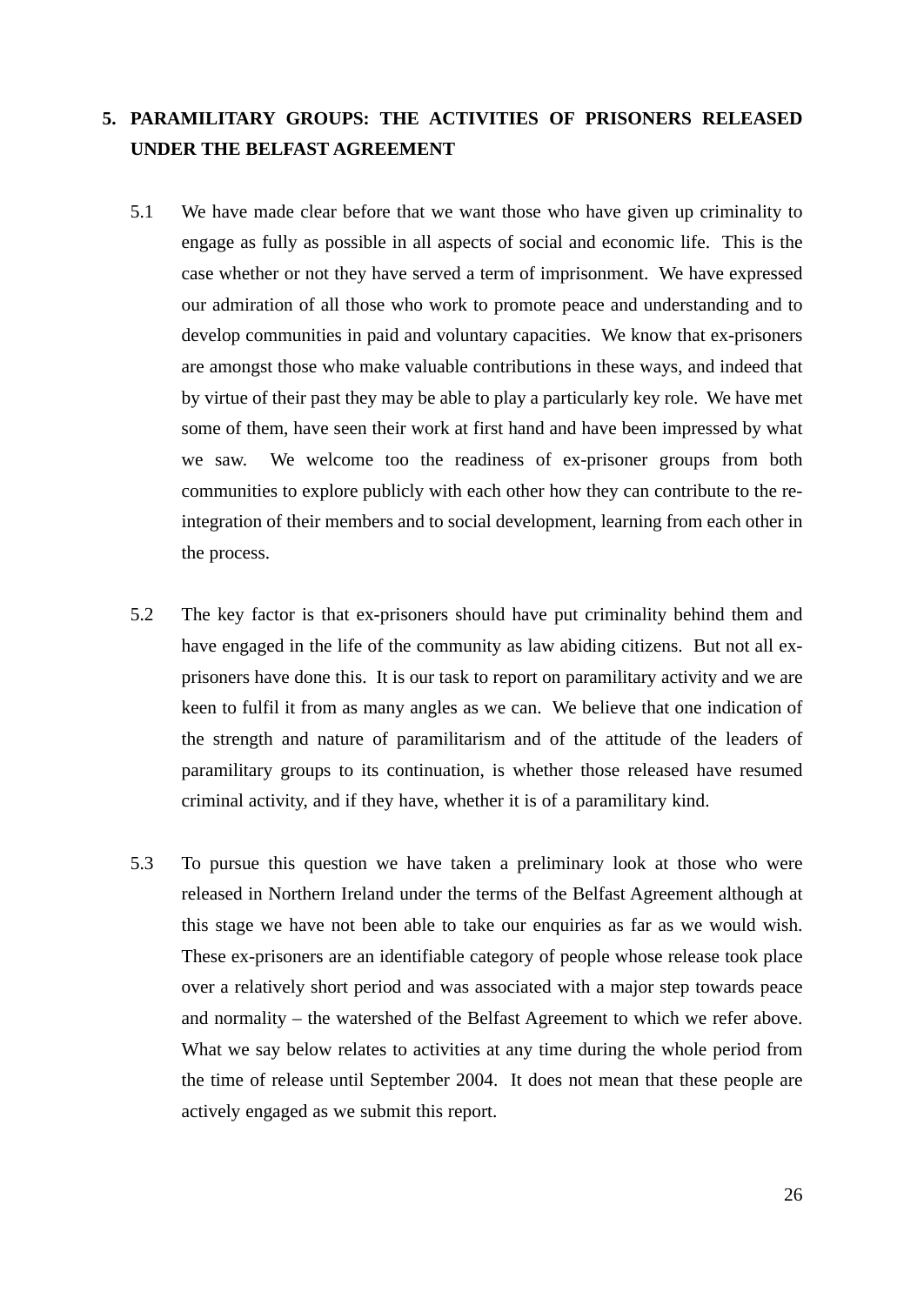## 5. PARAMILITARY GROUPS: THE ACTIVITIES OF PRISONERS RELEASED UNDER THE BELFAST AGREEMENT

5.1 We have made clear before that we want those who have given up criminality to engage as fully as possible in all aspects of social and economic life. This is the case whether or not they have served a term of imprisonment. We have expressed our admiration of all those who work to promote peace and understanding and to develop communities in paid and voluntary capacities. We know that ex-prisoners are amongst those who make valuable contributions in these ways, and indeed that by virtue of their past they may be able to play a particularly key role. We have met some of them, have seen their work at first hand and have been impressed by what we saw. We welcome too the readiness of ex-prisoner groups from both communities to explore publicly with each other how they can contribute to the re-integration of their members and to social development, learning from each other in the process.

5.2 The key factor is that ex-prisoners should have put criminality behind them and have engaged in the life of the community as law abiding citizens. But not all ex-prisoners have done this. It is our task to report on paramilitary activity and we are keen to fulfil it from as many angles as we can. We believe that one indication of the strength and nature of paramilitarism and of the attitude of the leaders of paramilitary groups to its continuation, is whether those released have resumed criminal activity, and if they have, whether it is of a paramilitary kind.

5.3 To pursue this question we have taken a preliminary look at those who were released in Northern Ireland under the terms of the Belfast Agreement although at this stage we have not been able to take our enquiries as far as we would wish. These ex-prisoners are an identifiable category of people whose release took place over a relatively short period and was associated with a major step towards peace and normality – the watershed of the Belfast Agreement to which we refer above. What we say below relates to activities at any time during the whole period from the time of release until September 2004. It does not mean that these people are actively engaged as we submit this report.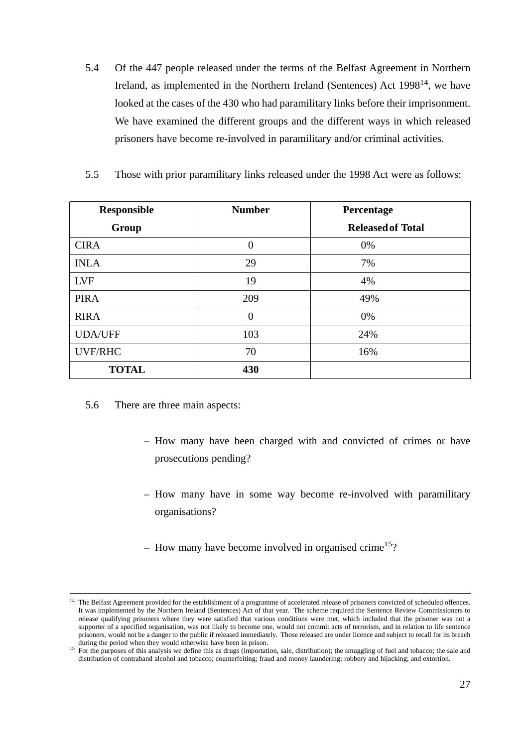5.4 Of the 447 people released under the terms of the Belfast Agreement in Northern Ireland, as implemented in the Northern Ireland (Sentences) Act 1998[14], we have looked at the cases of the 430 who had paramilitary links before their imprisonment. We have examined the different groups and the different ways in which released prisoners have become re-involved in paramilitary and/or criminal activities.

5.5 Those with prior paramilitary links released under the 1998 Act were as follows:

| **Responsible Group** | **Number** | **Percentage Released of Total** |
|---|---|---|
| CIRA | 0 | 0% |
| INLA | 29 | 7% |
| LVF | 19 | 4% |
| PIRA | 209 | 49% |
| RIRA | 0 | 0% |
| UDA/UFF | 103 | 24% |
| UVF/RHC | 70 | 16% |
| **TOTAL** | **430** | |

5.6 There are three main aspects:

– How many have been charged with and convicted of crimes or have prosecutions pending?

– How many have in some way become re-involved with paramilitary organisations?

– How many have become involved in organised crime[15]?

---

[14] The Belfast Agreement provided for the establishment of a programme of accelerated release of prisoners convicted of scheduled offences. It was implemented by the Northern Ireland (Sentences) Act of that year. The scheme required the Sentence Review Commissioners to release qualifying prisoners where they were satisfied that various conditions were met, which included that the prisoner was not a supporter of a specified organisation, was not likely to become one, would not commit acts of terrorism, and in relation to life sentence prisoners, would not be a danger to the public if released immediately. Those released are under licence and subject to recall for its breach during the period when they would otherwise have been in prison.

[15] For the purposes of this analysis we define this as drugs (importation, sale, distribution); the smuggling of fuel and tobacco; the sale and distribution of contraband alcohol and tobacco; counterfeiting; fraud and money laundering; robbery and hijacking; and extortion.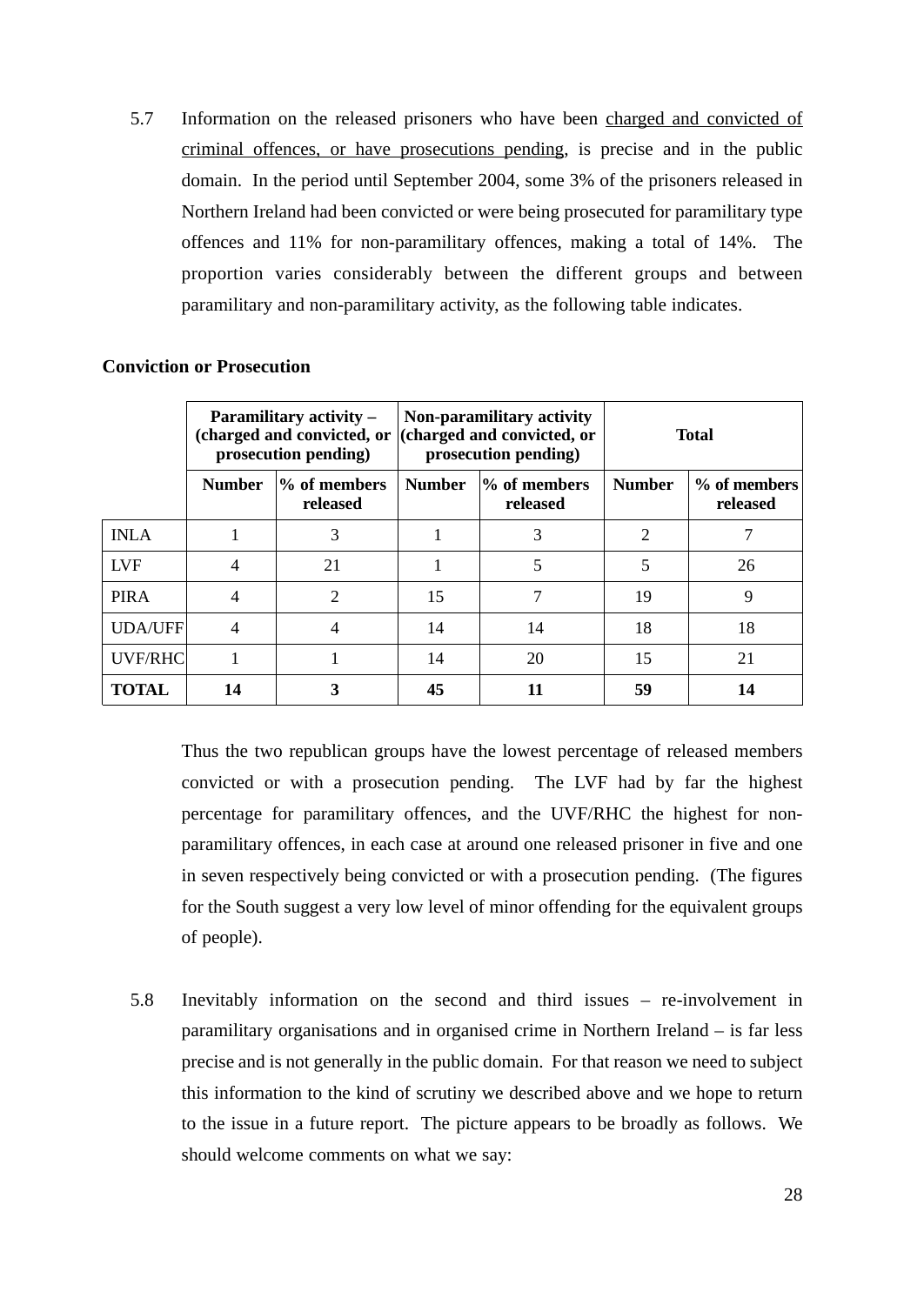5.7 Information on the released prisoners who have been charged and convicted of criminal offences, or have prosecutions pending, is precise and in the public domain. In the period until September 2004, some 3% of the prisoners released in Northern Ireland had been convicted or were being prosecuted for paramilitary type offences and 11% for non-paramilitary offences, making a total of 14%. The proportion varies considerably between the different groups and between paramilitary and non-paramilitary activity, as the following table indicates.

**Conviction or Prosecution**

| | Paramilitary activity – (charged and convicted, or prosecution pending) | | Non-paramilitary activity (charged and convicted, or prosecution pending) | | Total | |
|---|---|---|---|---|---|---|
| | **Number** | **% of members released** | **Number** | **% of members released** | **Number** | **% of members released** |
| INLA | 1 | 3 | 1 | 3 | 2 | 7 |
| LVF | 4 | 21 | 1 | 5 | 5 | 26 |
| PIRA | 4 | 2 | 15 | 7 | 19 | 9 |
| UDA/UFF | 4 | 4 | 14 | 14 | 18 | 18 |
| UVF/RHC | 1 | 1 | 14 | 20 | 15 | 21 |
| **TOTAL** | **14** | **3** | **45** | **11** | **59** | **14** |

Thus the two republican groups have the lowest percentage of released members convicted or with a prosecution pending. The LVF had by far the highest percentage for paramilitary offences, and the UVF/RHC the highest for non-paramilitary offences, in each case at around one released prisoner in five and one in seven respectively being convicted or with a prosecution pending. (The figures for the South suggest a very low level of minor offending for the equivalent groups of people).

5.8 Inevitably information on the second and third issues – re-involvement in paramilitary organisations and in organised crime in Northern Ireland – is far less precise and is not generally in the public domain. For that reason we need to subject this information to the kind of scrutiny we described above and we hope to return to the issue in a future report. The picture appears to be broadly as follows. We should welcome comments on what we say: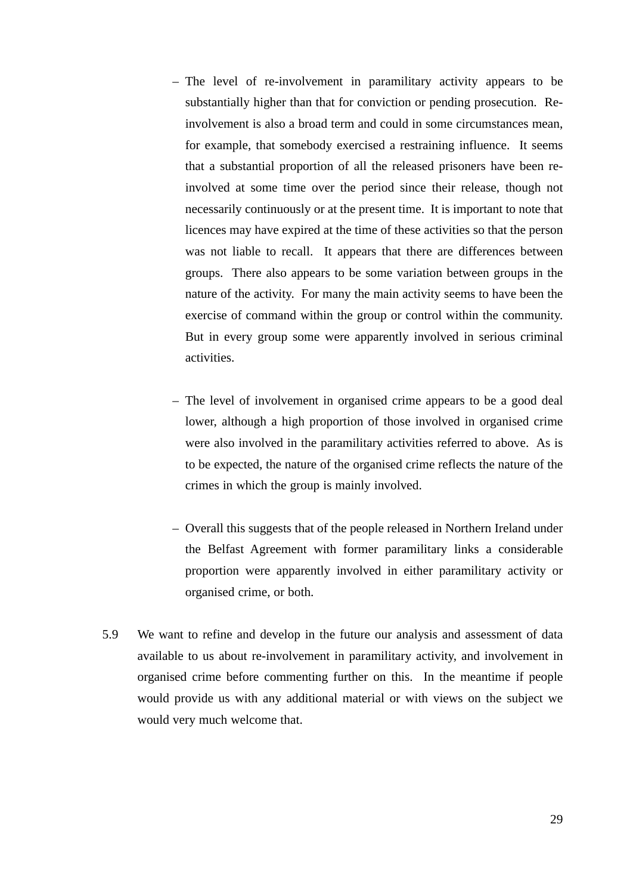- The level of re-involvement in paramilitary activity appears to be substantially higher than that for conviction or pending prosecution. Re-involvement is also a broad term and could in some circumstances mean, for example, that somebody exercised a restraining influence. It seems that a substantial proportion of all the released prisoners have been re-involved at some time over the period since their release, though not necessarily continuously or at the present time. It is important to note that licences may have expired at the time of these activities so that the person was not liable to recall. It appears that there are differences between groups. There also appears to be some variation between groups in the nature of the activity. For many the main activity seems to have been the exercise of command within the group or control within the community. But in every group some were apparently involved in serious criminal activities.

- The level of involvement in organised crime appears to be a good deal lower, although a high proportion of those involved in organised crime were also involved in the paramilitary activities referred to above. As is to be expected, the nature of the organised crime reflects the nature of the crimes in which the group is mainly involved.

- Overall this suggests that of the people released in Northern Ireland under the Belfast Agreement with former paramilitary links a considerable proportion were apparently involved in either paramilitary activity or organised crime, or both.

5.9 We want to refine and develop in the future our analysis and assessment of data available to us about re-involvement in paramilitary activity, and involvement in organised crime before commenting further on this. In the meantime if people would provide us with any additional material or with views on the subject we would very much welcome that.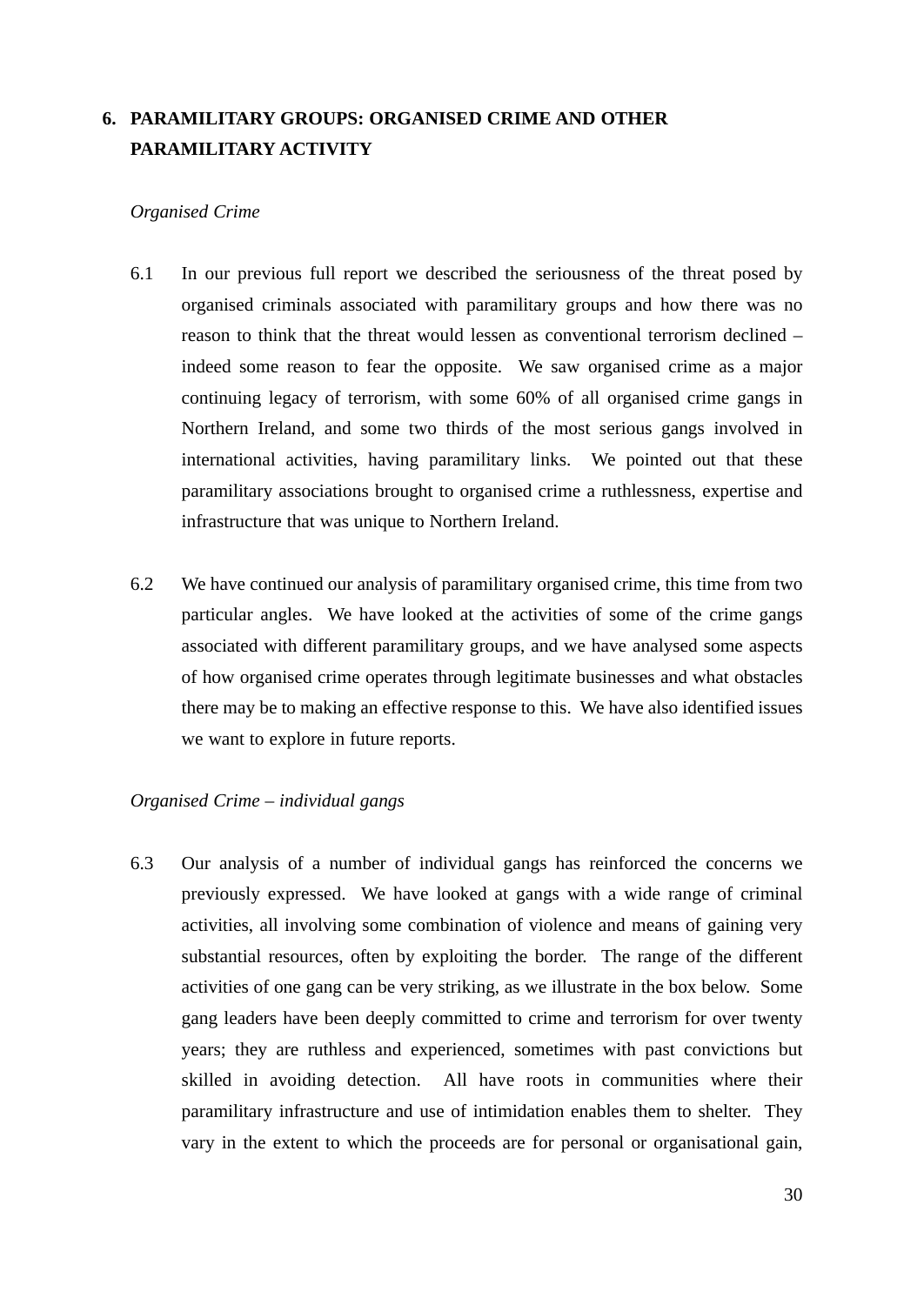## 6. PARAMILITARY GROUPS: ORGANISED CRIME AND OTHER PARAMILITARY ACTIVITY

*Organised Crime*

6.1 In our previous full report we described the seriousness of the threat posed by organised criminals associated with paramilitary groups and how there was no reason to think that the threat would lessen as conventional terrorism declined – indeed some reason to fear the opposite. We saw organised crime as a major continuing legacy of terrorism, with some 60% of all organised crime gangs in Northern Ireland, and some two thirds of the most serious gangs involved in international activities, having paramilitary links. We pointed out that these paramilitary associations brought to organised crime a ruthlessness, expertise and infrastructure that was unique to Northern Ireland.

6.2 We have continued our analysis of paramilitary organised crime, this time from two particular angles. We have looked at the activities of some of the crime gangs associated with different paramilitary groups, and we have analysed some aspects of how organised crime operates through legitimate businesses and what obstacles there may be to making an effective response to this. We have also identified issues we want to explore in future reports.

*Organised Crime – individual gangs*

6.3 Our analysis of a number of individual gangs has reinforced the concerns we previously expressed. We have looked at gangs with a wide range of criminal activities, all involving some combination of violence and means of gaining very substantial resources, often by exploiting the border. The range of the different activities of one gang can be very striking, as we illustrate in the box below. Some gang leaders have been deeply committed to crime and terrorism for over twenty years; they are ruthless and experienced, sometimes with past convictions but skilled in avoiding detection. All have roots in communities where their paramilitary infrastructure and use of intimidation enables them to shelter. They vary in the extent to which the proceeds are for personal or organisational gain,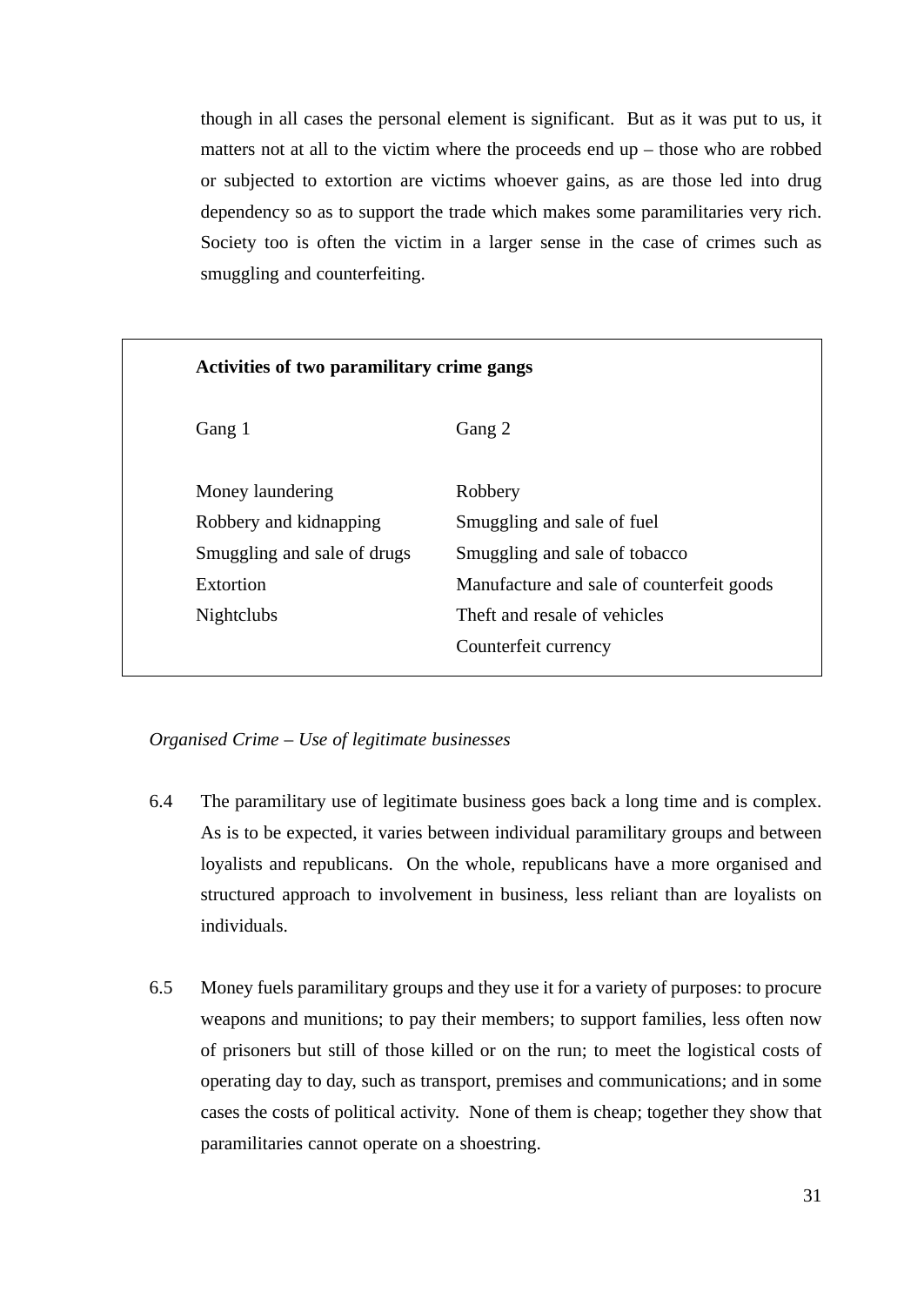though in all cases the personal element is significant. But as it was put to us, it matters not at all to the victim where the proceeds end up – those who are robbed or subjected to extortion are victims whoever gains, as are those led into drug dependency so as to support the trade which makes some paramilitaries very rich. Society too is often the victim in a larger sense in the case of crimes such as smuggling and counterfeiting.

**Activities of two paramilitary crime gangs**

| Gang 1 | Gang 2 |
|---|---|
| Money laundering | Robbery |
| Robbery and kidnapping | Smuggling and sale of fuel |
| Smuggling and sale of drugs | Smuggling and sale of tobacco |
| Extortion | Manufacture and sale of counterfeit goods |
| Nightclubs | Theft and resale of vehicles |
| | Counterfeit currency |

*Organised Crime – Use of legitimate businesses*

6.4 The paramilitary use of legitimate business goes back a long time and is complex. As is to be expected, it varies between individual paramilitary groups and between loyalists and republicans. On the whole, republicans have a more organised and structured approach to involvement in business, less reliant than are loyalists on individuals.

6.5 Money fuels paramilitary groups and they use it for a variety of purposes: to procure weapons and munitions; to pay their members; to support families, less often now of prisoners but still of those killed or on the run; to meet the logistical costs of operating day to day, such as transport, premises and communications; and in some cases the costs of political activity. None of them is cheap; together they show that paramilitaries cannot operate on a shoestring.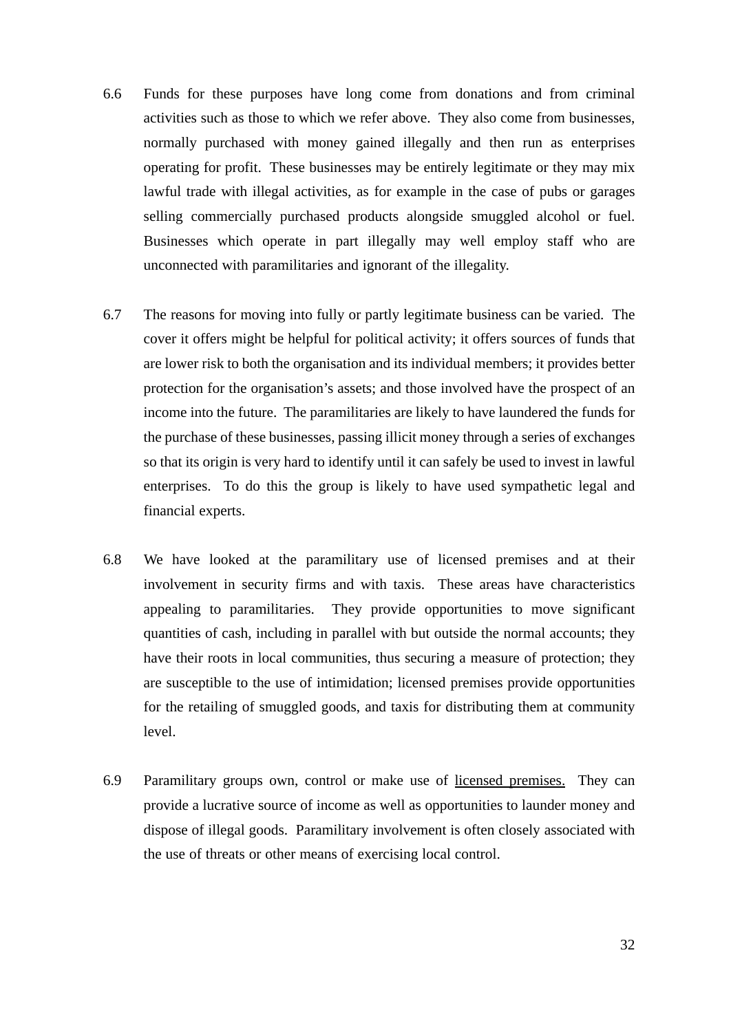6.6 Funds for these purposes have long come from donations and from criminal activities such as those to which we refer above. They also come from businesses, normally purchased with money gained illegally and then run as enterprises operating for profit. These businesses may be entirely legitimate or they may mix lawful trade with illegal activities, as for example in the case of pubs or garages selling commercially purchased products alongside smuggled alcohol or fuel. Businesses which operate in part illegally may well employ staff who are unconnected with paramilitaries and ignorant of the illegality.

6.7 The reasons for moving into fully or partly legitimate business can be varied. The cover it offers might be helpful for political activity; it offers sources of funds that are lower risk to both the organisation and its individual members; it provides better protection for the organisation's assets; and those involved have the prospect of an income into the future. The paramilitaries are likely to have laundered the funds for the purchase of these businesses, passing illicit money through a series of exchanges so that its origin is very hard to identify until it can safely be used to invest in lawful enterprises. To do this the group is likely to have used sympathetic legal and financial experts.

6.8 We have looked at the paramilitary use of licensed premises and at their involvement in security firms and with taxis. These areas have characteristics appealing to paramilitaries. They provide opportunities to move significant quantities of cash, including in parallel with but outside the normal accounts; they have their roots in local communities, thus securing a measure of protection; they are susceptible to the use of intimidation; licensed premises provide opportunities for the retailing of smuggled goods, and taxis for distributing them at community level.

6.9 Paramilitary groups own, control or make use of <u>licensed premises.</u> They can provide a lucrative source of income as well as opportunities to launder money and dispose of illegal goods. Paramilitary involvement is often closely associated with the use of threats or other means of exercising local control.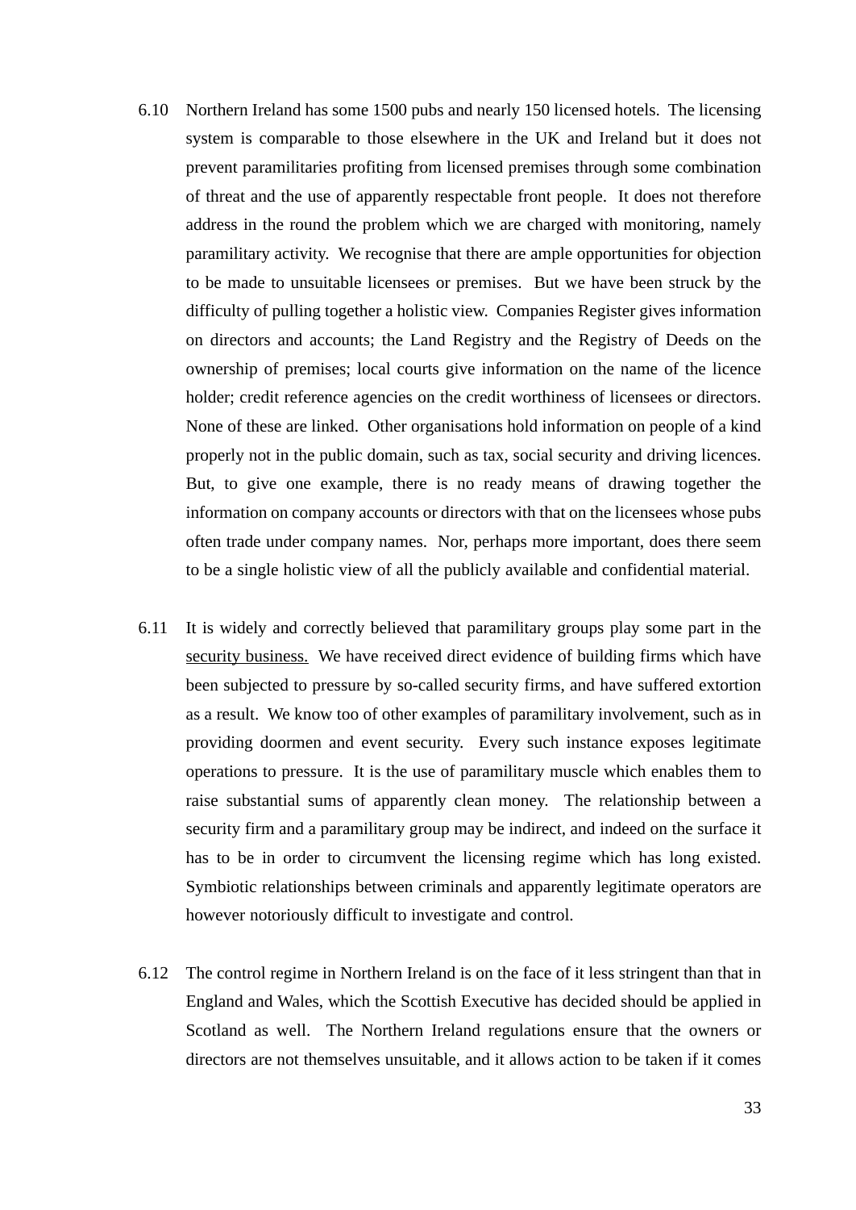6.10 Northern Ireland has some 1500 pubs and nearly 150 licensed hotels. The licensing system is comparable to those elsewhere in the UK and Ireland but it does not prevent paramilitaries profiting from licensed premises through some combination of threat and the use of apparently respectable front people. It does not therefore address in the round the problem which we are charged with monitoring, namely paramilitary activity. We recognise that there are ample opportunities for objection to be made to unsuitable licensees or premises. But we have been struck by the difficulty of pulling together a holistic view. Companies Register gives information on directors and accounts; the Land Registry and the Registry of Deeds on the ownership of premises; local courts give information on the name of the licence holder; credit reference agencies on the credit worthiness of licensees or directors. None of these are linked. Other organisations hold information on people of a kind properly not in the public domain, such as tax, social security and driving licences. But, to give one example, there is no ready means of drawing together the information on company accounts or directors with that on the licensees whose pubs often trade under company names. Nor, perhaps more important, does there seem to be a single holistic view of all the publicly available and confidential material.

6.11 It is widely and correctly believed that paramilitary groups play some part in the <u>security business.</u> We have received direct evidence of building firms which have been subjected to pressure by so-called security firms, and have suffered extortion as a result. We know too of other examples of paramilitary involvement, such as in providing doormen and event security. Every such instance exposes legitimate operations to pressure. It is the use of paramilitary muscle which enables them to raise substantial sums of apparently clean money. The relationship between a security firm and a paramilitary group may be indirect, and indeed on the surface it has to be in order to circumvent the licensing regime which has long existed. Symbiotic relationships between criminals and apparently legitimate operators are however notoriously difficult to investigate and control.

6.12 The control regime in Northern Ireland is on the face of it less stringent than that in England and Wales, which the Scottish Executive has decided should be applied in Scotland as well. The Northern Ireland regulations ensure that the owners or directors are not themselves unsuitable, and it allows action to be taken if it comes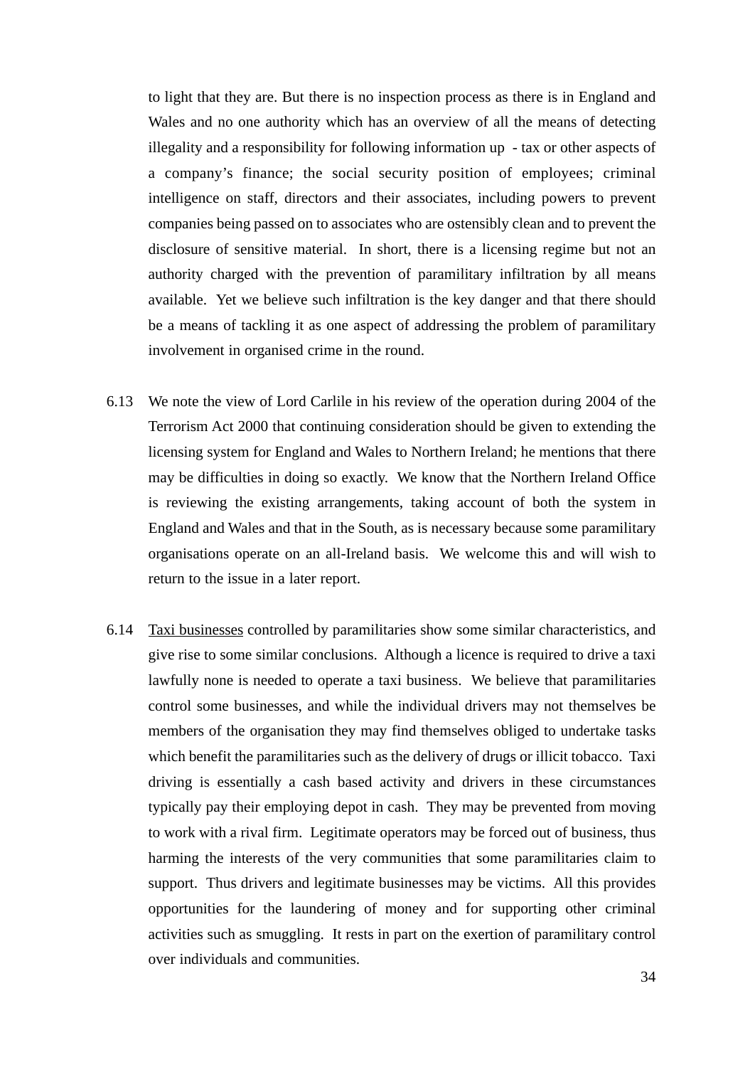to light that they are. But there is no inspection process as there is in England and Wales and no one authority which has an overview of all the means of detecting illegality and a responsibility for following information up - tax or other aspects of a company's finance; the social security position of employees; criminal intelligence on staff, directors and their associates, including powers to prevent companies being passed on to associates who are ostensibly clean and to prevent the disclosure of sensitive material. In short, there is a licensing regime but not an authority charged with the prevention of paramilitary infiltration by all means available. Yet we believe such infiltration is the key danger and that there should be a means of tackling it as one aspect of addressing the problem of paramilitary involvement in organised crime in the round.

6.13 We note the view of Lord Carlile in his review of the operation during 2004 of the Terrorism Act 2000 that continuing consideration should be given to extending the licensing system for England and Wales to Northern Ireland; he mentions that there may be difficulties in doing so exactly. We know that the Northern Ireland Office is reviewing the existing arrangements, taking account of both the system in England and Wales and that in the South, as is necessary because some paramilitary organisations operate on an all-Ireland basis. We welcome this and will wish to return to the issue in a later report.

6.14 <u>Taxi businesses</u> controlled by paramilitaries show some similar characteristics, and give rise to some similar conclusions. Although a licence is required to drive a taxi lawfully none is needed to operate a taxi business. We believe that paramilitaries control some businesses, and while the individual drivers may not themselves be members of the organisation they may find themselves obliged to undertake tasks which benefit the paramilitaries such as the delivery of drugs or illicit tobacco. Taxi driving is essentially a cash based activity and drivers in these circumstances typically pay their employing depot in cash. They may be prevented from moving to work with a rival firm. Legitimate operators may be forced out of business, thus harming the interests of the very communities that some paramilitaries claim to support. Thus drivers and legitimate businesses may be victims. All this provides opportunities for the laundering of money and for supporting other criminal activities such as smuggling. It rests in part on the exertion of paramilitary control over individuals and communities.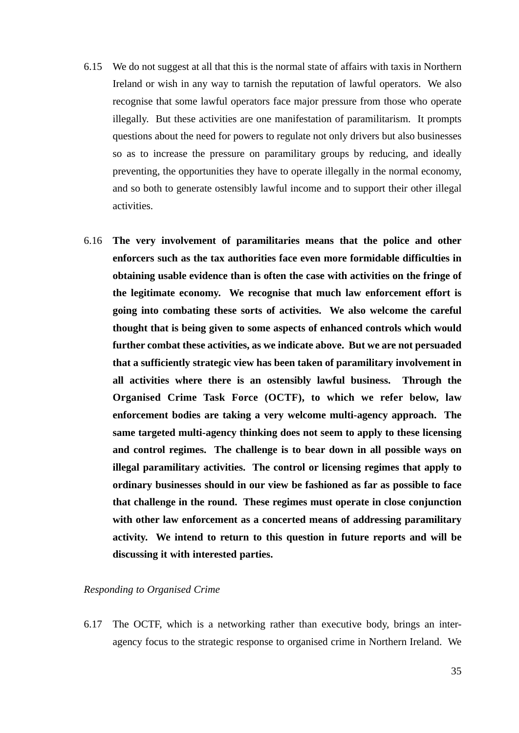6.15 We do not suggest at all that this is the normal state of affairs with taxis in Northern Ireland or wish in any way to tarnish the reputation of lawful operators. We also recognise that some lawful operators face major pressure from those who operate illegally. But these activities are one manifestation of paramilitarism. It prompts questions about the need for powers to regulate not only drivers but also businesses so as to increase the pressure on paramilitary groups by reducing, and ideally preventing, the opportunities they have to operate illegally in the normal economy, and so both to generate ostensibly lawful income and to support their other illegal activities.

6.16 **The very involvement of paramilitaries means that the police and other enforcers such as the tax authorities face even more formidable difficulties in obtaining usable evidence than is often the case with activities on the fringe of the legitimate economy. We recognise that much law enforcement effort is going into combating these sorts of activities. We also welcome the careful thought that is being given to some aspects of enhanced controls which would further combat these activities, as we indicate above. But we are not persuaded that a sufficiently strategic view has been taken of paramilitary involvement in all activities where there is an ostensibly lawful business. Through the Organised Crime Task Force (OCTF), to which we refer below, law enforcement bodies are taking a very welcome multi-agency approach. The same targeted multi-agency thinking does not seem to apply to these licensing and control regimes. The challenge is to bear down in all possible ways on illegal paramilitary activities. The control or licensing regimes that apply to ordinary businesses should in our view be fashioned as far as possible to face that challenge in the round. These regimes must operate in close conjunction with other law enforcement as a concerted means of addressing paramilitary activity. We intend to return to this question in future reports and will be discussing it with interested parties.**

*Responding to Organised Crime*

6.17 The OCTF, which is a networking rather than executive body, brings an inter-agency focus to the strategic response to organised crime in Northern Ireland. We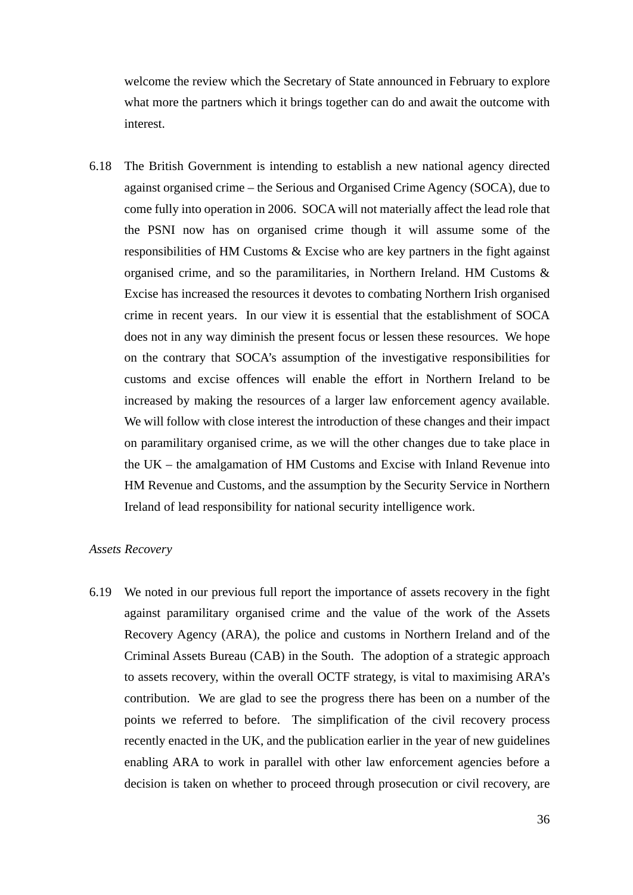welcome the review which the Secretary of State announced in February to explore what more the partners which it brings together can do and await the outcome with interest.

6.18 The British Government is intending to establish a new national agency directed against organised crime – the Serious and Organised Crime Agency (SOCA), due to come fully into operation in 2006. SOCA will not materially affect the lead role that the PSNI now has on organised crime though it will assume some of the responsibilities of HM Customs & Excise who are key partners in the fight against organised crime, and so the paramilitaries, in Northern Ireland. HM Customs & Excise has increased the resources it devotes to combating Northern Irish organised crime in recent years. In our view it is essential that the establishment of SOCA does not in any way diminish the present focus or lessen these resources. We hope on the contrary that SOCA's assumption of the investigative responsibilities for customs and excise offences will enable the effort in Northern Ireland to be increased by making the resources of a larger law enforcement agency available. We will follow with close interest the introduction of these changes and their impact on paramilitary organised crime, as we will the other changes due to take place in the UK – the amalgamation of HM Customs and Excise with Inland Revenue into HM Revenue and Customs, and the assumption by the Security Service in Northern Ireland of lead responsibility for national security intelligence work.

*Assets Recovery*

6.19 We noted in our previous full report the importance of assets recovery in the fight against paramilitary organised crime and the value of the work of the Assets Recovery Agency (ARA), the police and customs in Northern Ireland and of the Criminal Assets Bureau (CAB) in the South. The adoption of a strategic approach to assets recovery, within the overall OCTF strategy, is vital to maximising ARA's contribution. We are glad to see the progress there has been on a number of the points we referred to before. The simplification of the civil recovery process recently enacted in the UK, and the publication earlier in the year of new guidelines enabling ARA to work in parallel with other law enforcement agencies before a decision is taken on whether to proceed through prosecution or civil recovery, are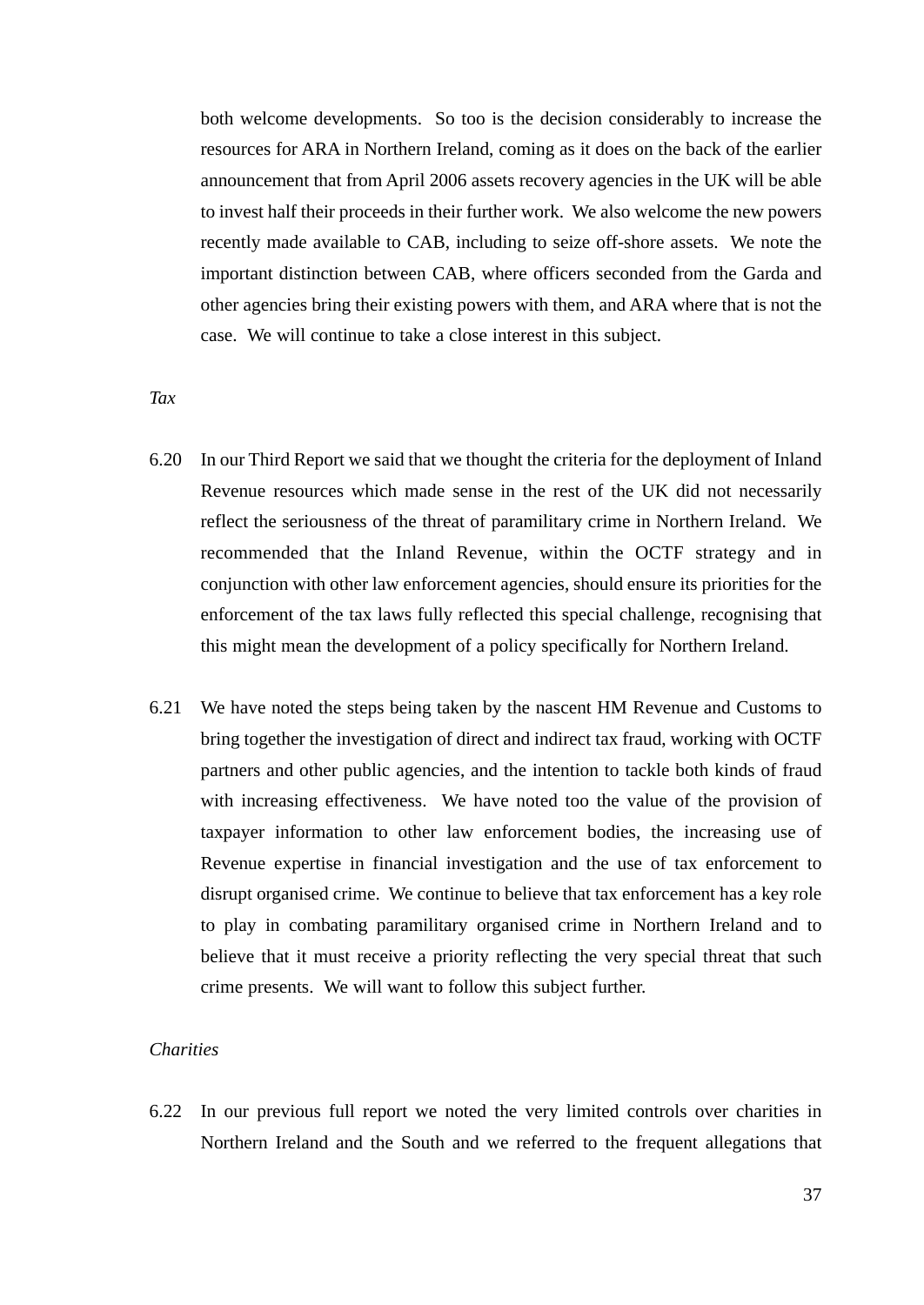both welcome developments. So too is the decision considerably to increase the resources for ARA in Northern Ireland, coming as it does on the back of the earlier announcement that from April 2006 assets recovery agencies in the UK will be able to invest half their proceeds in their further work. We also welcome the new powers recently made available to CAB, including to seize off-shore assets. We note the important distinction between CAB, where officers seconded from the Garda and other agencies bring their existing powers with them, and ARA where that is not the case. We will continue to take a close interest in this subject.

*Tax*

6.20 In our Third Report we said that we thought the criteria for the deployment of Inland Revenue resources which made sense in the rest of the UK did not necessarily reflect the seriousness of the threat of paramilitary crime in Northern Ireland. We recommended that the Inland Revenue, within the OCTF strategy and in conjunction with other law enforcement agencies, should ensure its priorities for the enforcement of the tax laws fully reflected this special challenge, recognising that this might mean the development of a policy specifically for Northern Ireland.

6.21 We have noted the steps being taken by the nascent HM Revenue and Customs to bring together the investigation of direct and indirect tax fraud, working with OCTF partners and other public agencies, and the intention to tackle both kinds of fraud with increasing effectiveness. We have noted too the value of the provision of taxpayer information to other law enforcement bodies, the increasing use of Revenue expertise in financial investigation and the use of tax enforcement to disrupt organised crime. We continue to believe that tax enforcement has a key role to play in combating paramilitary organised crime in Northern Ireland and to believe that it must receive a priority reflecting the very special threat that such crime presents. We will want to follow this subject further.

*Charities*

6.22 In our previous full report we noted the very limited controls over charities in Northern Ireland and the South and we referred to the frequent allegations that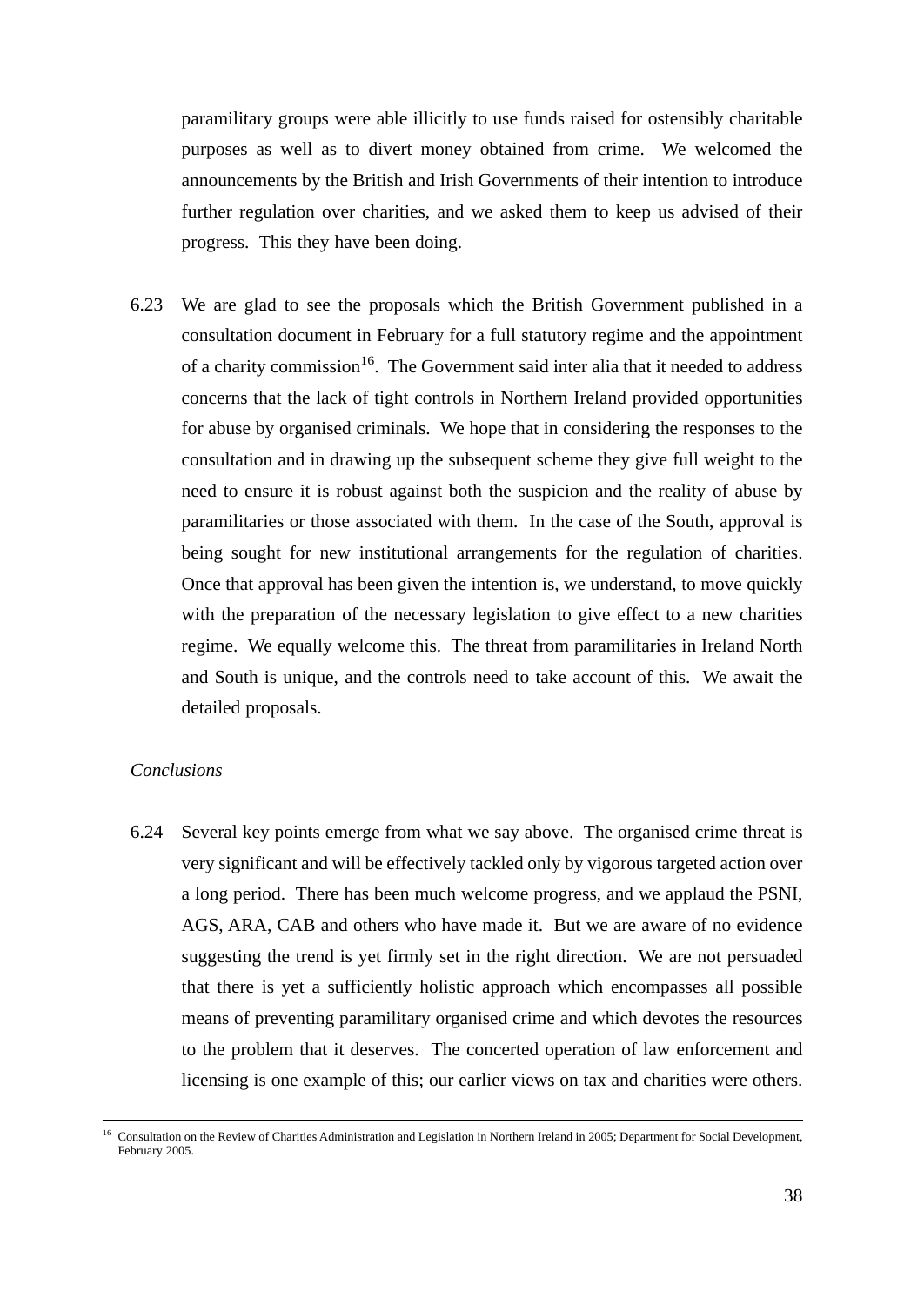paramilitary groups were able illicitly to use funds raised for ostensibly charitable purposes as well as to divert money obtained from crime. We welcomed the announcements by the British and Irish Governments of their intention to introduce further regulation over charities, and we asked them to keep us advised of their progress. This they have been doing.

6.23 We are glad to see the proposals which the British Government published in a consultation document in February for a full statutory regime and the appointment of a charity commission[16]. The Government said inter alia that it needed to address concerns that the lack of tight controls in Northern Ireland provided opportunities for abuse by organised criminals. We hope that in considering the responses to the consultation and in drawing up the subsequent scheme they give full weight to the need to ensure it is robust against both the suspicion and the reality of abuse by paramilitaries or those associated with them. In the case of the South, approval is being sought for new institutional arrangements for the regulation of charities. Once that approval has been given the intention is, we understand, to move quickly with the preparation of the necessary legislation to give effect to a new charities regime. We equally welcome this. The threat from paramilitaries in Ireland North and South is unique, and the controls need to take account of this. We await the detailed proposals.

*Conclusions*

6.24 Several key points emerge from what we say above. The organised crime threat is very significant and will be effectively tackled only by vigorous targeted action over a long period. There has been much welcome progress, and we applaud the PSNI, AGS, ARA, CAB and others who have made it. But we are aware of no evidence suggesting the trend is yet firmly set in the right direction. We are not persuaded that there is yet a sufficiently holistic approach which encompasses all possible means of preventing paramilitary organised crime and which devotes the resources to the problem that it deserves. The concerted operation of law enforcement and licensing is one example of this; our earlier views on tax and charities were others.

---

[16] Consultation on the Review of Charities Administration and Legislation in Northern Ireland in 2005; Department for Social Development, February 2005.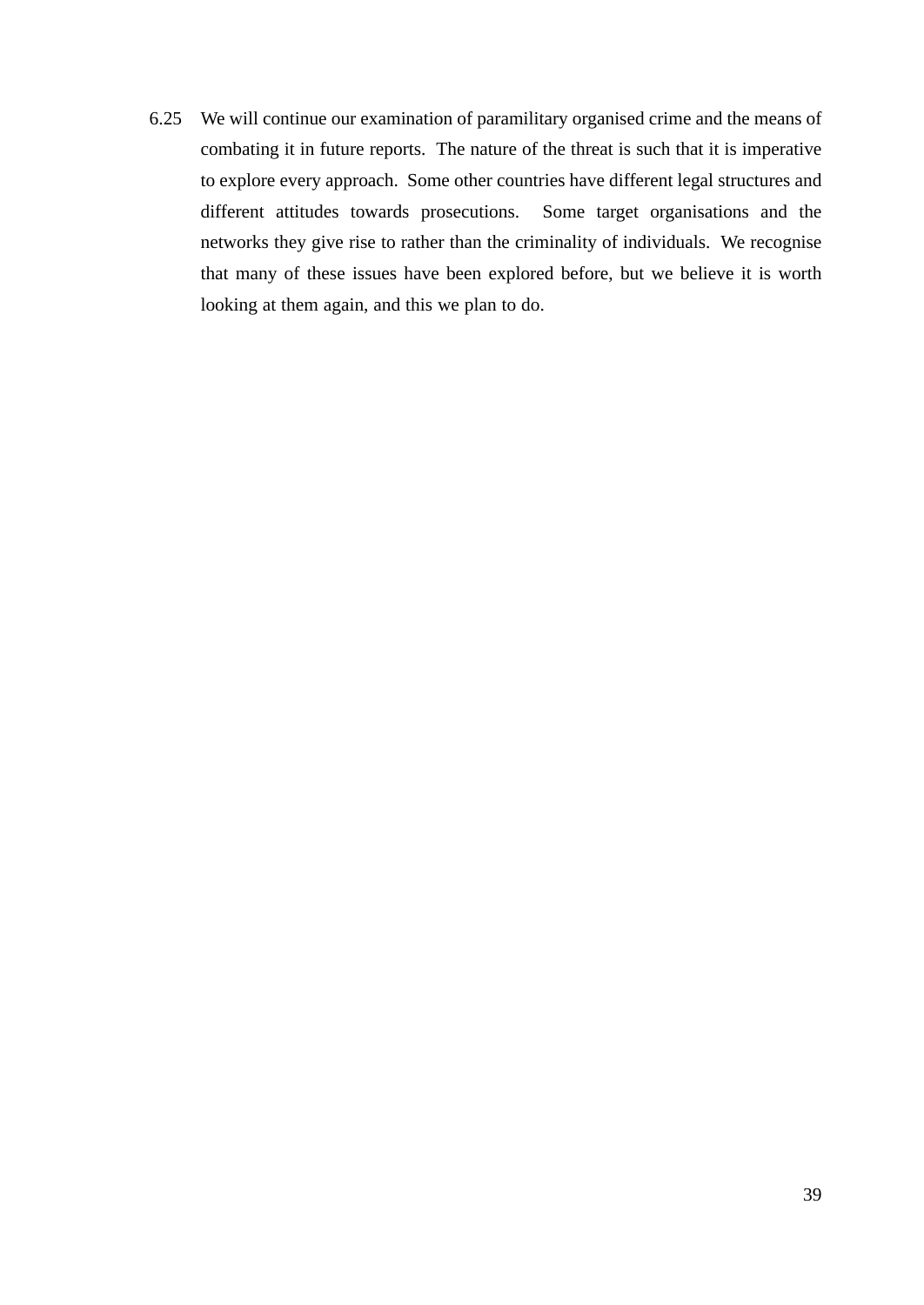6.25 We will continue our examination of paramilitary organised crime and the means of combating it in future reports. The nature of the threat is such that it is imperative to explore every approach. Some other countries have different legal structures and different attitudes towards prosecutions. Some target organisations and the networks they give rise to rather than the criminality of individuals. We recognise that many of these issues have been explored before, but we believe it is worth looking at them again, and this we plan to do.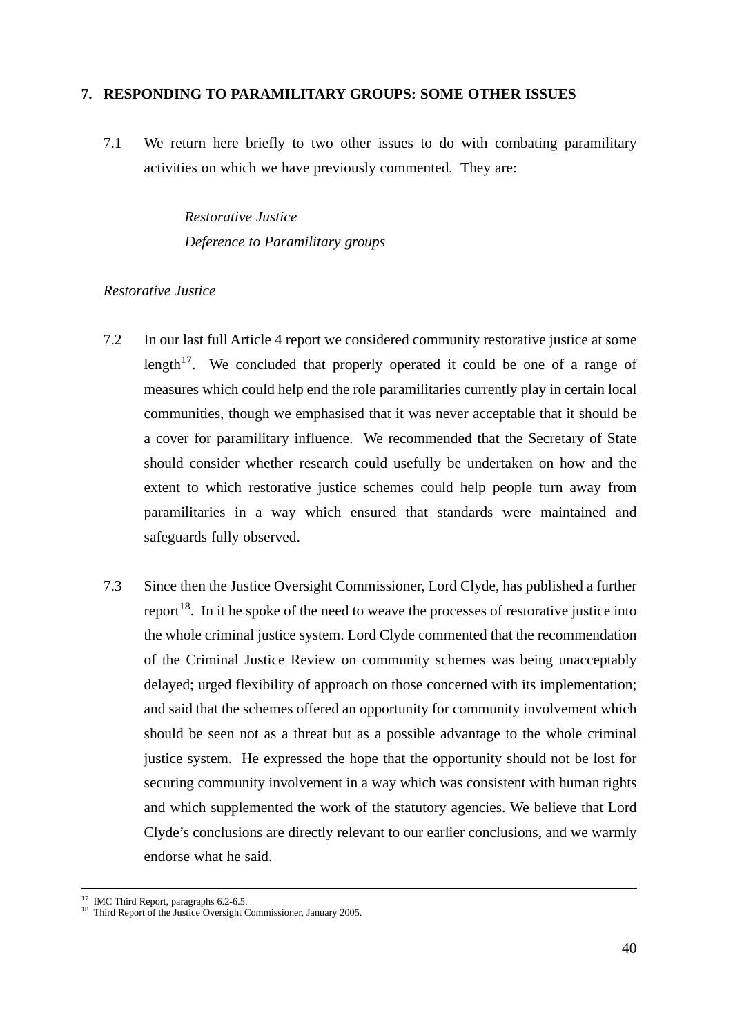## 7. RESPONDING TO PARAMILITARY GROUPS: SOME OTHER ISSUES

7.1 We return here briefly to two other issues to do with combating paramilitary activities on which we have previously commented. They are:

*Restorative Justice*
*Deference to Paramilitary groups*

*Restorative Justice*

7.2 In our last full Article 4 report we considered community restorative justice at some length[17]. We concluded that properly operated it could be one of a range of measures which could help end the role paramilitaries currently play in certain local communities, though we emphasised that it was never acceptable that it should be a cover for paramilitary influence. We recommended that the Secretary of State should consider whether research could usefully be undertaken on how and the extent to which restorative justice schemes could help people turn away from paramilitaries in a way which ensured that standards were maintained and safeguards fully observed.

7.3 Since then the Justice Oversight Commissioner, Lord Clyde, has published a further report[18]. In it he spoke of the need to weave the processes of restorative justice into the whole criminal justice system. Lord Clyde commented that the recommendation of the Criminal Justice Review on community schemes was being unacceptably delayed; urged flexibility of approach on those concerned with its implementation; and said that the schemes offered an opportunity for community involvement which should be seen not as a threat but as a possible advantage to the whole criminal justice system. He expressed the hope that the opportunity should not be lost for securing community involvement in a way which was consistent with human rights and which supplemented the work of the statutory agencies. We believe that Lord Clyde's conclusions are directly relevant to our earlier conclusions, and we warmly endorse what he said.

---

[17] IMC Third Report, paragraphs 6.2-6.5.
[18] Third Report of the Justice Oversight Commissioner, January 2005.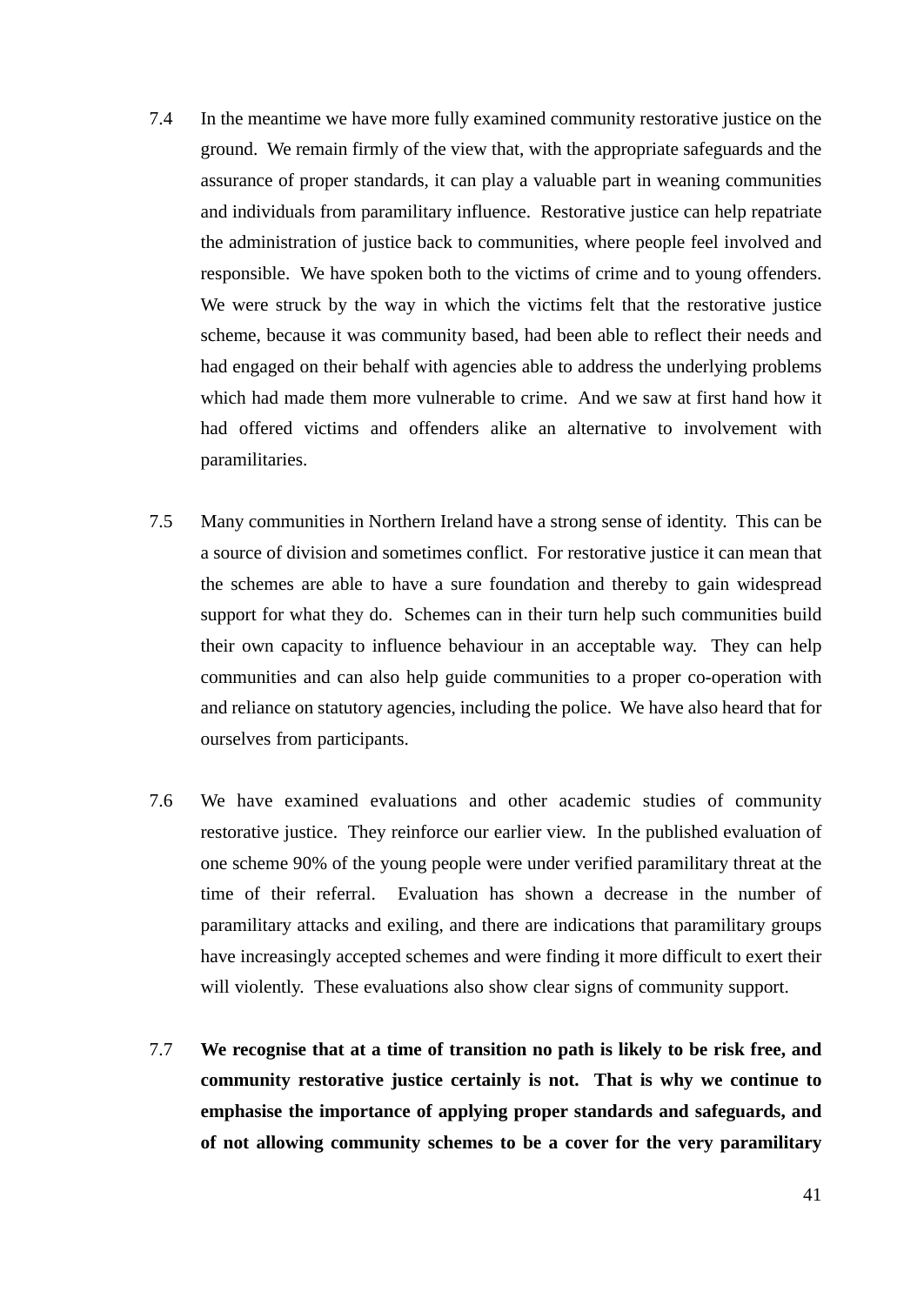7.4 In the meantime we have more fully examined community restorative justice on the ground. We remain firmly of the view that, with the appropriate safeguards and the assurance of proper standards, it can play a valuable part in weaning communities and individuals from paramilitary influence. Restorative justice can help repatriate the administration of justice back to communities, where people feel involved and responsible. We have spoken both to the victims of crime and to young offenders. We were struck by the way in which the victims felt that the restorative justice scheme, because it was community based, had been able to reflect their needs and had engaged on their behalf with agencies able to address the underlying problems which had made them more vulnerable to crime. And we saw at first hand how it had offered victims and offenders alike an alternative to involvement with paramilitaries.

7.5 Many communities in Northern Ireland have a strong sense of identity. This can be a source of division and sometimes conflict. For restorative justice it can mean that the schemes are able to have a sure foundation and thereby to gain widespread support for what they do. Schemes can in their turn help such communities build their own capacity to influence behaviour in an acceptable way. They can help communities and can also help guide communities to a proper co-operation with and reliance on statutory agencies, including the police. We have also heard that for ourselves from participants.

7.6 We have examined evaluations and other academic studies of community restorative justice. They reinforce our earlier view. In the published evaluation of one scheme 90% of the young people were under verified paramilitary threat at the time of their referral. Evaluation has shown a decrease in the number of paramilitary attacks and exiling, and there are indications that paramilitary groups have increasingly accepted schemes and were finding it more difficult to exert their will violently. These evaluations also show clear signs of community support.

7.7 **We recognise that at a time of transition no path is likely to be risk free, and community restorative justice certainly is not. That is why we continue to emphasise the importance of applying proper standards and safeguards, and of not allowing community schemes to be a cover for the very paramilitary**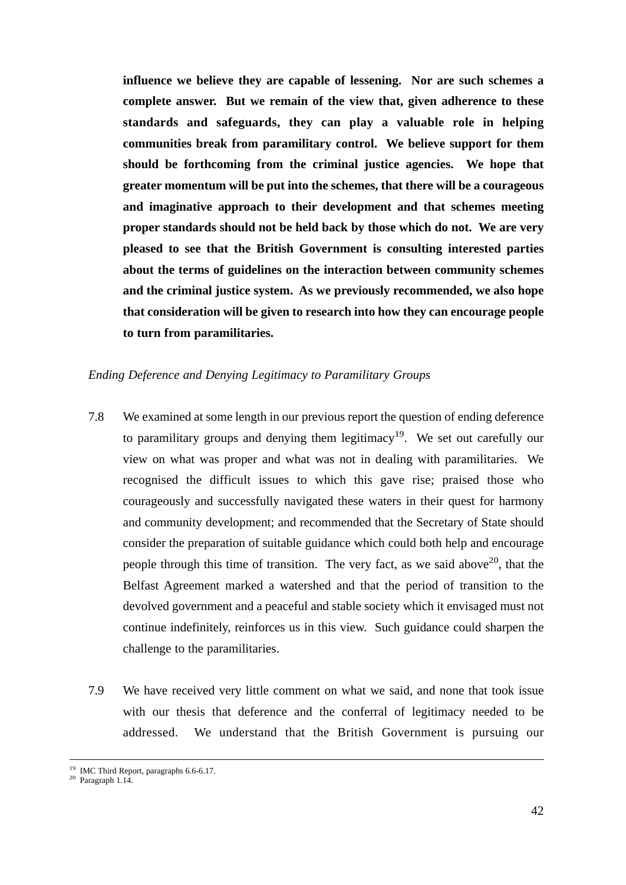**influence we believe they are capable of lessening. Nor are such schemes a complete answer. But we remain of the view that, given adherence to these standards and safeguards, they can play a valuable role in helping communities break from paramilitary control. We believe support for them should be forthcoming from the criminal justice agencies. We hope that greater momentum will be put into the schemes, that there will be a courageous and imaginative approach to their development and that schemes meeting proper standards should not be held back by those which do not. We are very pleased to see that the British Government is consulting interested parties about the terms of guidelines on the interaction between community schemes and the criminal justice system. As we previously recommended, we also hope that consideration will be given to research into how they can encourage people to turn from paramilitaries.**

*Ending Deference and Denying Legitimacy to Paramilitary Groups*

7.8 We examined at some length in our previous report the question of ending deference to paramilitary groups and denying them legitimacy[19]. We set out carefully our view on what was proper and what was not in dealing with paramilitaries. We recognised the difficult issues to which this gave rise; praised those who courageously and successfully navigated these waters in their quest for harmony and community development; and recommended that the Secretary of State should consider the preparation of suitable guidance which could both help and encourage people through this time of transition. The very fact, as we said above[20], that the Belfast Agreement marked a watershed and that the period of transition to the devolved government and a peaceful and stable society which it envisaged must not continue indefinitely, reinforces us in this view. Such guidance could sharpen the challenge to the paramilitaries.

7.9 We have received very little comment on what we said, and none that took issue with our thesis that deference and the conferral of legitimacy needed to be addressed. We understand that the British Government is pursuing our

---

[19] IMC Third Report, paragraphs 6.6-6.17.

[20] Paragraph 1.14.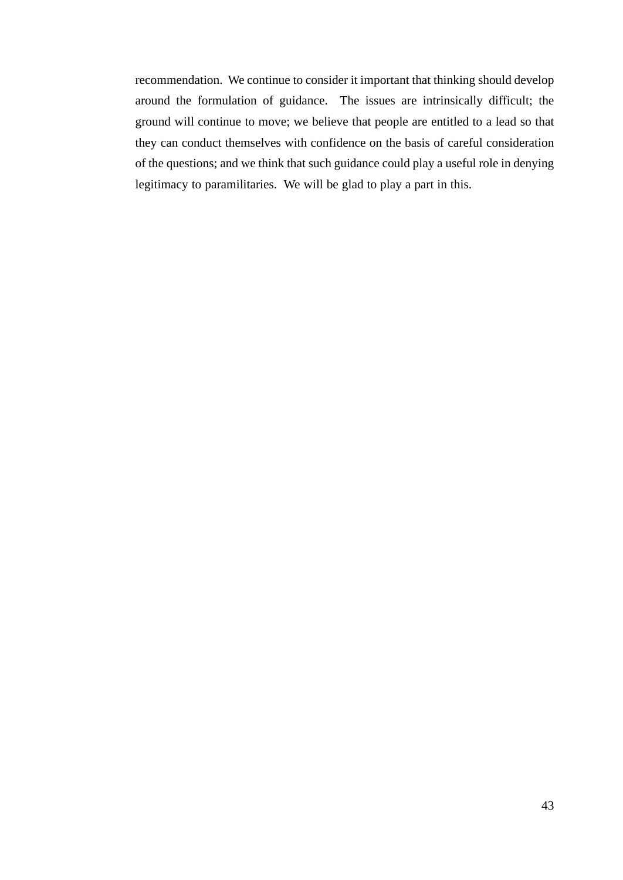recommendation. We continue to consider it important that thinking should develop around the formulation of guidance. The issues are intrinsically difficult; the ground will continue to move; we believe that people are entitled to a lead so that they can conduct themselves with confidence on the basis of careful consideration of the questions; and we think that such guidance could play a useful role in denying legitimacy to paramilitaries. We will be glad to play a part in this.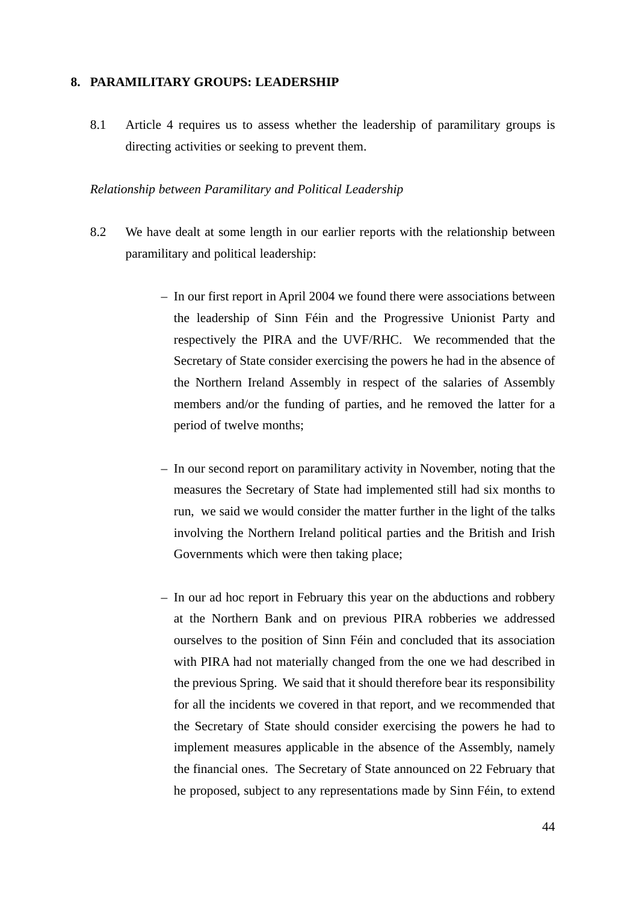## 8. PARAMILITARY GROUPS: LEADERSHIP

8.1 Article 4 requires us to assess whether the leadership of paramilitary groups is directing activities or seeking to prevent them.

*Relationship between Paramilitary and Political Leadership*

8.2 We have dealt at some length in our earlier reports with the relationship between paramilitary and political leadership:

- In our first report in April 2004 we found there were associations between the leadership of Sinn Féin and the Progressive Unionist Party and respectively the PIRA and the UVF/RHC. We recommended that the Secretary of State consider exercising the powers he had in the absence of the Northern Ireland Assembly in respect of the salaries of Assembly members and/or the funding of parties, and he removed the latter for a period of twelve months;

- In our second report on paramilitary activity in November, noting that the measures the Secretary of State had implemented still had six months to run, we said we would consider the matter further in the light of the talks involving the Northern Ireland political parties and the British and Irish Governments which were then taking place;

- In our ad hoc report in February this year on the abductions and robbery at the Northern Bank and on previous PIRA robberies we addressed ourselves to the position of Sinn Féin and concluded that its association with PIRA had not materially changed from the one we had described in the previous Spring. We said that it should therefore bear its responsibility for all the incidents we covered in that report, and we recommended that the Secretary of State should consider exercising the powers he had to implement measures applicable in the absence of the Assembly, namely the financial ones. The Secretary of State announced on 22 February that he proposed, subject to any representations made by Sinn Féin, to extend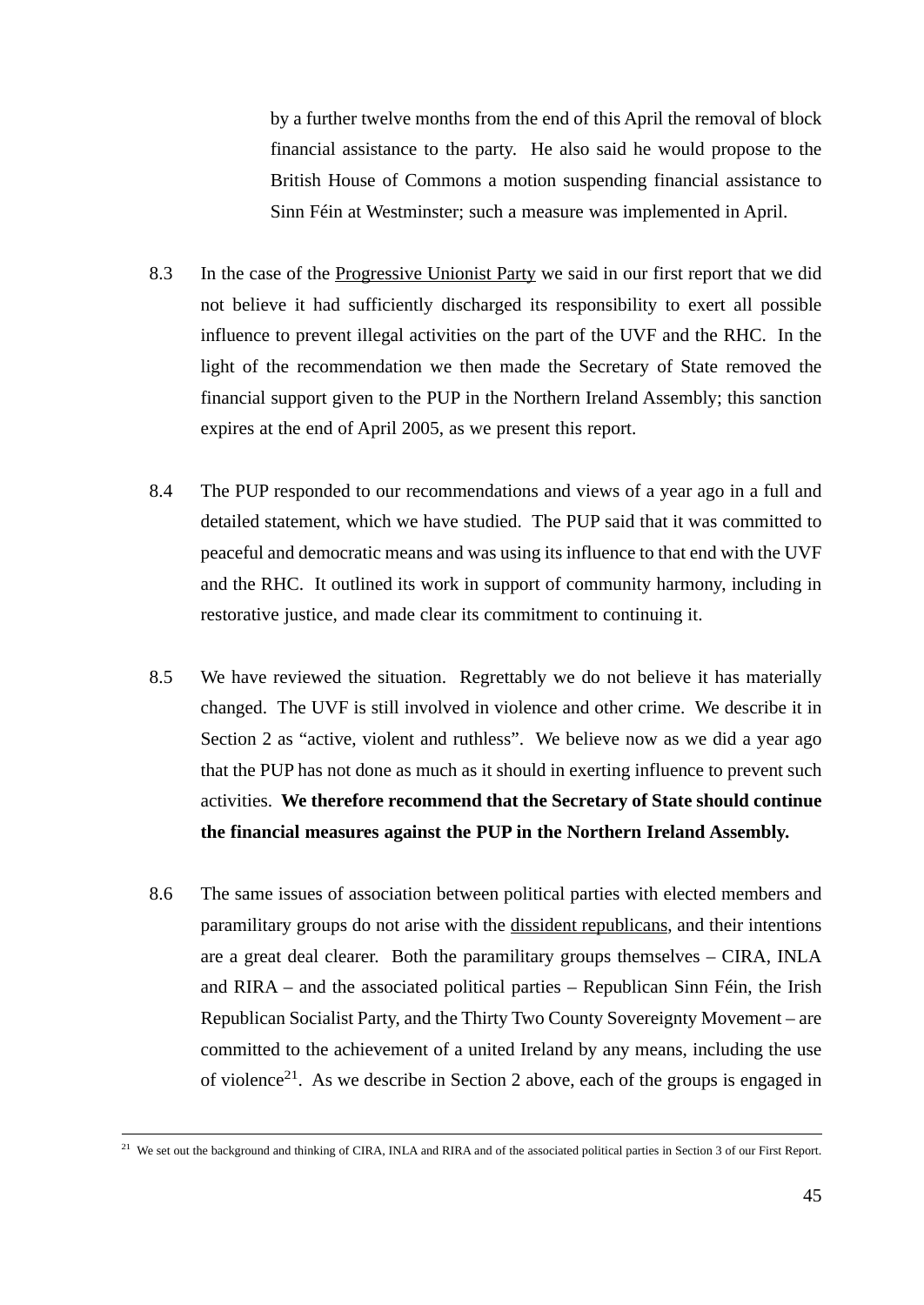by a further twelve months from the end of this April the removal of block financial assistance to the party. He also said he would propose to the British House of Commons a motion suspending financial assistance to Sinn Féin at Westminster; such a measure was implemented in April.

8.3 In the case of the Progressive Unionist Party we said in our first report that we did not believe it had sufficiently discharged its responsibility to exert all possible influence to prevent illegal activities on the part of the UVF and the RHC. In the light of the recommendation we then made the Secretary of State removed the financial support given to the PUP in the Northern Ireland Assembly; this sanction expires at the end of April 2005, as we present this report.

8.4 The PUP responded to our recommendations and views of a year ago in a full and detailed statement, which we have studied. The PUP said that it was committed to peaceful and democratic means and was using its influence to that end with the UVF and the RHC. It outlined its work in support of community harmony, including in restorative justice, and made clear its commitment to continuing it.

8.5 We have reviewed the situation. Regrettably we do not believe it has materially changed. The UVF is still involved in violence and other crime. We describe it in Section 2 as "active, violent and ruthless". We believe now as we did a year ago that the PUP has not done as much as it should in exerting influence to prevent such activities. **We therefore recommend that the Secretary of State should continue the financial measures against the PUP in the Northern Ireland Assembly.**

8.6 The same issues of association between political parties with elected members and paramilitary groups do not arise with the dissident republicans, and their intentions are a great deal clearer. Both the paramilitary groups themselves – CIRA, INLA and RIRA – and the associated political parties – Republican Sinn Féin, the Irish Republican Socialist Party, and the Thirty Two County Sovereignty Movement – are committed to the achievement of a united Ireland by any means, including the use of violence[21]. As we describe in Section 2 above, each of the groups is engaged in

[21] We set out the background and thinking of CIRA, INLA and RIRA and of the associated political parties in Section 3 of our First Report.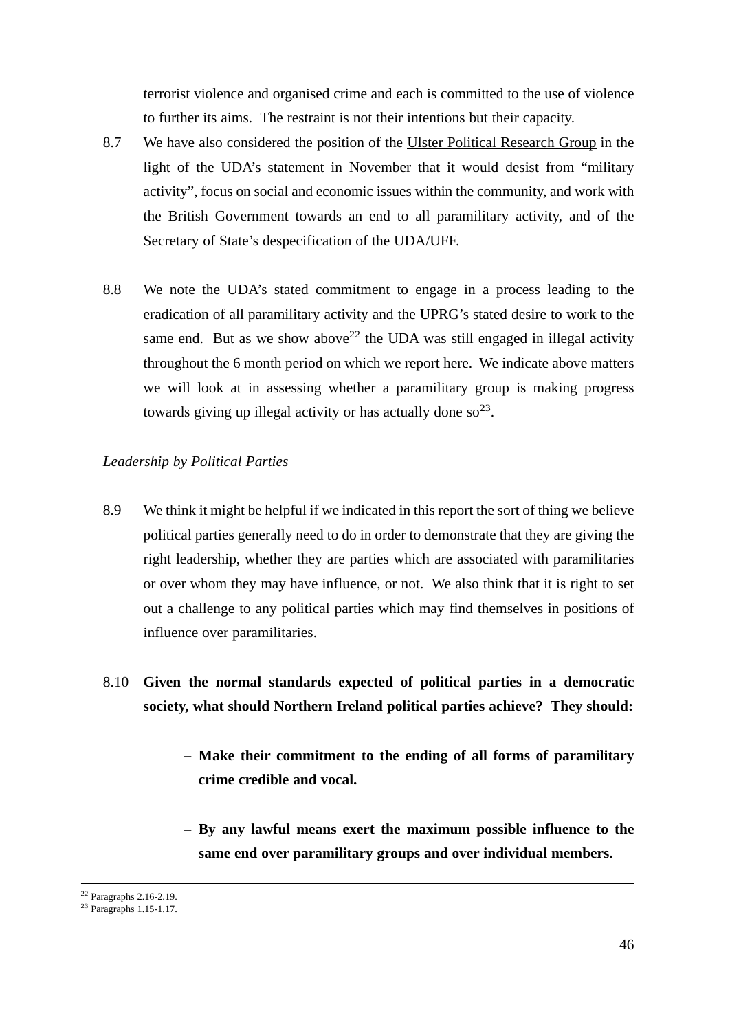terrorist violence and organised crime and each is committed to the use of violence to further its aims. The restraint is not their intentions but their capacity.

8.7 We have also considered the position of the Ulster Political Research Group in the light of the UDA's statement in November that it would desist from "military activity", focus on social and economic issues within the community, and work with the British Government towards an end to all paramilitary activity, and of the Secretary of State's despecification of the UDA/UFF.

8.8 We note the UDA's stated commitment to engage in a process leading to the eradication of all paramilitary activity and the UPRG's stated desire to work to the same end. But as we show above[22] the UDA was still engaged in illegal activity throughout the 6 month period on which we report here. We indicate above matters we will look at in assessing whether a paramilitary group is making progress towards giving up illegal activity or has actually done so[23].

*Leadership by Political Parties*

8.9 We think it might be helpful if we indicated in this report the sort of thing we believe political parties generally need to do in order to demonstrate that they are giving the right leadership, whether they are parties which are associated with paramilitaries or over whom they may have influence, or not. We also think that it is right to set out a challenge to any political parties which may find themselves in positions of influence over paramilitaries.

8.10 **Given the normal standards expected of political parties in a democratic society, what should Northern Ireland political parties achieve? They should:**

- **Make their commitment to the ending of all forms of paramilitary crime credible and vocal.**

- **By any lawful means exert the maximum possible influence to the same end over paramilitary groups and over individual members.**

---

[22] Paragraphs 2.16-2.19.

[23] Paragraphs 1.15-1.17.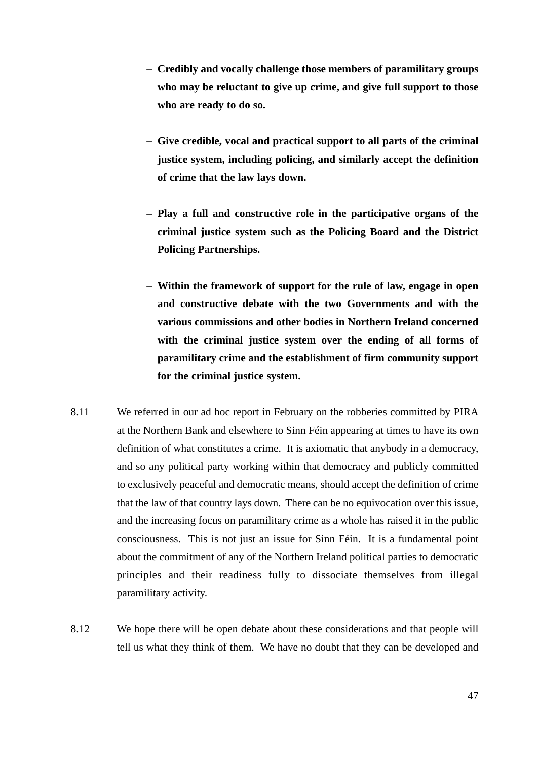- **Credibly and vocally challenge those members of paramilitary groups who may be reluctant to give up crime, and give full support to those who are ready to do so.**

- **Give credible, vocal and practical support to all parts of the criminal justice system, including policing, and similarly accept the definition of crime that the law lays down.**

- **Play a full and constructive role in the participative organs of the criminal justice system such as the Policing Board and the District Policing Partnerships.**

- **Within the framework of support for the rule of law, engage in open and constructive debate with the two Governments and with the various commissions and other bodies in Northern Ireland concerned with the criminal justice system over the ending of all forms of paramilitary crime and the establishment of firm community support for the criminal justice system.**

8.11 We referred in our ad hoc report in February on the robberies committed by PIRA at the Northern Bank and elsewhere to Sinn Féin appearing at times to have its own definition of what constitutes a crime. It is axiomatic that anybody in a democracy, and so any political party working within that democracy and publicly committed to exclusively peaceful and democratic means, should accept the definition of crime that the law of that country lays down. There can be no equivocation over this issue, and the increasing focus on paramilitary crime as a whole has raised it in the public consciousness. This is not just an issue for Sinn Féin. It is a fundamental point about the commitment of any of the Northern Ireland political parties to democratic principles and their readiness fully to dissociate themselves from illegal paramilitary activity.

8.12 We hope there will be open debate about these considerations and that people will tell us what they think of them. We have no doubt that they can be developed and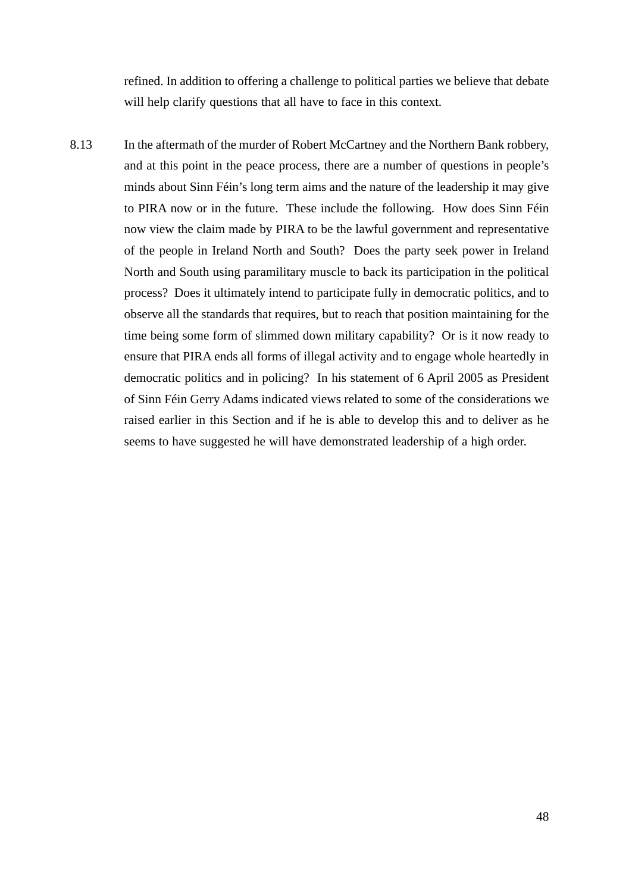refined. In addition to offering a challenge to political parties we believe that debate will help clarify questions that all have to face in this context.

8.13 In the aftermath of the murder of Robert McCartney and the Northern Bank robbery, and at this point in the peace process, there are a number of questions in people's minds about Sinn Féin's long term aims and the nature of the leadership it may give to PIRA now or in the future. These include the following. How does Sinn Féin now view the claim made by PIRA to be the lawful government and representative of the people in Ireland North and South? Does the party seek power in Ireland North and South using paramilitary muscle to back its participation in the political process? Does it ultimately intend to participate fully in democratic politics, and to observe all the standards that requires, but to reach that position maintaining for the time being some form of slimmed down military capability? Or is it now ready to ensure that PIRA ends all forms of illegal activity and to engage whole heartedly in democratic politics and in policing? In his statement of 6 April 2005 as President of Sinn Féin Gerry Adams indicated views related to some of the considerations we raised earlier in this Section and if he is able to develop this and to deliver as he seems to have suggested he will have demonstrated leadership of a high order.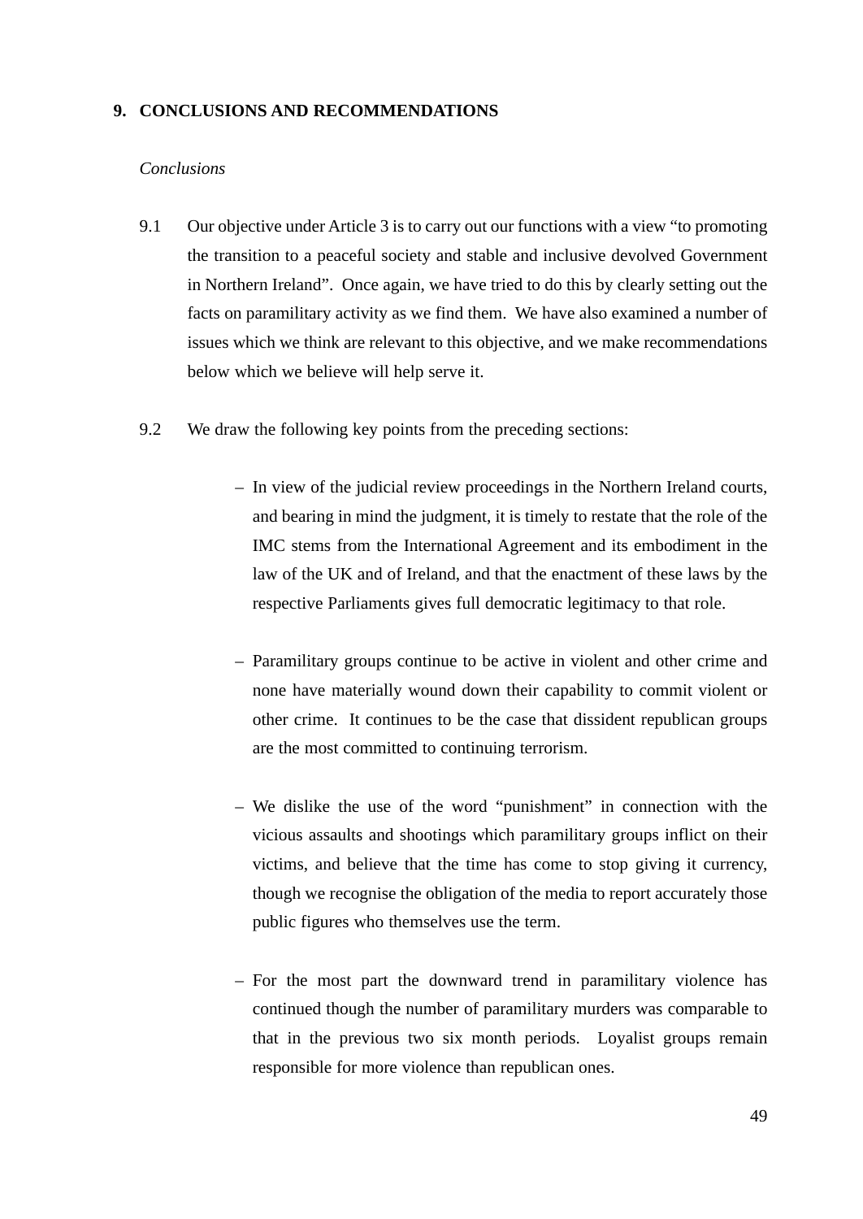## 9. CONCLUSIONS AND RECOMMENDATIONS

*Conclusions*

9.1 Our objective under Article 3 is to carry out our functions with a view "to promoting the transition to a peaceful society and stable and inclusive devolved Government in Northern Ireland". Once again, we have tried to do this by clearly setting out the facts on paramilitary activity as we find them. We have also examined a number of issues which we think are relevant to this objective, and we make recommendations below which we believe will help serve it.

9.2 We draw the following key points from the preceding sections:

- In view of the judicial review proceedings in the Northern Ireland courts, and bearing in mind the judgment, it is timely to restate that the role of the IMC stems from the International Agreement and its embodiment in the law of the UK and of Ireland, and that the enactment of these laws by the respective Parliaments gives full democratic legitimacy to that role.

- Paramilitary groups continue to be active in violent and other crime and none have materially wound down their capability to commit violent or other crime. It continues to be the case that dissident republican groups are the most committed to continuing terrorism.

- We dislike the use of the word "punishment" in connection with the vicious assaults and shootings which paramilitary groups inflict on their victims, and believe that the time has come to stop giving it currency, though we recognise the obligation of the media to report accurately those public figures who themselves use the term.

- For the most part the downward trend in paramilitary violence has continued though the number of paramilitary murders was comparable to that in the previous two six month periods. Loyalist groups remain responsible for more violence than republican ones.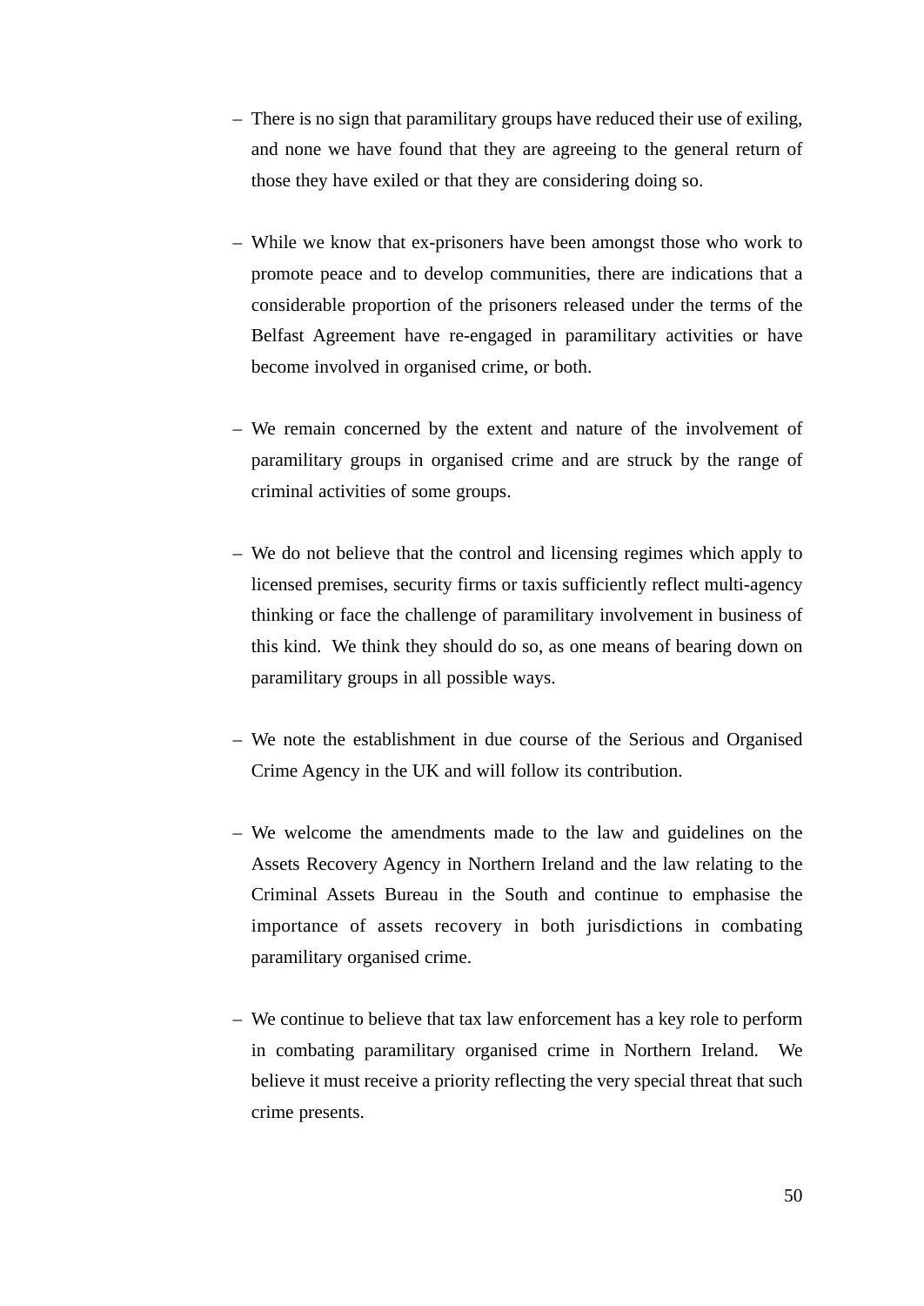- There is no sign that paramilitary groups have reduced their use of exiling, and none we have found that they are agreeing to the general return of those they have exiled or that they are considering doing so.

- While we know that ex-prisoners have been amongst those who work to promote peace and to develop communities, there are indications that a considerable proportion of the prisoners released under the terms of the Belfast Agreement have re-engaged in paramilitary activities or have become involved in organised crime, or both.

- We remain concerned by the extent and nature of the involvement of paramilitary groups in organised crime and are struck by the range of criminal activities of some groups.

- We do not believe that the control and licensing regimes which apply to licensed premises, security firms or taxis sufficiently reflect multi-agency thinking or face the challenge of paramilitary involvement in business of this kind. We think they should do so, as one means of bearing down on paramilitary groups in all possible ways.

- We note the establishment in due course of the Serious and Organised Crime Agency in the UK and will follow its contribution.

- We welcome the amendments made to the law and guidelines on the Assets Recovery Agency in Northern Ireland and the law relating to the Criminal Assets Bureau in the South and continue to emphasise the importance of assets recovery in both jurisdictions in combating paramilitary organised crime.

- We continue to believe that tax law enforcement has a key role to perform in combating paramilitary organised crime in Northern Ireland. We believe it must receive a priority reflecting the very special threat that such crime presents.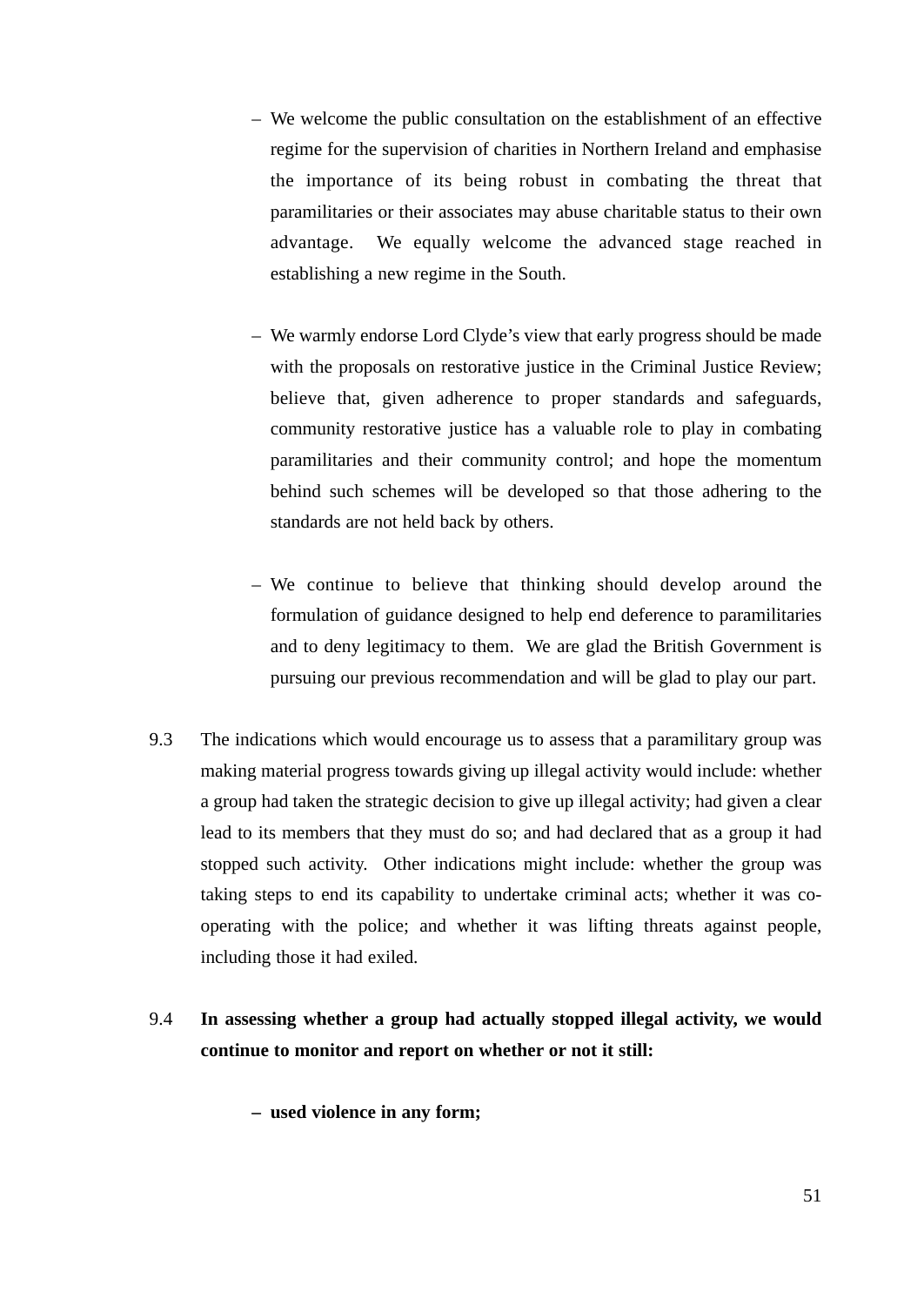- We welcome the public consultation on the establishment of an effective regime for the supervision of charities in Northern Ireland and emphasise the importance of its being robust in combating the threat that paramilitaries or their associates may abuse charitable status to their own advantage. We equally welcome the advanced stage reached in establishing a new regime in the South.

- We warmly endorse Lord Clyde's view that early progress should be made with the proposals on restorative justice in the Criminal Justice Review; believe that, given adherence to proper standards and safeguards, community restorative justice has a valuable role to play in combating paramilitaries and their community control; and hope the momentum behind such schemes will be developed so that those adhering to the standards are not held back by others.

- We continue to believe that thinking should develop around the formulation of guidance designed to help end deference to paramilitaries and to deny legitimacy to them. We are glad the British Government is pursuing our previous recommendation and will be glad to play our part.

9.3 The indications which would encourage us to assess that a paramilitary group was making material progress towards giving up illegal activity would include: whether a group had taken the strategic decision to give up illegal activity; had given a clear lead to its members that they must do so; and had declared that as a group it had stopped such activity. Other indications might include: whether the group was taking steps to end its capability to undertake criminal acts; whether it was co-operating with the police; and whether it was lifting threats against people, including those it had exiled.

9.4 **In assessing whether a group had actually stopped illegal activity, we would continue to monitor and report on whether or not it still:**

- **used violence in any form;**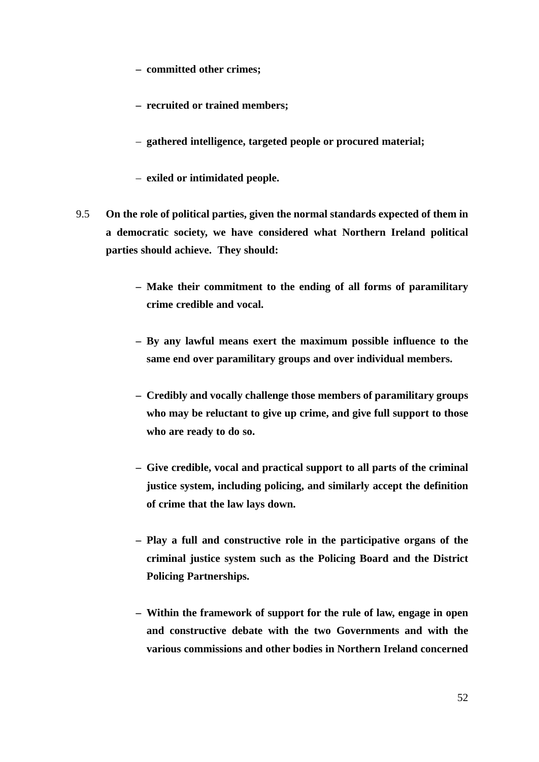- **committed other crimes;**

- **recruited or trained members;**

- **gathered intelligence, targeted people or procured material;**

- **exiled or intimidated people.**

9.5 **On the role of political parties, given the normal standards expected of them in a democratic society, we have considered what Northern Ireland political parties should achieve. They should:**

- **Make their commitment to the ending of all forms of paramilitary crime credible and vocal.**

- **By any lawful means exert the maximum possible influence to the same end over paramilitary groups and over individual members.**

- **Credibly and vocally challenge those members of paramilitary groups who may be reluctant to give up crime, and give full support to those who are ready to do so.**

- **Give credible, vocal and practical support to all parts of the criminal justice system, including policing, and similarly accept the definition of crime that the law lays down.**

- **Play a full and constructive role in the participative organs of the criminal justice system such as the Policing Board and the District Policing Partnerships.**

- **Within the framework of support for the rule of law, engage in open and constructive debate with the two Governments and with the various commissions and other bodies in Northern Ireland concerned**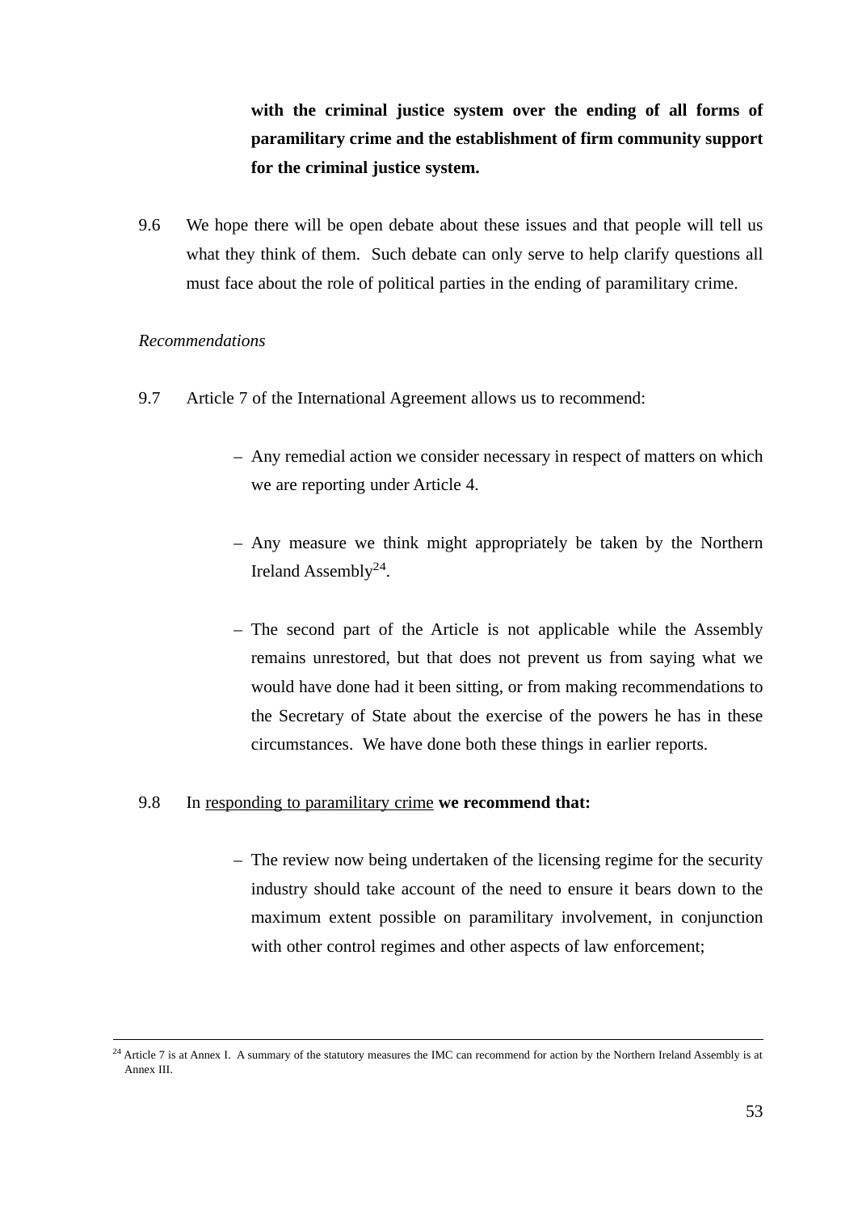**with the criminal justice system over the ending of all forms of paramilitary crime and the establishment of firm community support for the criminal justice system.**

9.6 We hope there will be open debate about these issues and that people will tell us what they think of them. Such debate can only serve to help clarify questions all must face about the role of political parties in the ending of paramilitary crime.

*Recommendations*

9.7 Article 7 of the International Agreement allows us to recommend:

- Any remedial action we consider necessary in respect of matters on which we are reporting under Article 4.
- Any measure we think might appropriately be taken by the Northern Ireland Assembly[24].
- The second part of the Article is not applicable while the Assembly remains unrestored, but that does not prevent us from saying what we would have done had it been sitting, or from making recommendations to the Secretary of State about the exercise of the powers he has in these circumstances. We have done both these things in earlier reports.

9.8 In <u>responding to paramilitary crime</u> **we recommend that:**

- The review now being undertaken of the licensing regime for the security industry should take account of the need to ensure it bears down to the maximum extent possible on paramilitary involvement, in conjunction with other control regimes and other aspects of law enforcement;

---

[24] Article 7 is at Annex I. A summary of the statutory measures the IMC can recommend for action by the Northern Ireland Assembly is at Annex III.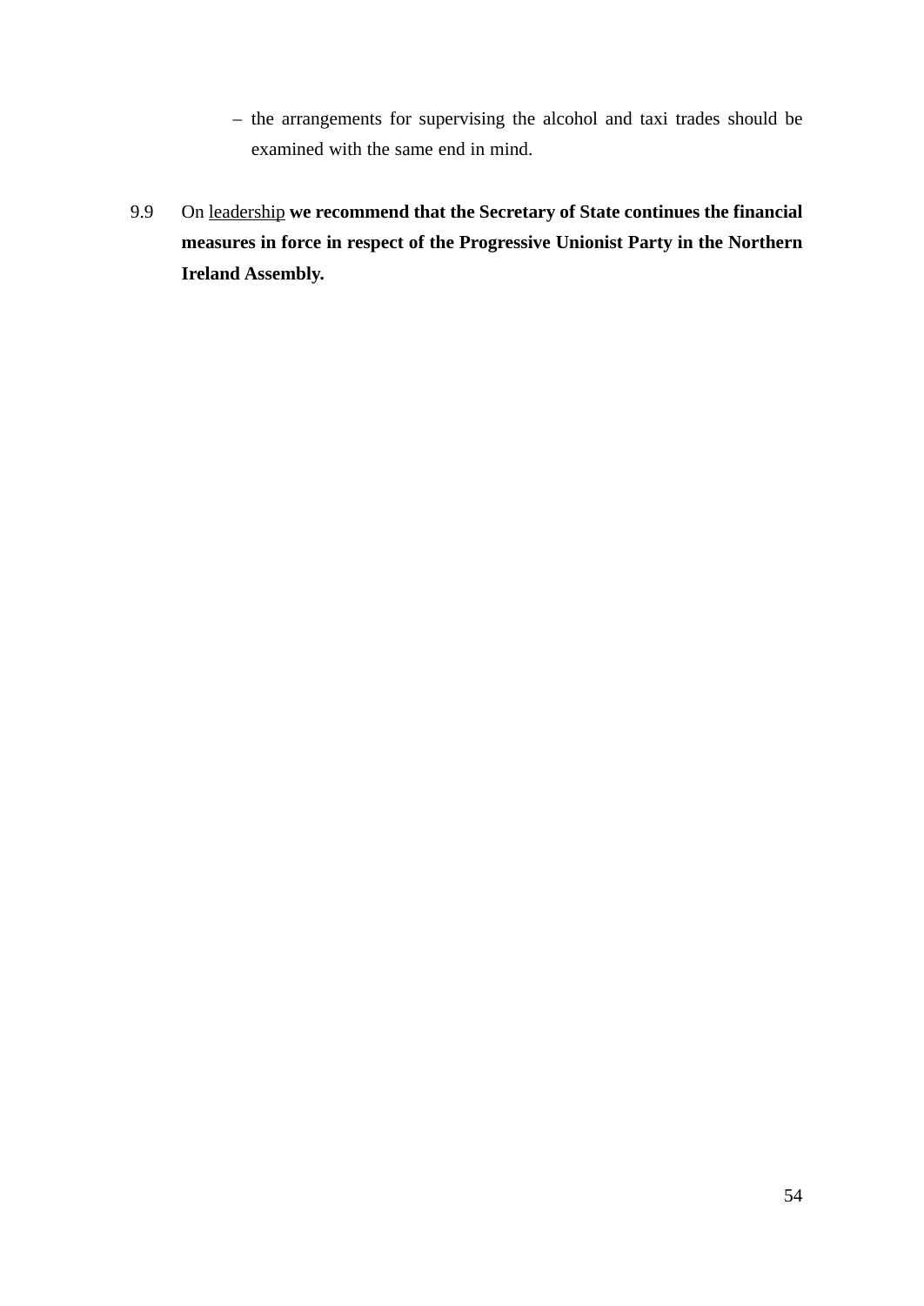- the arrangements for supervising the alcohol and taxi trades should be examined with the same end in mind.

9.9 On <u>leadership</u> **we recommend that the Secretary of State continues the financial measures in force in respect of the Progressive Unionist Party in the Northern Ireland Assembly.**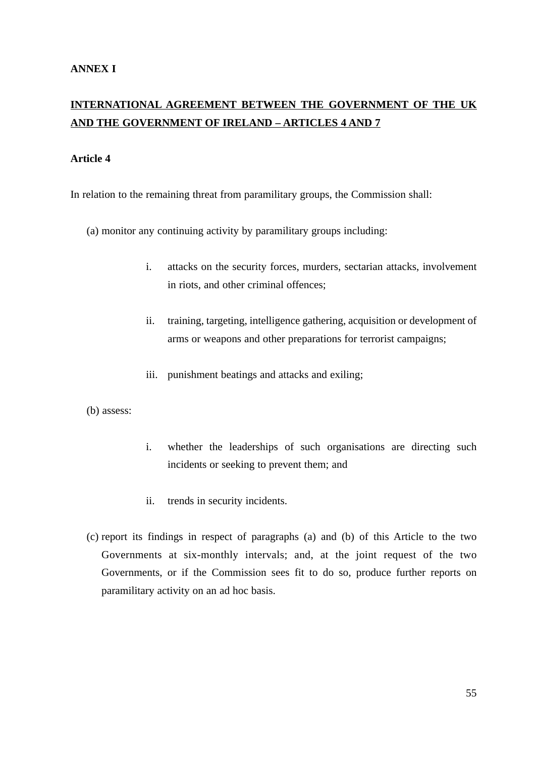**ANNEX I**

**INTERNATIONAL AGREEMENT BETWEEN THE GOVERNMENT OF THE UK AND THE GOVERNMENT OF IRELAND – ARTICLES 4 AND 7**

**Article 4**

In relation to the remaining threat from paramilitary groups, the Commission shall:

(a) monitor any continuing activity by paramilitary groups including:

> i. attacks on the security forces, murders, sectarian attacks, involvement in riots, and other criminal offences;
>
> ii. training, targeting, intelligence gathering, acquisition or development of arms or weapons and other preparations for terrorist campaigns;
>
> iii. punishment beatings and attacks and exiling;

(b) assess:

> i. whether the leaderships of such organisations are directing such incidents or seeking to prevent them; and
>
> ii. trends in security incidents.

(c) report its findings in respect of paragraphs (a) and (b) of this Article to the two Governments at six-monthly intervals; and, at the joint request of the two Governments, or if the Commission sees fit to do so, produce further reports on paramilitary activity on an ad hoc basis.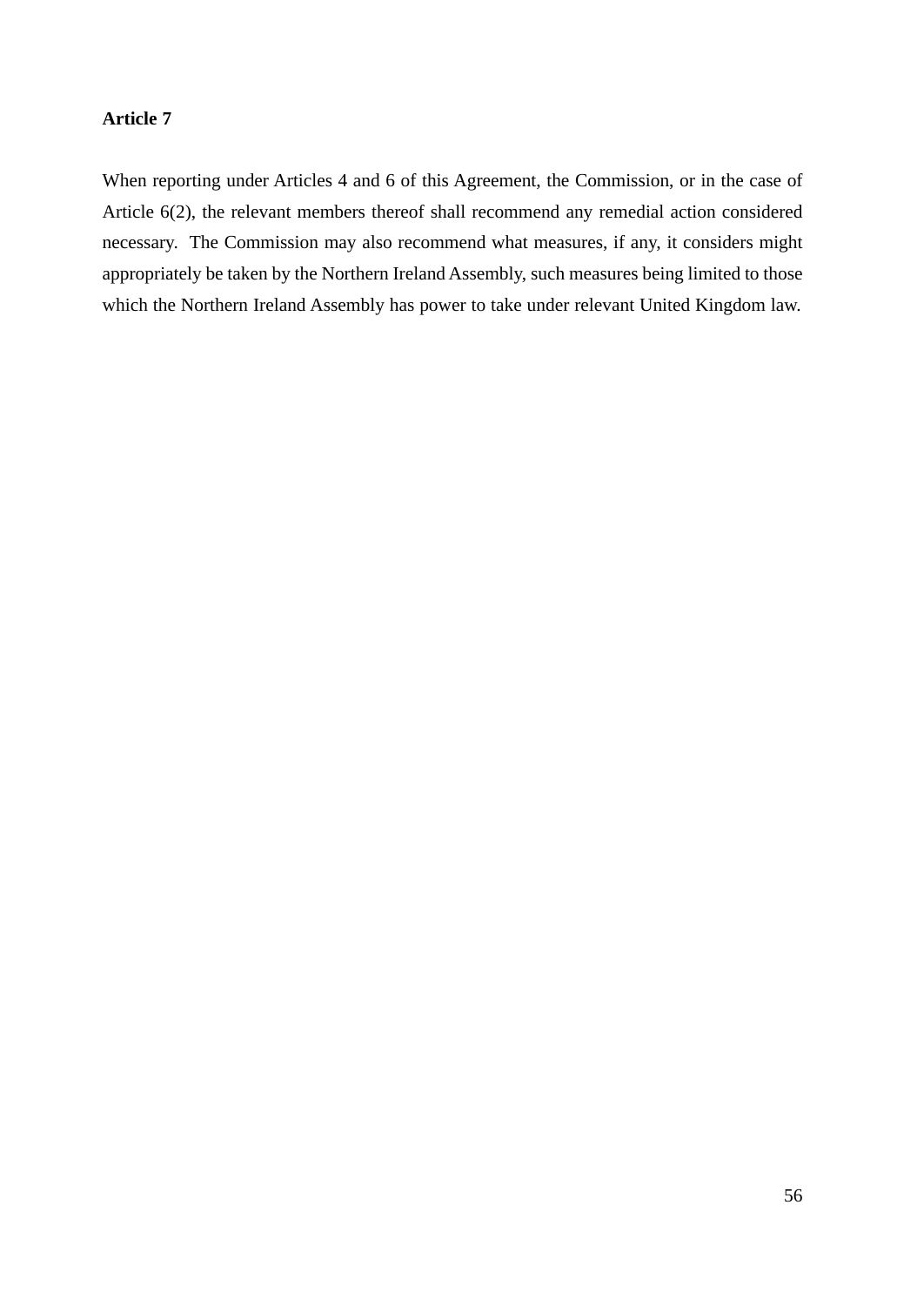**Article 7**

When reporting under Articles 4 and 6 of this Agreement, the Commission, or in the case of Article 6(2), the relevant members thereof shall recommend any remedial action considered necessary. The Commission may also recommend what measures, if any, it considers might appropriately be taken by the Northern Ireland Assembly, such measures being limited to those which the Northern Ireland Assembly has power to take under relevant United Kingdom law.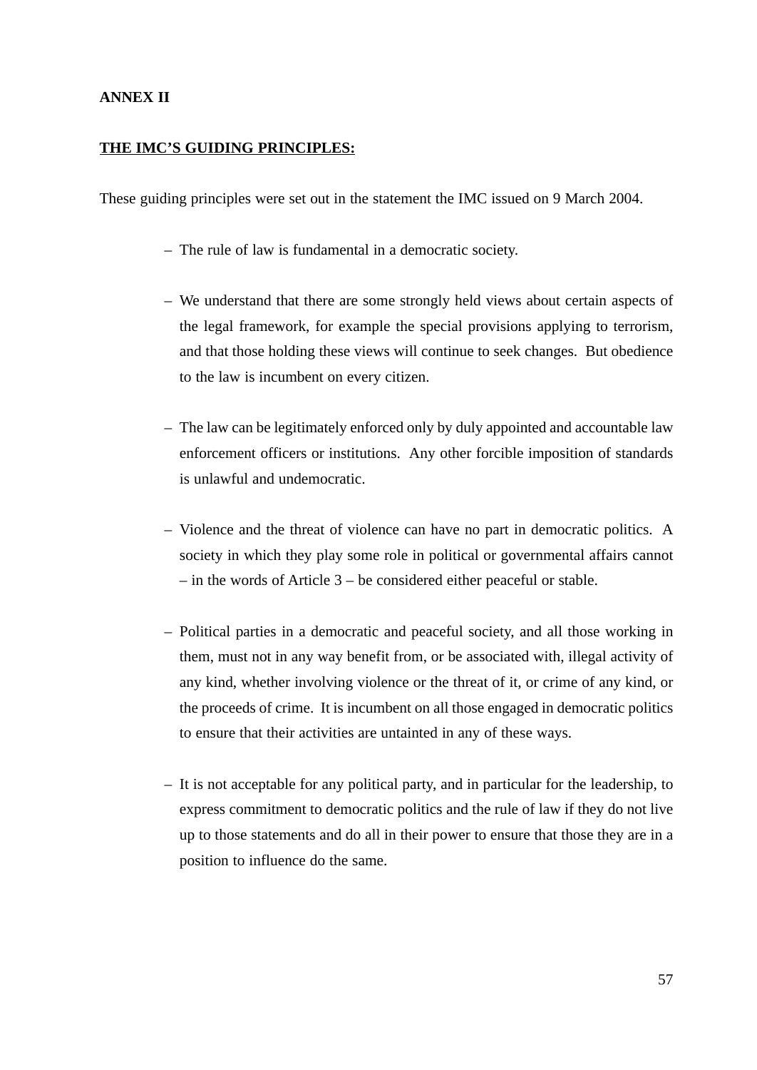**ANNEX II**

**<u>THE IMC'S GUIDING PRINCIPLES:</u>**

These guiding principles were set out in the statement the IMC issued on 9 March 2004.

- The rule of law is fundamental in a democratic society.

- We understand that there are some strongly held views about certain aspects of the legal framework, for example the special provisions applying to terrorism, and that those holding these views will continue to seek changes. But obedience to the law is incumbent on every citizen.

- The law can be legitimately enforced only by duly appointed and accountable law enforcement officers or institutions. Any other forcible imposition of standards is unlawful and undemocratic.

- Violence and the threat of violence can have no part in democratic politics. A society in which they play some role in political or governmental affairs cannot – in the words of Article 3 – be considered either peaceful or stable.

- Political parties in a democratic and peaceful society, and all those working in them, must not in any way benefit from, or be associated with, illegal activity of any kind, whether involving violence or the threat of it, or crime of any kind, or the proceeds of crime. It is incumbent on all those engaged in democratic politics to ensure that their activities are untainted in any of these ways.

- It is not acceptable for any political party, and in particular for the leadership, to express commitment to democratic politics and the rule of law if they do not live up to those statements and do all in their power to ensure that those they are in a position to influence do the same.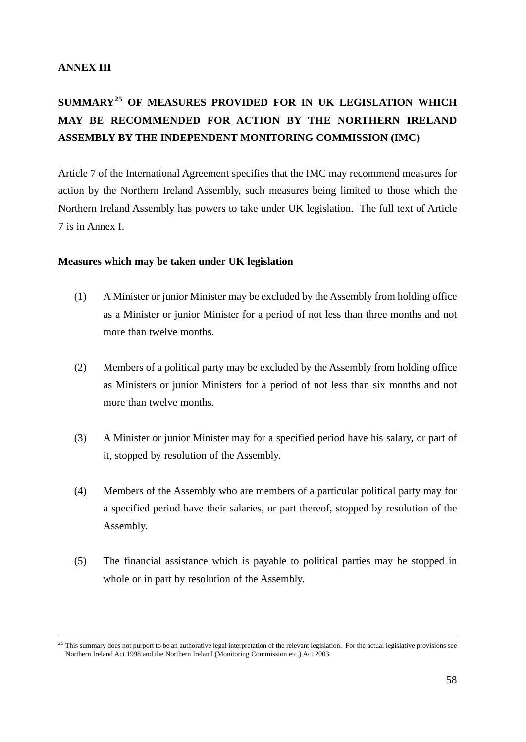**ANNEX III**

## SUMMARY[25] OF MEASURES PROVIDED FOR IN UK LEGISLATION WHICH MAY BE RECOMMENDED FOR ACTION BY THE NORTHERN IRELAND ASSEMBLY BY THE INDEPENDENT MONITORING COMMISSION (IMC)

Article 7 of the International Agreement specifies that the IMC may recommend measures for action by the Northern Ireland Assembly, such measures being limited to those which the Northern Ireland Assembly has powers to take under UK legislation. The full text of Article 7 is in Annex I.

**Measures which may be taken under UK legislation**

(1) A Minister or junior Minister may be excluded by the Assembly from holding office as a Minister or junior Minister for a period of not less than three months and not more than twelve months.

(2) Members of a political party may be excluded by the Assembly from holding office as Ministers or junior Ministers for a period of not less than six months and not more than twelve months.

(3) A Minister or junior Minister may for a specified period have his salary, or part of it, stopped by resolution of the Assembly.

(4) Members of the Assembly who are members of a particular political party may for a specified period have their salaries, or part thereof, stopped by resolution of the Assembly.

(5) The financial assistance which is payable to political parties may be stopped in whole or in part by resolution of the Assembly.

---

[25] This summary does not purport to be an authorative legal interpretation of the relevant legislation. For the actual legislative provisions see Northern Ireland Act 1998 and the Northern Ireland (Monitoring Commission etc.) Act 2003.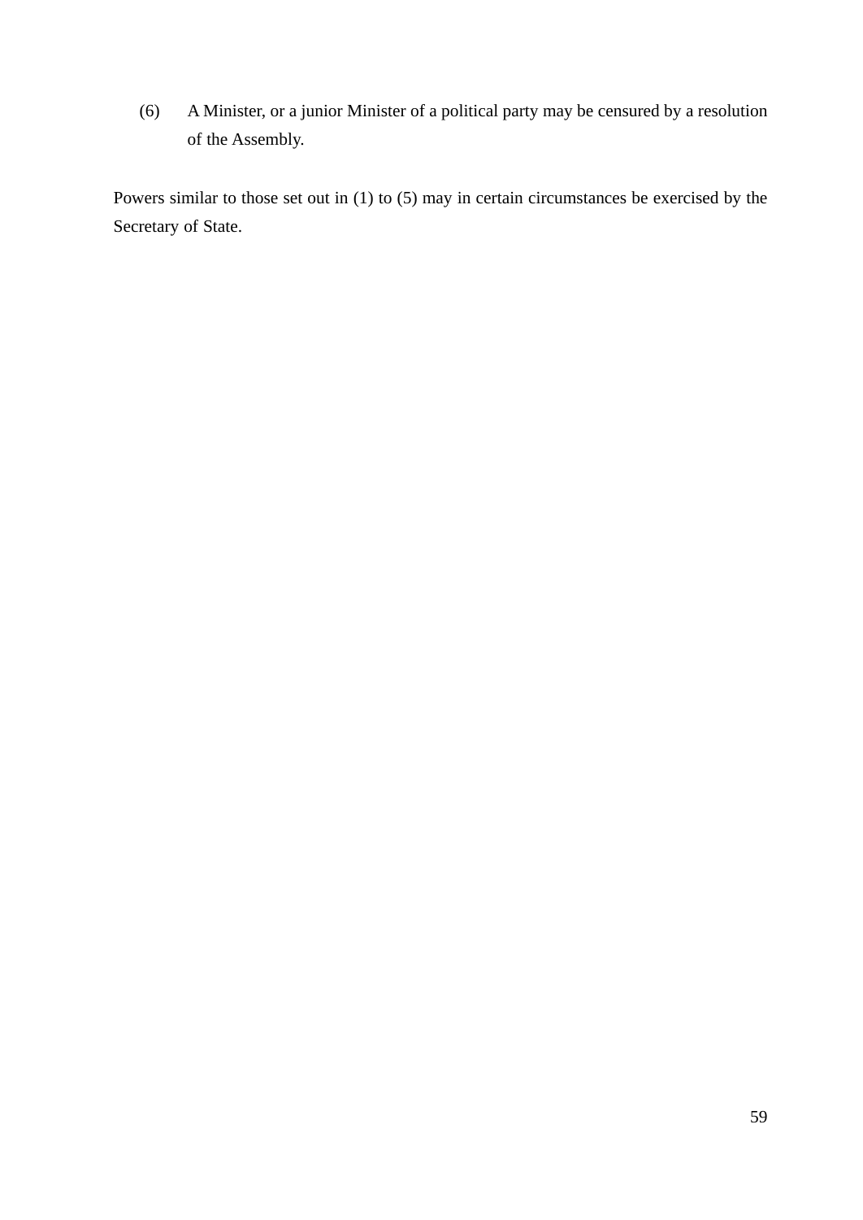(6) A Minister, or a junior Minister of a political party may be censured by a resolution of the Assembly.

Powers similar to those set out in (1) to (5) may in certain circumstances be exercised by the Secretary of State.